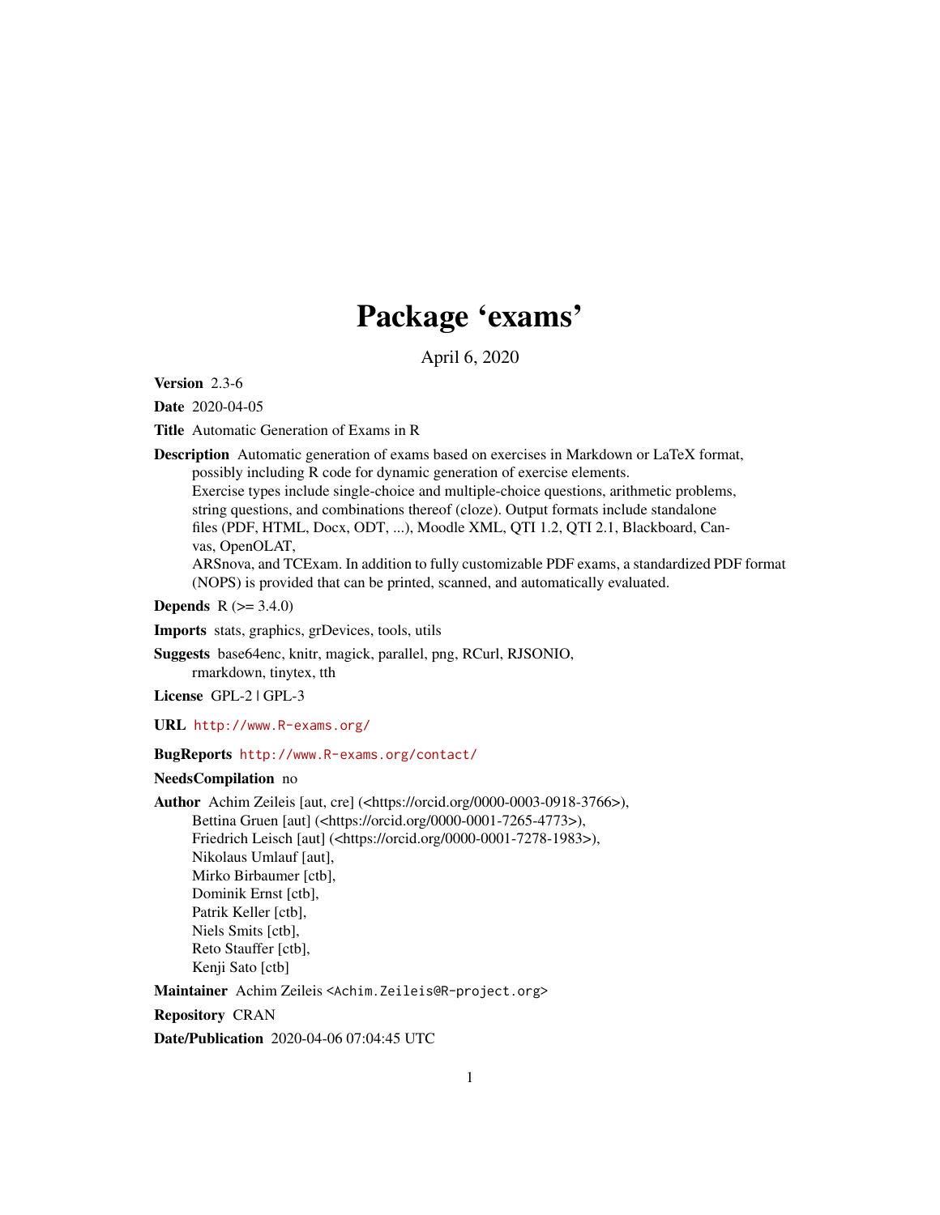# Package 'exams'

April 6, 2020

**Version** 2.3-6

**Date** 2020-04-05

**Title** Automatic Generation of Exams in R

**Description** Automatic generation of exams based on exercises in Markdown or LaTeX format, possibly including R code for dynamic generation of exercise elements. Exercise types include single-choice and multiple-choice questions, arithmetic problems, string questions, and combinations thereof (cloze). Output formats include standalone files (PDF, HTML, Docx, ODT, ...), Moodle XML, QTI 1.2, QTI 2.1, Blackboard, Canvas, OpenOLAT, ARSnova, and TCExam. In addition to fully customizable PDF exams, a standardized PDF format (NOPS) is provided that can be printed, scanned, and automatically evaluated.

**Depends** R (>= 3.4.0)

**Imports** stats, graphics, grDevices, tools, utils

**Suggests** base64enc, knitr, magick, parallel, png, RCurl, RJSONIO, rmarkdown, tinytex, tth

**License** GPL-2 | GPL-3

**URL** http://www.R-exams.org/

**BugReports** http://www.R-exams.org/contact/

**NeedsCompilation** no

**Author** Achim Zeileis [aut, cre] (<https://orcid.org/0000-0003-0918-3766>),
Bettina Gruen [aut] (<https://orcid.org/0000-0001-7265-4773>),
Friedrich Leisch [aut] (<https://orcid.org/0000-0001-7278-1983>),
Nikolaus Umlauf [aut],
Mirko Birbaumer [ctb],
Dominik Ernst [ctb],
Patrik Keller [ctb],
Niels Smits [ctb],
Reto Stauffer [ctb],
Kenji Sato [ctb]

**Maintainer** Achim Zeileis <Achim.Zeileis@R-project.org>

**Repository** CRAN

**Date/Publication** 2020-04-06 07:04:45 UTC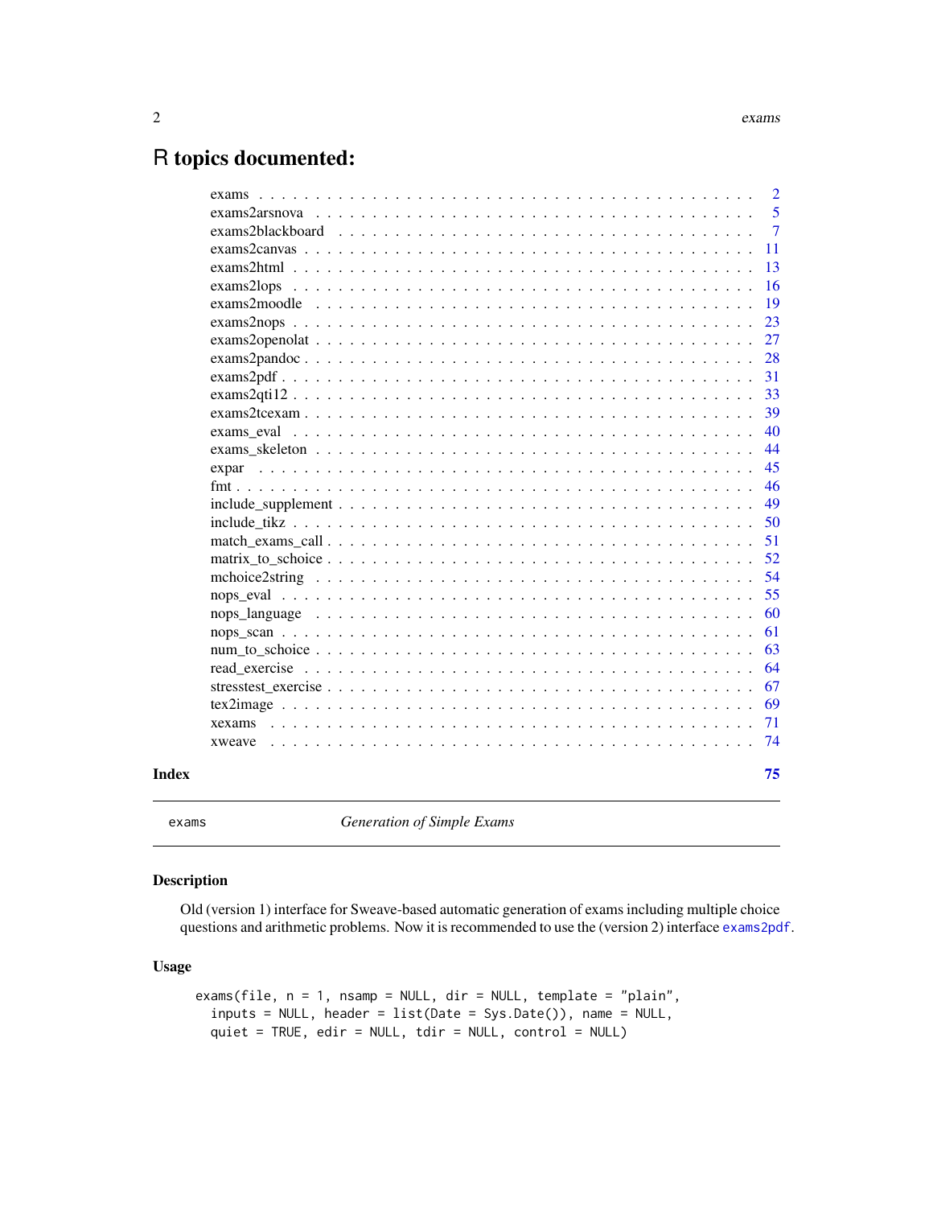# R topics documented:

| | |
|---|---|
| exams | 2 |
| exams2arsnova | 5 |
| exams2blackboard | 7 |
| exams2canvas | 11 |
| exams2html | 13 |
| exams2lops | 16 |
| exams2moodle | 19 |
| exams2nops | 23 |
| exams2openolat | 27 |
| exams2pandoc | 28 |
| exams2pdf | 31 |
| exams2qti12 | 33 |
| exams2tcexam | 39 |
| exams_eval | 40 |
| exams_skeleton | 44 |
| expar | 45 |
| fmt | 46 |
| include_supplement | 49 |
| include_tikz | 50 |
| match_exams_call | 51 |
| matrix_to_schoice | 52 |
| mchoice2string | 54 |
| nops_eval | 55 |
| nops_language | 60 |
| nops_scan | 61 |
| num_to_schoice | 63 |
| read_exercise | 64 |
| stresstest_exercise | 67 |
| tex2image | 69 |
| xexams | 71 |
| xweave | 74 |

**Index** 75

---

exams *Generation of Simple Exams*

---

### Description

Old (version 1) interface for Sweave-based automatic generation of exams including multiple choice questions and arithmetic problems. Now it is recommended to use the (version 2) interface exams2pdf.

### Usage

```
exams(file, n = 1, nsamp = NULL, dir = NULL, template = "plain",
  inputs = NULL, header = list(Date = Sys.Date()), name = NULL,
  quiet = TRUE, edir = NULL, tdir = NULL, control = NULL)
```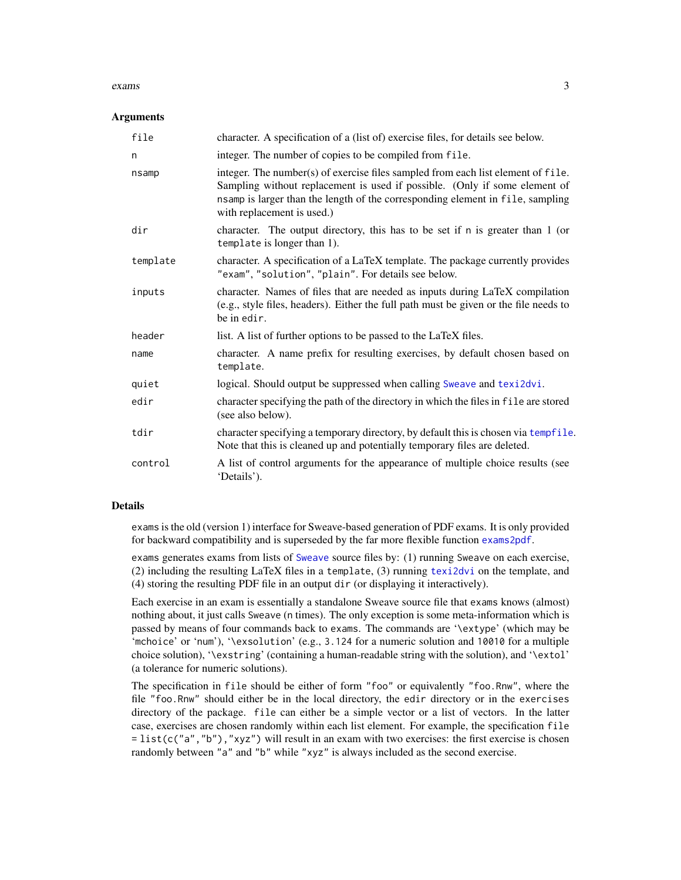### Arguments

| | |
|---|---|
| `file` | character. A specification of a (list of) exercise files, for details see below. |
| `n` | integer. The number of copies to be compiled from `file`. |
| `nsamp` | integer. The number(s) of exercise files sampled from each list element of `file`. Sampling without replacement is used if possible. (Only if some element of `nsamp` is larger than the length of the corresponding element in `file`, sampling with replacement is used.) |
| `dir` | character. The output directory, this has to be set if `n` is greater than 1 (or `template` is longer than 1). |
| `template` | character. A specification of a LaTeX template. The package currently provides `"exam"`, `"solution"`, `"plain"`. For details see below. |
| `inputs` | character. Names of files that are needed as inputs during LaTeX compilation (e.g., style files, headers). Either the full path must be given or the file needs to be in `edir`. |
| `header` | list. A list of further options to be passed to the LaTeX files. |
| `name` | character. A name prefix for resulting exercises, by default chosen based on `template`. |
| `quiet` | logical. Should output be suppressed when calling `Sweave` and `texi2dvi`. |
| `edir` | character specifying the path of the directory in which the files in `file` are stored (see also below). |
| `tdir` | character specifying a temporary directory, by default this is chosen via `tempfile`. Note that this is cleaned up and potentially temporary files are deleted. |
| `control` | A list of control arguments for the appearance of multiple choice results (see 'Details'). |

### Details

`exams` is the old (version 1) interface for Sweave-based generation of PDF exams. It is only provided for backward compatibility and is superseded by the far more flexible function `exams2pdf`.

`exams` generates exams from lists of `Sweave` source files by: (1) running `Sweave` on each exercise, (2) including the resulting LaTeX files in a `template`, (3) running `texi2dvi` on the template, and (4) storing the resulting PDF file in an output `dir` (or displaying it interactively).

Each exercise in an exam is essentially a standalone Sweave source file that `exams` knows (almost) nothing about, it just calls `Sweave` (`n` times). The only exception is some meta-information which is passed by means of four commands back to `exams`. The commands are '`\extype`' (which may be 'mchoice' or 'num'), '`\exsolution`' (e.g., `3.124` for a numeric solution and `10010` for a multiple choice solution), '`\exstring`' (containing a human-readable string with the solution), and '`\extol`' (a tolerance for numeric solutions).

The specification in `file` should be either of form `"foo"` or equivalently `"foo.Rnw"`, where the file `"foo.Rnw"` should either be in the local directory, the `edir` directory or in the `exercises` directory of the package. `file` can either be a simple vector or a list of vectors. In the latter case, exercises are chosen randomly within each list element. For example, the specification `file = list(c("a","b"),"xyz")` will result in an exam with two exercises: the first exercise is chosen randomly between `"a"` and `"b"` while `"xyz"` is always included as the second exercise.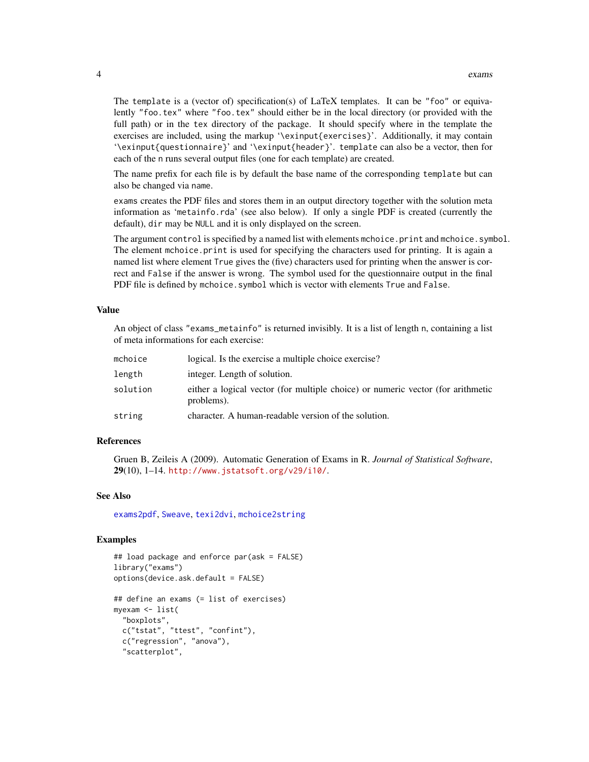The `template` is a (vector of) specification(s) of LaTeX templates. It can be `"foo"` or equivalently `"foo.tex"` where `"foo.tex"` should either be in the local directory (or provided with the full path) or in the `tex` directory of the package. It should specify where in the template the exercises are included, using the markup '`\exinput{exercises}`'. Additionally, it may contain '`\exinput{questionnaire}`' and '`\exinput{header}`'. `template` can also be a vector, then for each of the `n` runs several output files (one for each template) are created.

The name prefix for each file is by default the base name of the corresponding `template` but can also be changed via `name`.

`exams` creates the PDF files and stores them in an output directory together with the solution meta information as '`metainfo.rda`' (see also below). If only a single PDF is created (currently the default), `dir` may be `NULL` and it is only displayed on the screen.

The argument `control` is specified by a named list with elements `mchoice.print` and `mchoice.symbol`. The element `mchoice.print` is used for specifying the characters used for printing. It is again a named list where element `True` gives the (five) characters used for printing when the answer is correct and `False` if the answer is wrong. The symbol used for the questionnaire output in the final PDF file is defined by `mchoice.symbol` which is vector with elements `True` and `False`.

## Value

An object of class `"exams_metainfo"` is returned invisibly. It is a list of length `n`, containing a list of meta informations for each exercise:

| | |
|---|---|
| `mchoice` | logical. Is the exercise a multiple choice exercise? |
| `length` | integer. Length of solution. |
| `solution` | either a logical vector (for multiple choice) or numeric vector (for arithmetic problems). |
| `string` | character. A human-readable version of the solution. |

## References

Gruen B, Zeileis A (2009). Automatic Generation of Exams in R. *Journal of Statistical Software*, **29**(10), 1–14. http://www.jstatsoft.org/v29/i10/.

## See Also

`exams2pdf`, `Sweave`, `texi2dvi`, `mchoice2string`

## Examples

```
## load package and enforce par(ask = FALSE)
library("exams")
options(device.ask.default = FALSE)

## define an exams (= list of exercises)
myexam <- list(
  "boxplots",
  c("tstat", "ttest", "confint"),
  c("regression", "anova"),
  "scatterplot",
```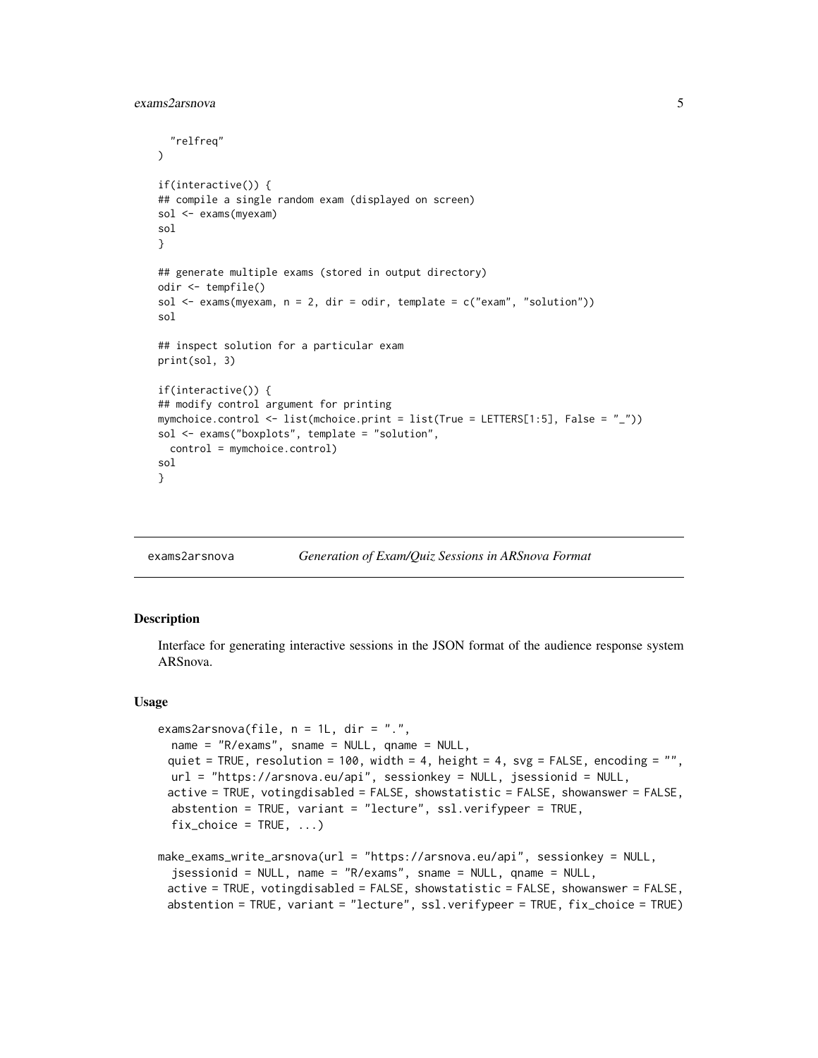```
  "relfreq"
)

if(interactive()) {
## compile a single random exam (displayed on screen)
sol <- exams(myexam)
sol
}

## generate multiple exams (stored in output directory)
odir <- tempfile()
sol <- exams(myexam, n = 2, dir = odir, template = c("exam", "solution"))
sol

## inspect solution for a particular exam
print(sol, 3)

if(interactive()) {
## modify control argument for printing
mymchoice.control <- list(mchoice.print = list(True = LETTERS[1:5], False = "_"))
sol <- exams("boxplots", template = "solution",
  control = mymchoice.control)
sol
}
```

---

exams2arsnova — *Generation of Exam/Quiz Sessions in ARSnova Format*

---

### Description

Interface for generating interactive sessions in the JSON format of the audience response system ARSnova.

### Usage

```
exams2arsnova(file, n = 1L, dir = ".",
  name = "R/exams", sname = NULL, qname = NULL,
  quiet = TRUE, resolution = 100, width = 4, height = 4, svg = FALSE, encoding = "",
  url = "https://arsnova.eu/api", sessionkey = NULL, jsessionid = NULL,
  active = TRUE, votingdisabled = FALSE, showstatistic = FALSE, showanswer = FALSE,
  abstention = TRUE, variant = "lecture", ssl.verifypeer = TRUE,
  fix_choice = TRUE, ...)

make_exams_write_arsnova(url = "https://arsnova.eu/api", sessionkey = NULL,
  jsessionid = NULL, name = "R/exams", sname = NULL, qname = NULL,
  active = TRUE, votingdisabled = FALSE, showstatistic = FALSE, showanswer = FALSE,
  abstention = TRUE, variant = "lecture", ssl.verifypeer = TRUE, fix_choice = TRUE)
```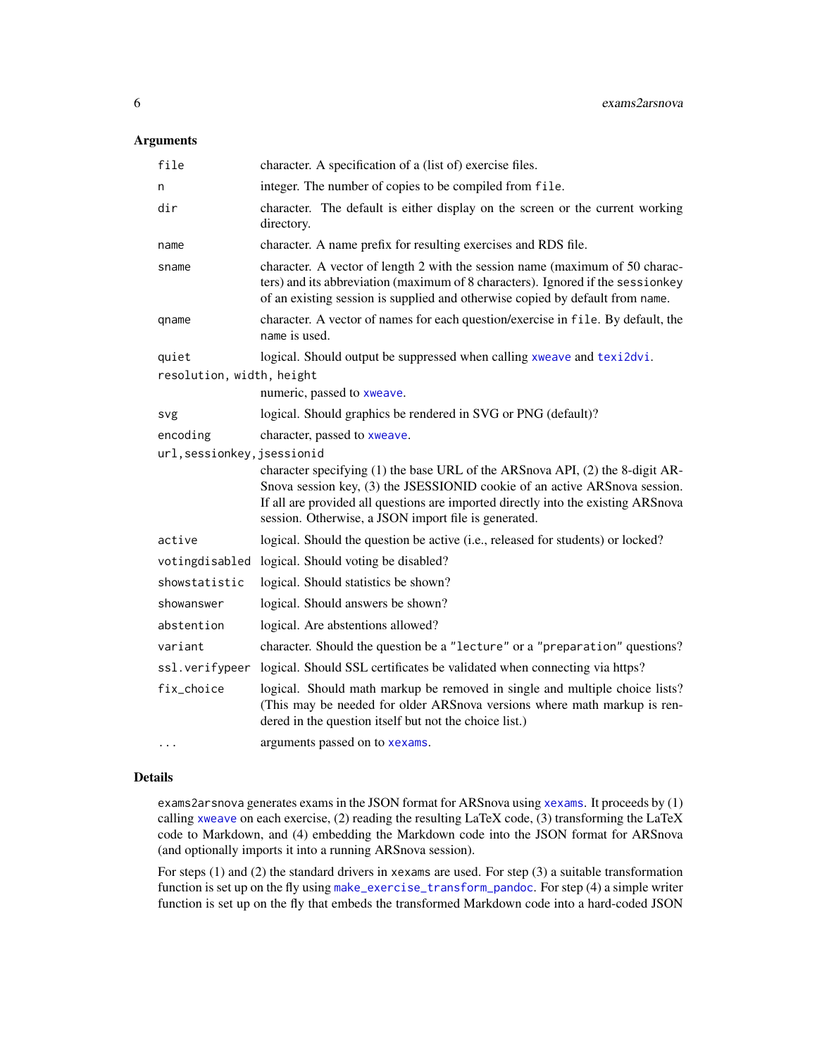## Arguments

| | |
|---|---|
| `file` | character. A specification of a (list of) exercise files. |
| `n` | integer. The number of copies to be compiled from `file`. |
| `dir` | character. The default is either display on the screen or the current working directory. |
| `name` | character. A name prefix for resulting exercises and RDS file. |
| `sname` | character. A vector of length 2 with the session name (maximum of 50 characters) and its abbreviation (maximum of 8 characters). Ignored if the `sessionkey` of an existing session is supplied and otherwise copied by default from `name`. |
| `qname` | character. A vector of names for each question/exercise in `file`. By default, the `name` is used. |
| `quiet` | logical. Should output be suppressed when calling `xweave` and `texi2dvi`. |
| `resolution, width, height` | numeric, passed to `xweave`. |
| `svg` | logical. Should graphics be rendered in SVG or PNG (default)? |
| `encoding` | character, passed to `xweave`. |
| `url,sessionkey,jsessionid` | character specifying (1) the base URL of the ARSnova API, (2) the 8-digit ARSnova session key, (3) the JSESSIONID cookie of an active ARSnova session. If all are provided all questions are imported directly into the existing ARSnova session. Otherwise, a JSON import file is generated. |
| `active` | logical. Should the question be active (i.e., released for students) or locked? |
| `votingdisabled` | logical. Should voting be disabled? |
| `showstatistic` | logical. Should statistics be shown? |
| `showanswer` | logical. Should answers be shown? |
| `abstention` | logical. Are abstentions allowed? |
| `variant` | character. Should the question be a `"lecture"` or a `"preparation"` questions? |
| `ssl.verifypeer` | logical. Should SSL certificates be validated when connecting via https? |
| `fix_choice` | logical. Should math markup be removed in single and multiple choice lists? (This may be needed for older ARSnova versions where math markup is rendered in the question itself but not the choice list.) |
| `...` | arguments passed on to `xexams`. |

## Details

`exams2arsnova` generates exams in the JSON format for ARSnova using `xexams`. It proceeds by (1) calling `xweave` on each exercise, (2) reading the resulting LaTeX code, (3) transforming the LaTeX code to Markdown, and (4) embedding the Markdown code into the JSON format for ARSnova (and optionally imports it into a running ARSnova session).

For steps (1) and (2) the standard drivers in `xexams` are used. For step (3) a suitable transformation function is set up on the fly using `make_exercise_transform_pandoc`. For step (4) a simple writer function is set up on the fly that embeds the transformed Markdown code into a hard-coded JSON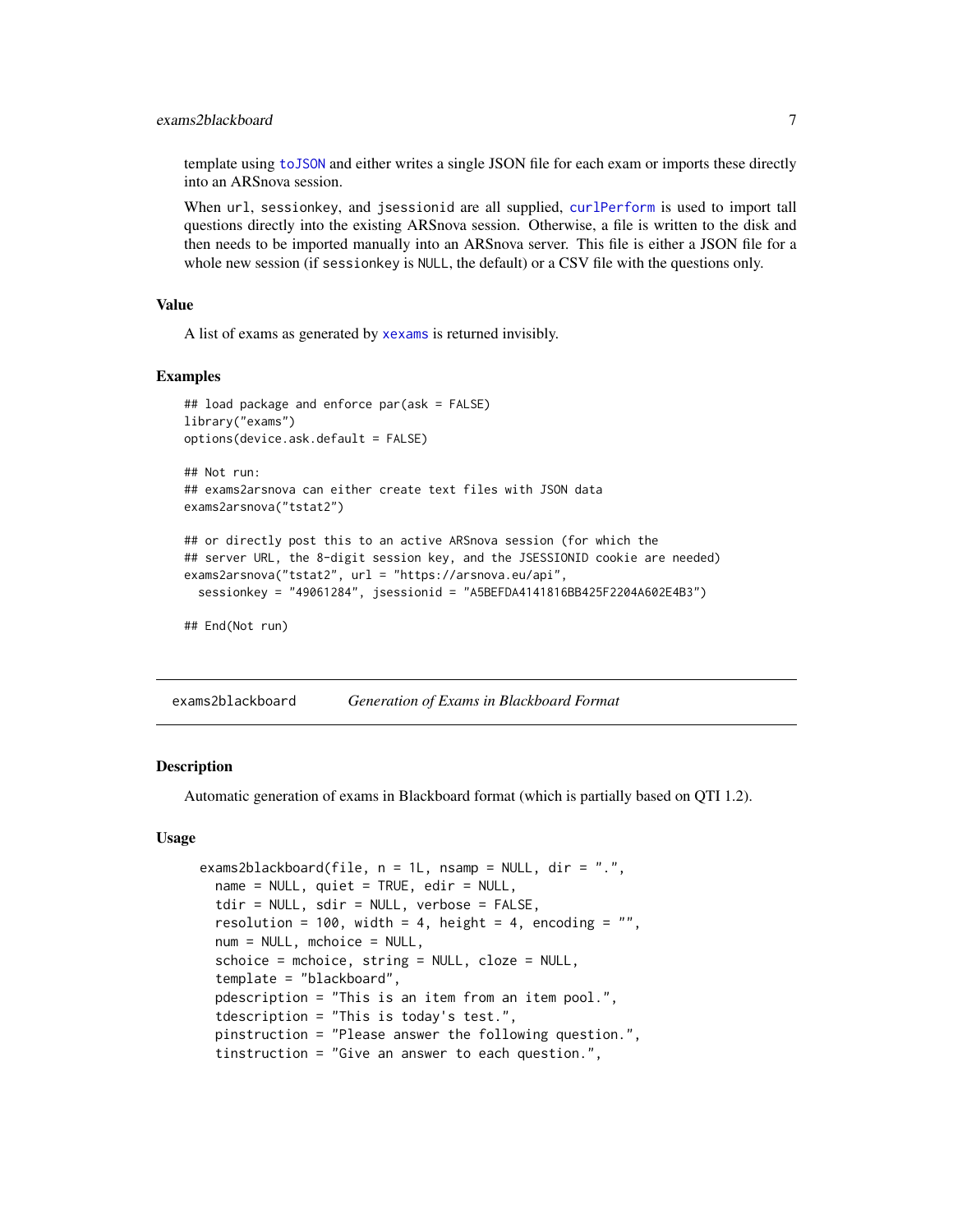template using toJSON and either writes a single JSON file for each exam or imports these directly into an ARSnova session.

When url, sessionkey, and jsessionid are all supplied, curlPerform is used to import tall questions directly into the existing ARSnova session. Otherwise, a file is written to the disk and then needs to be imported manually into an ARSnova server. This file is either a JSON file for a whole new session (if sessionkey is NULL, the default) or a CSV file with the questions only.

### Value

A list of exams as generated by xexams is returned invisibly.

### Examples

```
## load package and enforce par(ask = FALSE)
library("exams")
options(device.ask.default = FALSE)

## Not run:
## exams2arsnova can either create text files with JSON data
exams2arsnova("tstat2")

## or directly post this to an active ARSnova session (for which the
## server URL, the 8-digit session key, and the JSESSIONID cookie are needed)
exams2arsnova("tstat2", url = "https://arsnova.eu/api",
  sessionkey = "49061284", jsessionid = "A5BEFDA4141816BB425F2204A602E4B3")

## End(Not run)
```

---

## exams2blackboard *Generation of Exams in Blackboard Format*

### Description

Automatic generation of exams in Blackboard format (which is partially based on QTI 1.2).

### Usage

```
exams2blackboard(file, n = 1L, nsamp = NULL, dir = ".",
  name = NULL, quiet = TRUE, edir = NULL,
  tdir = NULL, sdir = NULL, verbose = FALSE,
  resolution = 100, width = 4, height = 4, encoding = "",
  num = NULL, mchoice = NULL,
  schoice = mchoice, string = NULL, cloze = NULL,
  template = "blackboard",
  pdescription = "This is an item from an item pool.",
  tdescription = "This is today's test.",
  pinstruction = "Please answer the following question.",
  tinstruction = "Give an answer to each question.",
```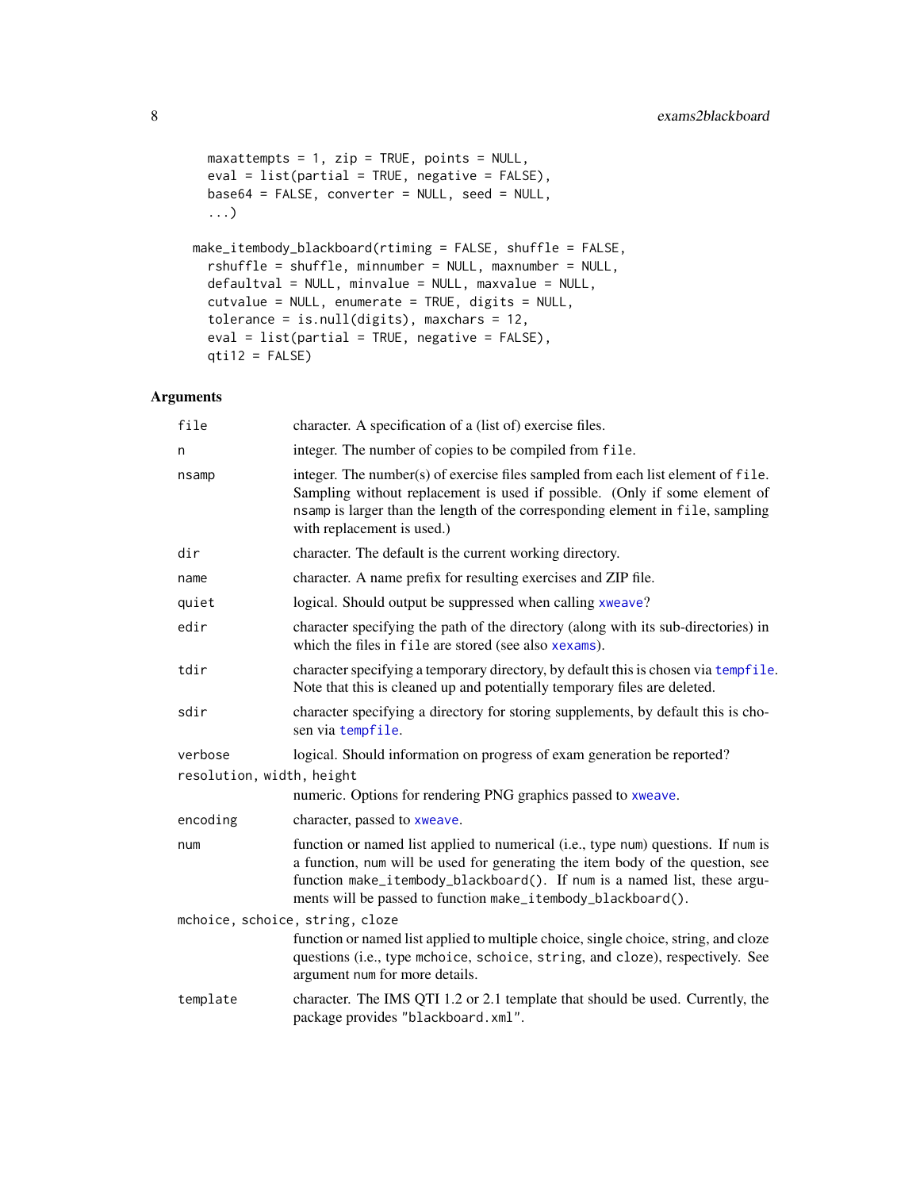```
    maxattempts = 1, zip = TRUE, points = NULL,
    eval = list(partial = TRUE, negative = FALSE),
    base64 = FALSE, converter = NULL, seed = NULL,
    ...)

  make_itembody_blackboard(rtiming = FALSE, shuffle = FALSE,
    rshuffle = shuffle, minnumber = NULL, maxnumber = NULL,
    defaultval = NULL, minvalue = NULL, maxvalue = NULL,
    cutvalue = NULL, enumerate = TRUE, digits = NULL,
    tolerance = is.null(digits), maxchars = 12,
    eval = list(partial = TRUE, negative = FALSE),
    qti12 = FALSE)
```

## Arguments

| | |
|---|---|
| `file` | character. A specification of a (list of) exercise files. |
| `n` | integer. The number of copies to be compiled from `file`. |
| `nsamp` | integer. The number(s) of exercise files sampled from each list element of `file`. Sampling without replacement is used if possible. (Only if some element of `nsamp` is larger than the length of the corresponding element in `file`, sampling with replacement is used.) |
| `dir` | character. The default is the current working directory. |
| `name` | character. A name prefix for resulting exercises and ZIP file. |
| `quiet` | logical. Should output be suppressed when calling `xweave`? |
| `edir` | character specifying the path of the directory (along with its sub-directories) in which the files in `file` are stored (see also `xexams`). |
| `tdir` | character specifying a temporary directory, by default this is chosen via `tempfile`. Note that this is cleaned up and potentially temporary files are deleted. |
| `sdir` | character specifying a directory for storing supplements, by default this is chosen via `tempfile`. |
| `verbose` | logical. Should information on progress of exam generation be reported? |
| `resolution, width, height` | numeric. Options for rendering PNG graphics passed to `xweave`. |
| `encoding` | character, passed to `xweave`. |
| `num` | function or named list applied to numerical (i.e., type `num`) questions. If `num` is a function, `num` will be used for generating the item body of the question, see function `make_itembody_blackboard()`. If `num` is a named list, these arguments will be passed to function `make_itembody_blackboard()`. |
| `mchoice, schoice, string, cloze` | function or named list applied to multiple choice, single choice, string, and cloze questions (i.e., type `mchoice`, `schoice`, `string`, and `cloze`), respectively. See argument `num` for more details. |
| `template` | character. The IMS QTI 1.2 or 2.1 template that should be used. Currently, the package provides `"blackboard.xml"`. |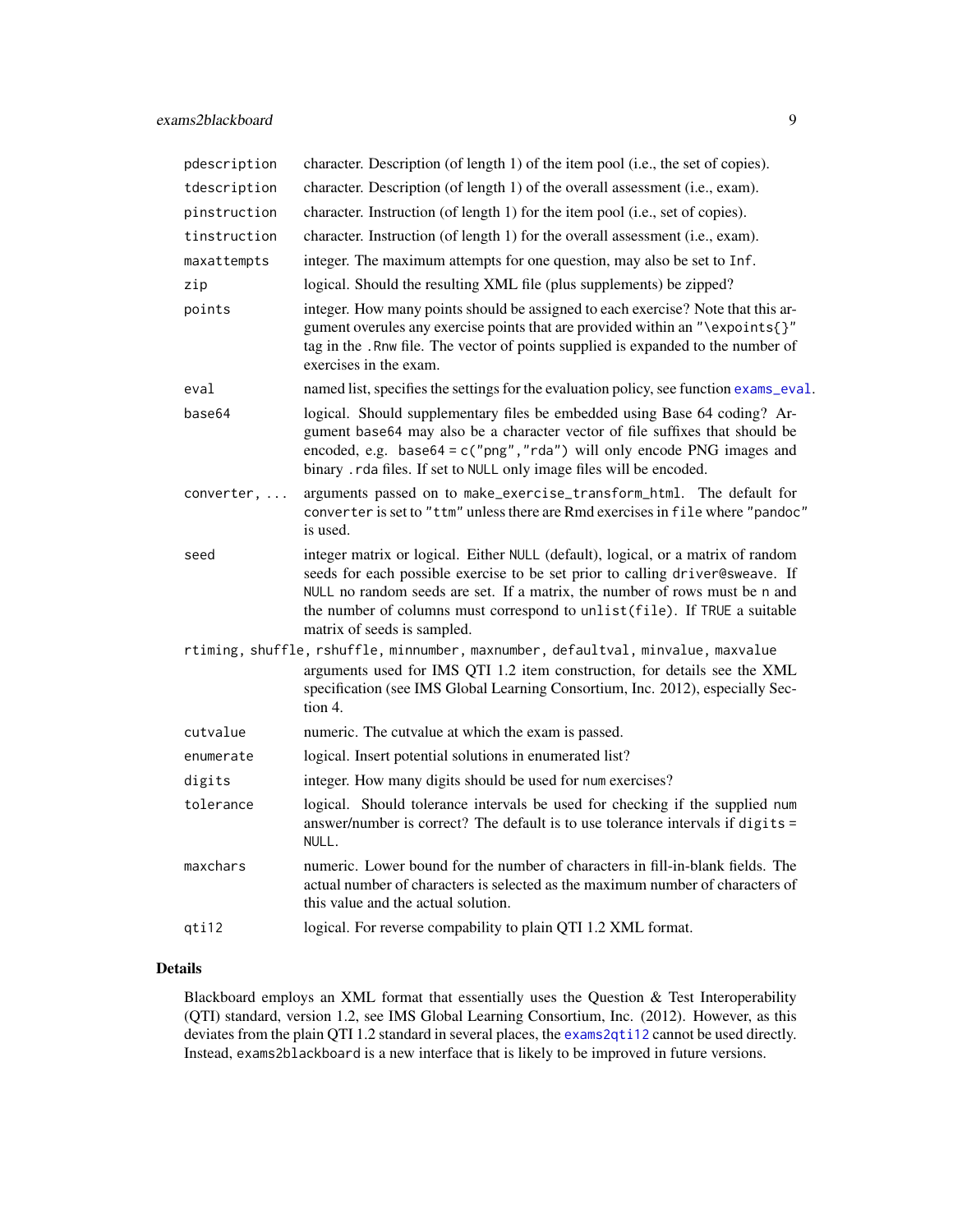| | |
|---|---|
| `pdescription` | character. Description (of length 1) of the item pool (i.e., the set of copies). |
| `tdescription` | character. Description (of length 1) of the overall assessment (i.e., exam). |
| `pinstruction` | character. Instruction (of length 1) for the item pool (i.e., set of copies). |
| `tinstruction` | character. Instruction (of length 1) for the overall assessment (i.e., exam). |
| `maxattempts` | integer. The maximum attempts for one question, may also be set to `Inf`. |
| `zip` | logical. Should the resulting XML file (plus supplements) be zipped? |
| `points` | integer. How many points should be assigned to each exercise? Note that this argument overules any exercise points that are provided within an `"\expoints{}"` tag in the `.Rnw` file. The vector of points supplied is expanded to the number of exercises in the exam. |
| `eval` | named list, specifies the settings for the evaluation policy, see function `exams_eval`. |
| `base64` | logical. Should supplementary files be embedded using Base 64 coding? Argument `base64` may also be a character vector of file suffixes that should be encoded, e.g. `base64 = c("png","rda")` will only encode PNG images and binary `.rda` files. If set to `NULL` only image files will be encoded. |
| `converter, ...` | arguments passed on to `make_exercise_transform_html`. The default for `converter` is set to `"ttm"` unless there are Rmd exercises in `file` where `"pandoc"` is used. |
| `seed` | integer matrix or logical. Either `NULL` (default), logical, or a matrix of random seeds for each possible exercise to be set prior to calling `driver@sweave`. If `NULL` no random seeds are set. If a matrix, the number of rows must be `n` and the number of columns must correspond to `unlist(file)`. If `TRUE` a suitable matrix of seeds is sampled. |
| `rtiming, shuffle, rshuffle, minnumber, maxnumber, defaultval, minvalue, maxvalue` | arguments used for IMS QTI 1.2 item construction, for details see the XML specification (see IMS Global Learning Consortium, Inc. 2012), especially Section 4. |
| `cutvalue` | numeric. The cutvalue at which the exam is passed. |
| `enumerate` | logical. Insert potential solutions in enumerated list? |
| `digits` | integer. How many digits should be used for `num` exercises? |
| `tolerance` | logical. Should tolerance intervals be used for checking if the supplied `num` answer/number is correct? The default is to use tolerance intervals if `digits = NULL`. |
| `maxchars` | numeric. Lower bound for the number of characters in fill-in-blank fields. The actual number of characters is selected as the maximum number of characters of this value and the actual solution. |
| `qti12` | logical. For reverse compability to plain QTI 1.2 XML format. |

## Details

Blackboard employs an XML format that essentially uses the Question & Test Interoperability (QTI) standard, version 1.2, see IMS Global Learning Consortium, Inc. (2012). However, as this deviates from the plain QTI 1.2 standard in several places, the `exams2qti12` cannot be used directly. Instead, `exams2blackboard` is a new interface that is likely to be improved in future versions.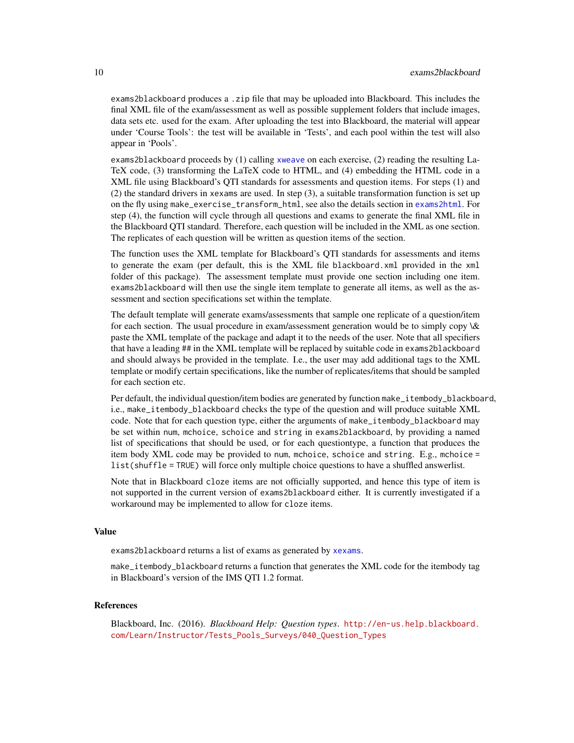exams2blackboard produces a .zip file that may be uploaded into Blackboard. This includes the final XML file of the exam/assessment as well as possible supplement folders that include images, data sets etc. used for the exam. After uploading the test into Blackboard, the material will appear under 'Course Tools': the test will be available in 'Tests', and each pool within the test will also appear in 'Pools'.

exams2blackboard proceeds by (1) calling xweave on each exercise, (2) reading the resulting LaTeX code, (3) transforming the LaTeX code to HTML, and (4) embedding the HTML code in a XML file using Blackboard's QTI standards for assessments and question items. For steps (1) and (2) the standard drivers in xexams are used. In step (3), a suitable transformation function is set up on the fly using make_exercise_transform_html, see also the details section in exams2html. For step (4), the function will cycle through all questions and exams to generate the final XML file in the Blackboard QTI standard. Therefore, each question will be included in the XML as one section. The replicates of each question will be written as question items of the section.

The function uses the XML template for Blackboard's QTI standards for assessments and items to generate the exam (per default, this is the XML file blackboard.xml provided in the xml folder of this package). The assessment template must provide one section including one item. exams2blackboard will then use the single item template to generate all items, as well as the assessment and section specifications set within the template.

The default template will generate exams/assessments that sample one replicate of a question/item for each section. The usual procedure in exam/assessment generation would be to simply copy \& paste the XML template of the package and adapt it to the needs of the user. Note that all specifiers that have a leading ## in the XML template will be replaced by suitable code in exams2blackboard and should always be provided in the template. I.e., the user may add additional tags to the XML template or modify certain specifications, like the number of replicates/items that should be sampled for each section etc.

Per default, the individual question/item bodies are generated by function make_itembody_blackboard, i.e., make_itembody_blackboard checks the type of the question and will produce suitable XML code. Note that for each question type, either the arguments of make_itembody_blackboard may be set within num, mchoice, schoice and string in exams2blackboard, by providing a named list of specifications that should be used, or for each questiontype, a function that produces the item body XML code may be provided to num, mchoice, schoice and string. E.g., mchoice = list(shuffle = TRUE) will force only multiple choice questions to have a shuffled answerlist.

Note that in Blackboard cloze items are not officially supported, and hence this type of item is not supported in the current version of exams2blackboard either. It is currently investigated if a workaround may be implemented to allow for cloze items.

## Value

exams2blackboard returns a list of exams as generated by xexams.

make_itembody_blackboard returns a function that generates the XML code for the itembody tag in Blackboard's version of the IMS QTI 1.2 format.

## References

Blackboard, Inc. (2016). *Blackboard Help: Question types*. http://en-us.help.blackboard.com/Learn/Instructor/Tests_Pools_Surveys/040_Question_Types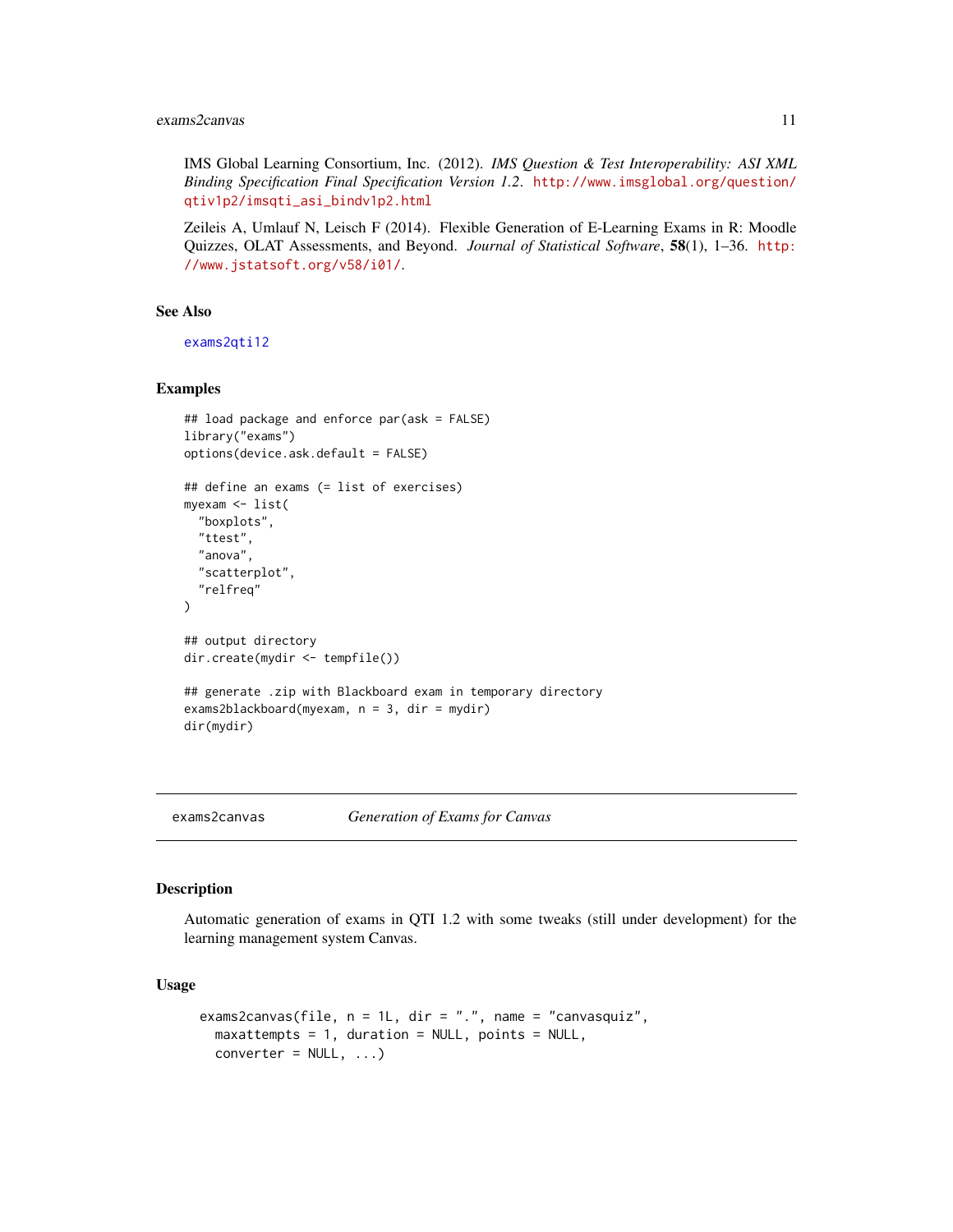IMS Global Learning Consortium, Inc. (2012). *IMS Question & Test Interoperability: ASI XML Binding Specification Final Specification Version 1.2*. http://www.imsglobal.org/question/qtiv1p2/imsqti_asi_bindv1p2.html

Zeileis A, Umlauf N, Leisch F (2014). Flexible Generation of E-Learning Exams in R: Moodle Quizzes, OLAT Assessments, and Beyond. *Journal of Statistical Software*, **58**(1), 1–36. http://www.jstatsoft.org/v58/i01/.

## See Also

exams2qti12

## Examples

```
## load package and enforce par(ask = FALSE)
library("exams")
options(device.ask.default = FALSE)

## define an exams (= list of exercises)
myexam <- list(
  "boxplots",
  "ttest",
  "anova",
  "scatterplot",
  "relfreq"
)

## output directory
dir.create(mydir <- tempfile())

## generate .zip with Blackboard exam in temporary directory
exams2blackboard(myexam, n = 3, dir = mydir)
dir(mydir)
```

---

# exams2canvas *Generation of Exams for Canvas*

## Description

Automatic generation of exams in QTI 1.2 with some tweaks (still under development) for the learning management system Canvas.

## Usage

```
exams2canvas(file, n = 1L, dir = ".", name = "canvasquiz",
  maxattempts = 1, duration = NULL, points = NULL,
  converter = NULL, ...)
```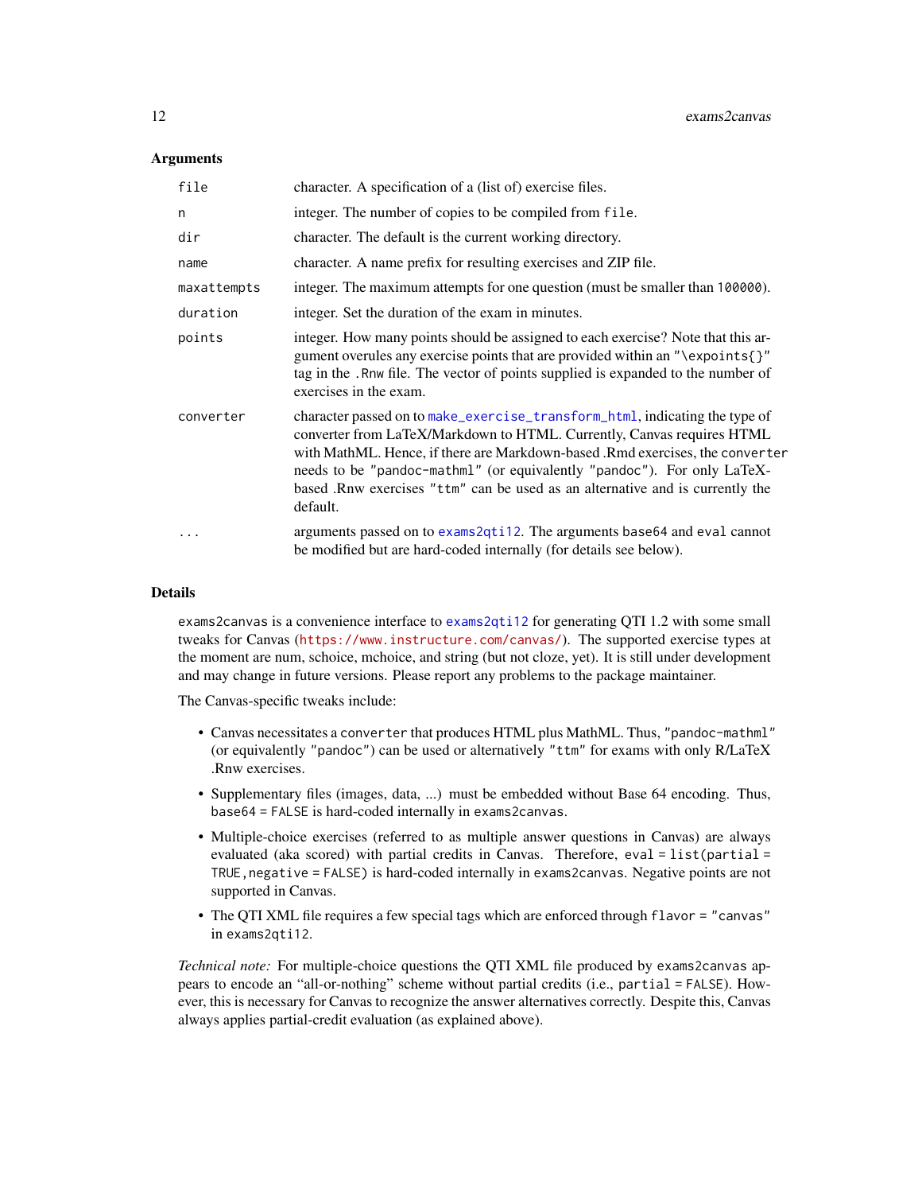### Arguments

| | |
|---|---|
| `file` | character. A specification of a (list of) exercise files. |
| `n` | integer. The number of copies to be compiled from `file`. |
| `dir` | character. The default is the current working directory. |
| `name` | character. A name prefix for resulting exercises and ZIP file. |
| `maxattempts` | integer. The maximum attempts for one question (must be smaller than `100000`). |
| `duration` | integer. Set the duration of the exam in minutes. |
| `points` | integer. How many points should be assigned to each exercise? Note that this argument overules any exercise points that are provided within an `"\expoints{}"` tag in the `.Rnw` file. The vector of points supplied is expanded to the number of exercises in the exam. |
| `converter` | character passed on to `make_exercise_transform_html`, indicating the type of converter from LaTeX/Markdown to HTML. Currently, Canvas requires HTML with MathML. Hence, if there are Markdown-based .Rmd exercises, the `converter` needs to be `"pandoc-mathml"` (or equivalently `"pandoc"`). For only LaTeX-based .Rnw exercises `"ttm"` can be used as an alternative and is currently the default. |
| `...` | arguments passed on to `exams2qti12`. The arguments `base64` and `eval` cannot be modified but are hard-coded internally (for details see below). |

### Details

`exams2canvas` is a convenience interface to `exams2qti12` for generating QTI 1.2 with some small tweaks for Canvas (https://www.instructure.com/canvas/). The supported exercise types at the moment are num, schoice, mchoice, and string (but not cloze, yet). It is still under development and may change in future versions. Please report any problems to the package maintainer.

The Canvas-specific tweaks include:

- Canvas necessitates a `converter` that produces HTML plus MathML. Thus, `"pandoc-mathml"` (or equivalently `"pandoc"`) can be used or alternatively `"ttm"` for exams with only R/LaTeX .Rnw exercises.
- Supplementary files (images, data, ...) must be embedded without Base 64 encoding. Thus, `base64 = FALSE` is hard-coded internally in `exams2canvas`.
- Multiple-choice exercises (referred to as multiple answer questions in Canvas) are always evaluated (aka scored) with partial credits in Canvas. Therefore, `eval = list(partial = TRUE, negative = FALSE)` is hard-coded internally in `exams2canvas`. Negative points are not supported in Canvas.
- The QTI XML file requires a few special tags which are enforced through `flavor = "canvas"` in `exams2qti12`.

*Technical note:* For multiple-choice questions the QTI XML file produced by `exams2canvas` appears to encode an “all-or-nothing” scheme without partial credits (i.e., `partial = FALSE`). However, this is necessary for Canvas to recognize the answer alternatives correctly. Despite this, Canvas always applies partial-credit evaluation (as explained above).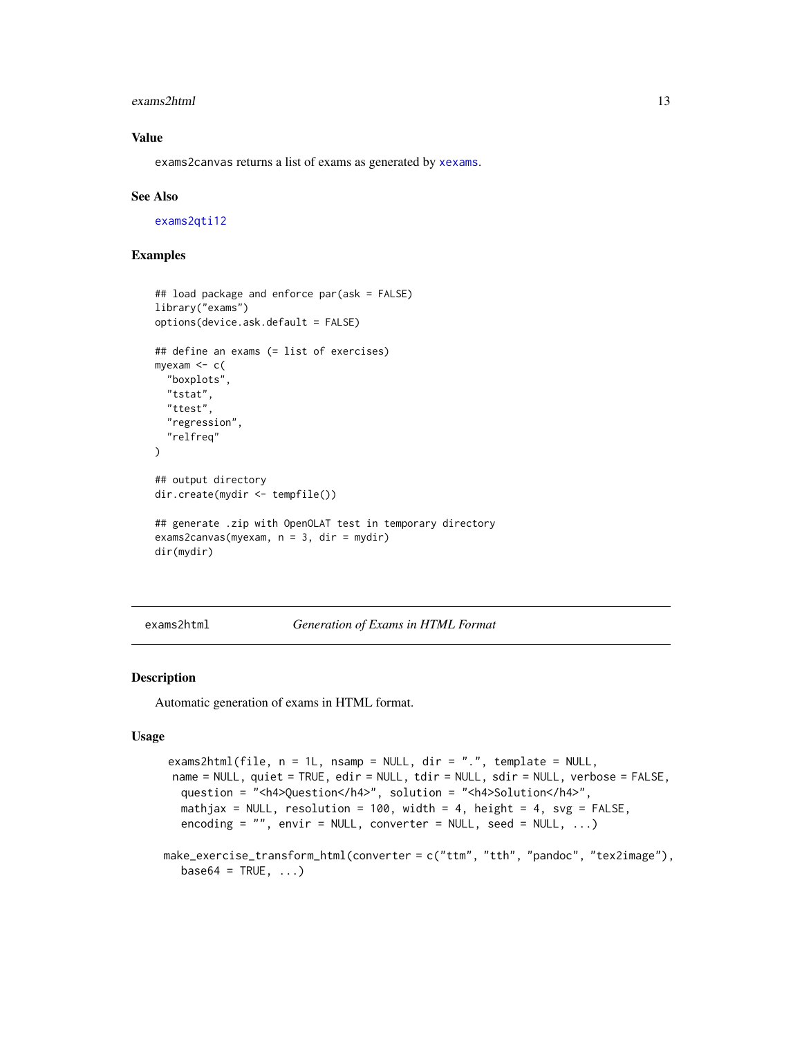### Value

exams2canvas returns a list of exams as generated by xexams.

### See Also

exams2qti12

### Examples

```
## load package and enforce par(ask = FALSE)
library("exams")
options(device.ask.default = FALSE)

## define an exams (= list of exercises)
myexam <- c(
  "boxplots",
  "tstat",
  "ttest",
  "regression",
  "relfreq"
)

## output directory
dir.create(mydir <- tempfile())

## generate .zip with OpenOLAT test in temporary directory
exams2canvas(myexam, n = 3, dir = mydir)
dir(mydir)
```

---

## exams2html — *Generation of Exams in HTML Format*

---

### Description

Automatic generation of exams in HTML format.

### Usage

```
exams2html(file, n = 1L, nsamp = NULL, dir = ".", template = NULL,
  name = NULL, quiet = TRUE, edir = NULL, tdir = NULL, sdir = NULL, verbose = FALSE,
  question = "<h4>Question</h4>", solution = "<h4>Solution</h4>",
  mathjax = NULL, resolution = 100, width = 4, height = 4, svg = FALSE,
  encoding = "", envir = NULL, converter = NULL, seed = NULL, ...)

make_exercise_transform_html(converter = c("ttm", "tth", "pandoc", "tex2image"),
  base64 = TRUE, ...)
```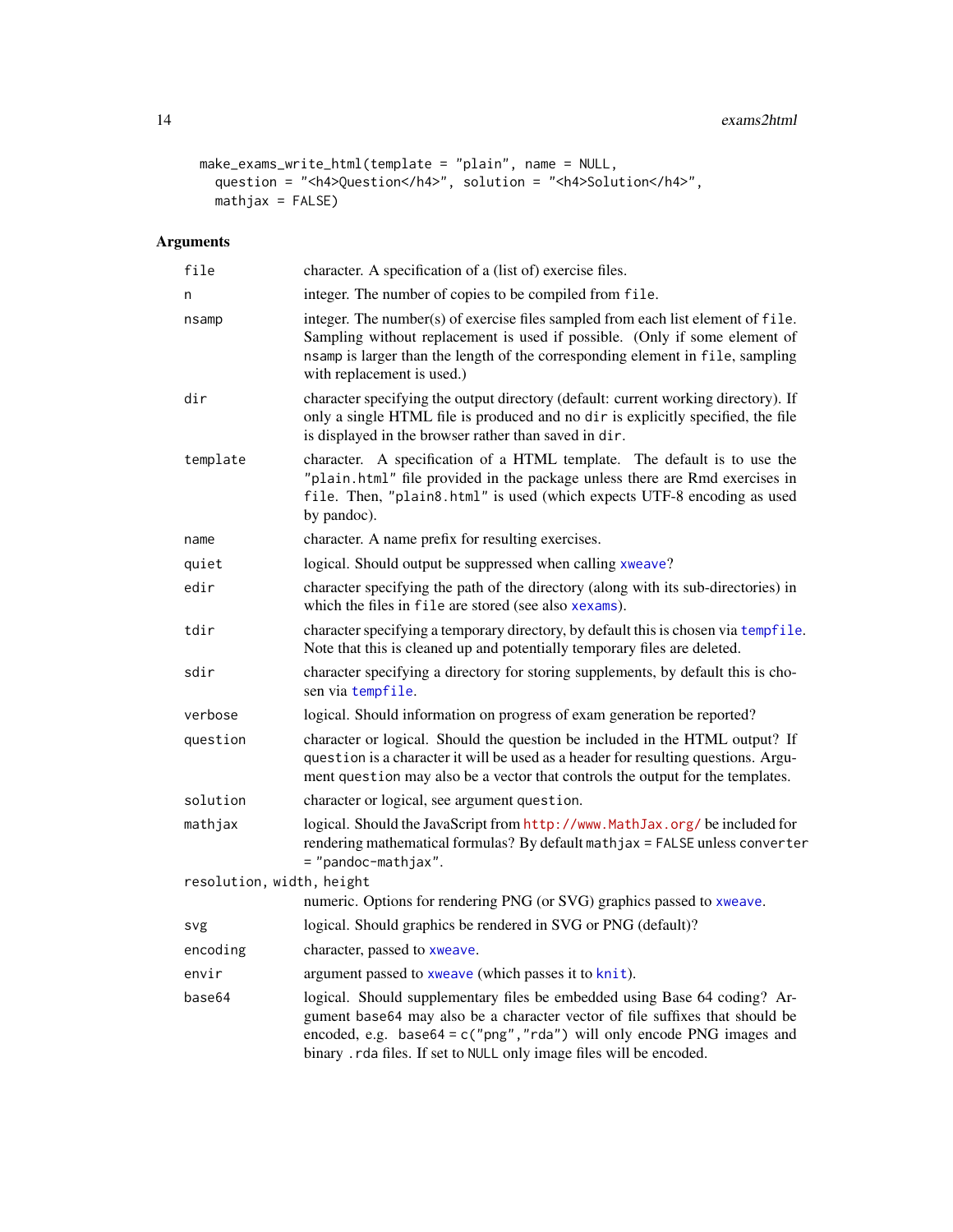```
make_exams_write_html(template = "plain", name = NULL,
  question = "<h4>Question</h4>", solution = "<h4>Solution</h4>",
  mathjax = FALSE)
```

## Arguments

| Argument | Description |
|---|---|
| `file` | character. A specification of a (list of) exercise files. |
| `n` | integer. The number of copies to be compiled from `file`. |
| `nsamp` | integer. The number(s) of exercise files sampled from each list element of `file`. Sampling without replacement is used if possible. (Only if some element of `nsamp` is larger than the length of the corresponding element in `file`, sampling with replacement is used.) |
| `dir` | character specifying the output directory (default: current working directory). If only a single HTML file is produced and no `dir` is explicitly specified, the file is displayed in the browser rather than saved in `dir`. |
| `template` | character. A specification of a HTML template. The default is to use the `"plain.html"` file provided in the package unless there are Rmd exercises in `file`. Then, `"plain8.html"` is used (which expects UTF-8 encoding as used by pandoc). |
| `name` | character. A name prefix for resulting exercises. |
| `quiet` | logical. Should output be suppressed when calling `xweave`? |
| `edir` | character specifying the path of the directory (along with its sub-directories) in which the files in `file` are stored (see also `xexams`). |
| `tdir` | character specifying a temporary directory, by default this is chosen via `tempfile`. Note that this is cleaned up and potentially temporary files are deleted. |
| `sdir` | character specifying a directory for storing supplements, by default this is chosen via `tempfile`. |
| `verbose` | logical. Should information on progress of exam generation be reported? |
| `question` | character or logical. Should the question be included in the HTML output? If `question` is a character it will be used as a header for resulting questions. Argument `question` may also be a vector that controls the output for the templates. |
| `solution` | character or logical, see argument `question`. |
| `mathjax` | logical. Should the JavaScript from `http://www.MathJax.org/` be included for rendering mathematical formulas? By default `mathjax = FALSE` unless `converter = "pandoc-mathjax"`. |
| `resolution, width, height` | numeric. Options for rendering PNG (or SVG) graphics passed to `xweave`. |
| `svg` | logical. Should graphics be rendered in SVG or PNG (default)? |
| `encoding` | character, passed to `xweave`. |
| `envir` | argument passed to `xweave` (which passes it to `knit`). |
| `base64` | logical. Should supplementary files be embedded using Base 64 coding? Argument `base64` may also be a character vector of file suffixes that should be encoded, e.g. `base64 = c("png","rda")` will only encode PNG images and binary `.rda` files. If set to `NULL` only image files will be encoded. |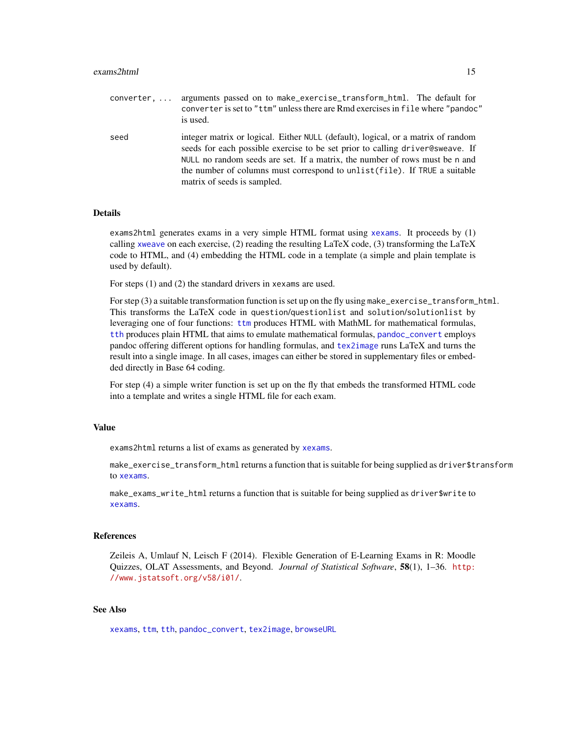| | |
|---|---|
| `converter, ...` | arguments passed on to `make_exercise_transform_html`. The default for `converter` is set to `"ttm"` unless there are Rmd exercises in `file` where `"pandoc"` is used. |
| `seed` | integer matrix or logical. Either `NULL` (default), logical, or a matrix of random seeds for each possible exercise to be set prior to calling `driver@sweave`. If `NULL` no random seeds are set. If a matrix, the number of rows must be `n` and the number of columns must correspond to `unlist(file)`. If `TRUE` a suitable matrix of seeds is sampled. |

## Details

`exams2html` generates exams in a very simple HTML format using `xexams`. It proceeds by (1) calling `xweave` on each exercise, (2) reading the resulting LaTeX code, (3) transforming the LaTeX code to HTML, and (4) embedding the HTML code in a template (a simple and plain template is used by default).

For steps (1) and (2) the standard drivers in `xexams` are used.

For step (3) a suitable transformation function is set up on the fly using `make_exercise_transform_html`. This transforms the LaTeX code in `question`/`questionlist` and `solution`/`solutionlist` by leveraging one of four functions: `ttm` produces HTML with MathML for mathematical formulas, `tth` produces plain HTML that aims to emulate mathematical formulas, `pandoc_convert` employs pandoc offering different options for handling formulas, and `tex2image` runs LaTeX and turns the result into a single image. In all cases, images can either be stored in supplementary files or embedded directly in Base 64 coding.

For step (4) a simple writer function is set up on the fly that embeds the transformed HTML code into a template and writes a single HTML file for each exam.

## Value

`exams2html` returns a list of exams as generated by `xexams`.

`make_exercise_transform_html` returns a function that is suitable for being supplied as `driver$transform` to `xexams`.

`make_exams_write_html` returns a function that is suitable for being supplied as `driver$write` to `xexams`.

## References

Zeileis A, Umlauf N, Leisch F (2014). Flexible Generation of E-Learning Exams in R: Moodle Quizzes, OLAT Assessments, and Beyond. *Journal of Statistical Software*, **58**(1), 1–36. http://www.jstatsoft.org/v58/i01/.

## See Also

`xexams`, `ttm`, `tth`, `pandoc_convert`, `tex2image`, `browseURL`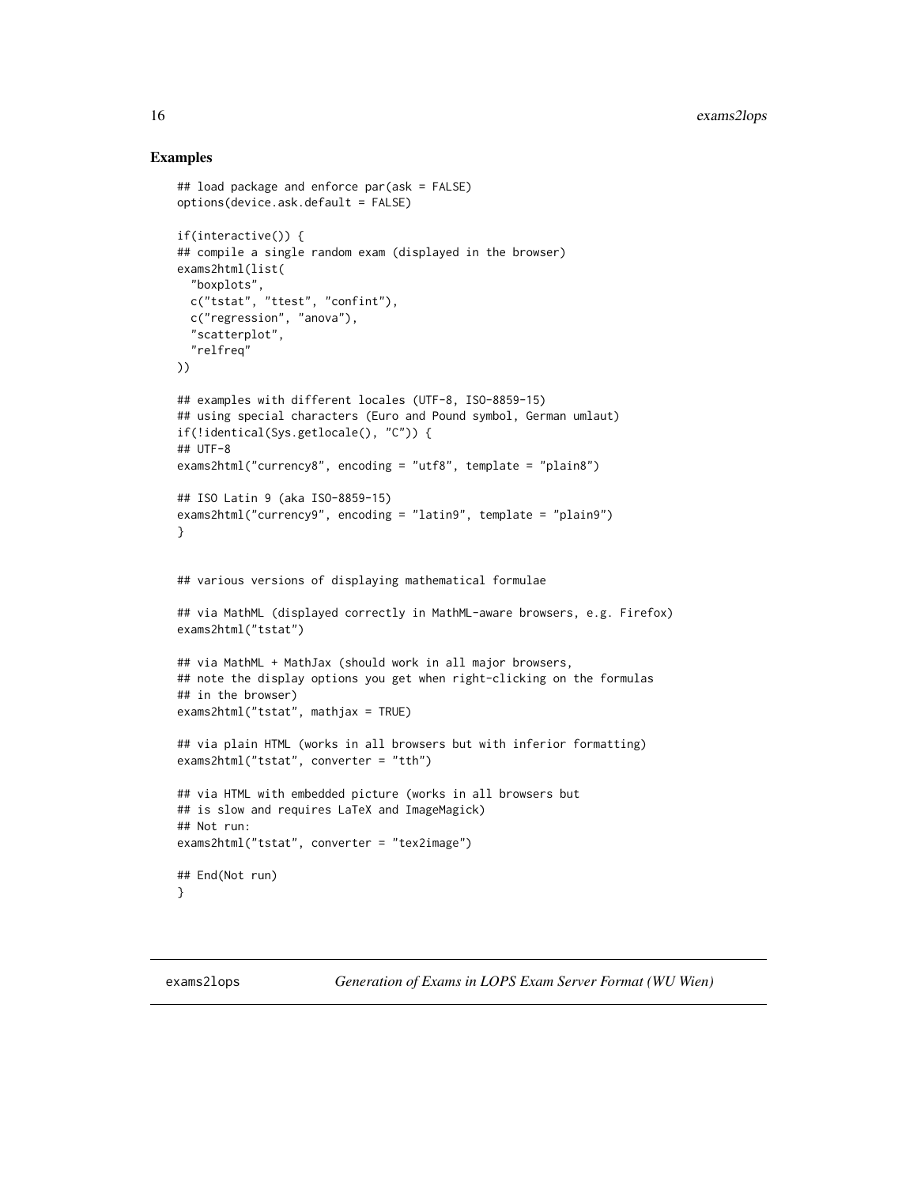## Examples

```
## load package and enforce par(ask = FALSE)
options(device.ask.default = FALSE)

if(interactive()) {
## compile a single random exam (displayed in the browser)
exams2html(list(
  "boxplots",
  c("tstat", "ttest", "confint"),
  c("regression", "anova"),
  "scatterplot",
  "relfreq"
))

## examples with different locales (UTF-8, ISO-8859-15)
## using special characters (Euro and Pound symbol, German umlaut)
if(!identical(Sys.getlocale(), "C")) {
## UTF-8
exams2html("currency8", encoding = "utf8", template = "plain8")

## ISO Latin 9 (aka ISO-8859-15)
exams2html("currency9", encoding = "latin9", template = "plain9")
}


## various versions of displaying mathematical formulae

## via MathML (displayed correctly in MathML-aware browsers, e.g. Firefox)
exams2html("tstat")

## via MathML + MathJax (should work in all major browsers,
## note the display options you get when right-clicking on the formulas
## in the browser)
exams2html("tstat", mathjax = TRUE)

## via plain HTML (works in all browsers but with inferior formatting)
exams2html("tstat", converter = "tth")

## via HTML with embedded picture (works in all browsers but
## is slow and requires LaTeX and ImageMagick)
## Not run:
exams2html("tstat", converter = "tex2image")

## End(Not run)
}
```

---

exams2lops *Generation of Exams in LOPS Exam Server Format (WU Wien)*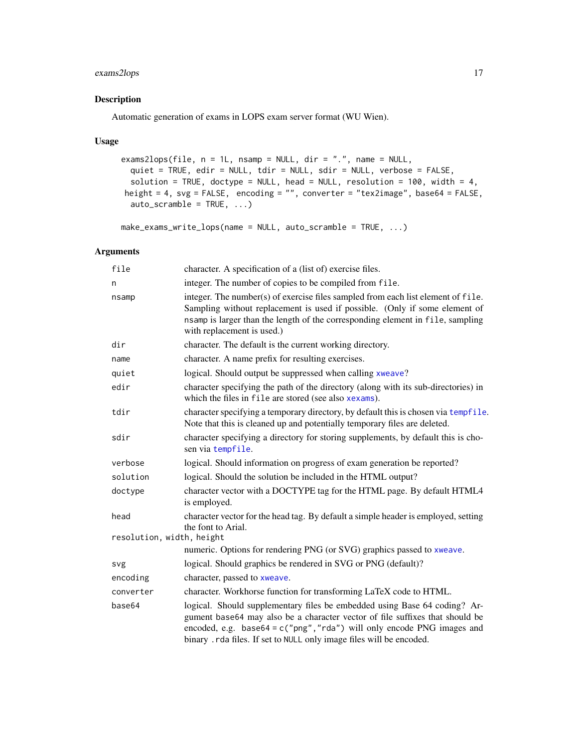## Description

Automatic generation of exams in LOPS exam server format (WU Wien).

## Usage

```
exams2lops(file, n = 1L, nsamp = NULL, dir = ".", name = NULL,
  quiet = TRUE, edir = NULL, tdir = NULL, sdir = NULL, verbose = FALSE,
  solution = TRUE, doctype = NULL, head = NULL, resolution = 100, width = 4,
 height = 4, svg = FALSE,  encoding = "", converter = "tex2image", base64 = FALSE,
  auto_scramble = TRUE, ...)

make_exams_write_lops(name = NULL, auto_scramble = TRUE, ...)
```

## Arguments

| | |
|---|---|
| `file` | character. A specification of a (list of) exercise files. |
| `n` | integer. The number of copies to be compiled from `file`. |
| `nsamp` | integer. The number(s) of exercise files sampled from each list element of `file`. Sampling without replacement is used if possible. (Only if some element of `nsamp` is larger than the length of the corresponding element in `file`, sampling with replacement is used.) |
| `dir` | character. The default is the current working directory. |
| `name` | character. A name prefix for resulting exercises. |
| `quiet` | logical. Should output be suppressed when calling `xweave`? |
| `edir` | character specifying the path of the directory (along with its sub-directories) in which the files in `file` are stored (see also `xexams`). |
| `tdir` | character specifying a temporary directory, by default this is chosen via `tempfile`. Note that this is cleaned up and potentially temporary files are deleted. |
| `sdir` | character specifying a directory for storing supplements, by default this is chosen via `tempfile`. |
| `verbose` | logical. Should information on progress of exam generation be reported? |
| `solution` | logical. Should the solution be included in the HTML output? |
| `doctype` | character vector with a DOCTYPE tag for the HTML page. By default HTML4 is employed. |
| `head` | character vector for the head tag. By default a simple header is employed, setting the font to Arial. |
| `resolution, width, height` | numeric. Options for rendering PNG (or SVG) graphics passed to `xweave`. |
| `svg` | logical. Should graphics be rendered in SVG or PNG (default)? |
| `encoding` | character, passed to `xweave`. |
| `converter` | character. Workhorse function for transforming LaTeX code to HTML. |
| `base64` | logical. Should supplementary files be embedded using Base 64 coding? Argument `base64` may also be a character vector of file suffixes that should be encoded, e.g. `base64 = c("png","rda")` will only encode PNG images and binary `.rda` files. If set to `NULL` only image files will be encoded. |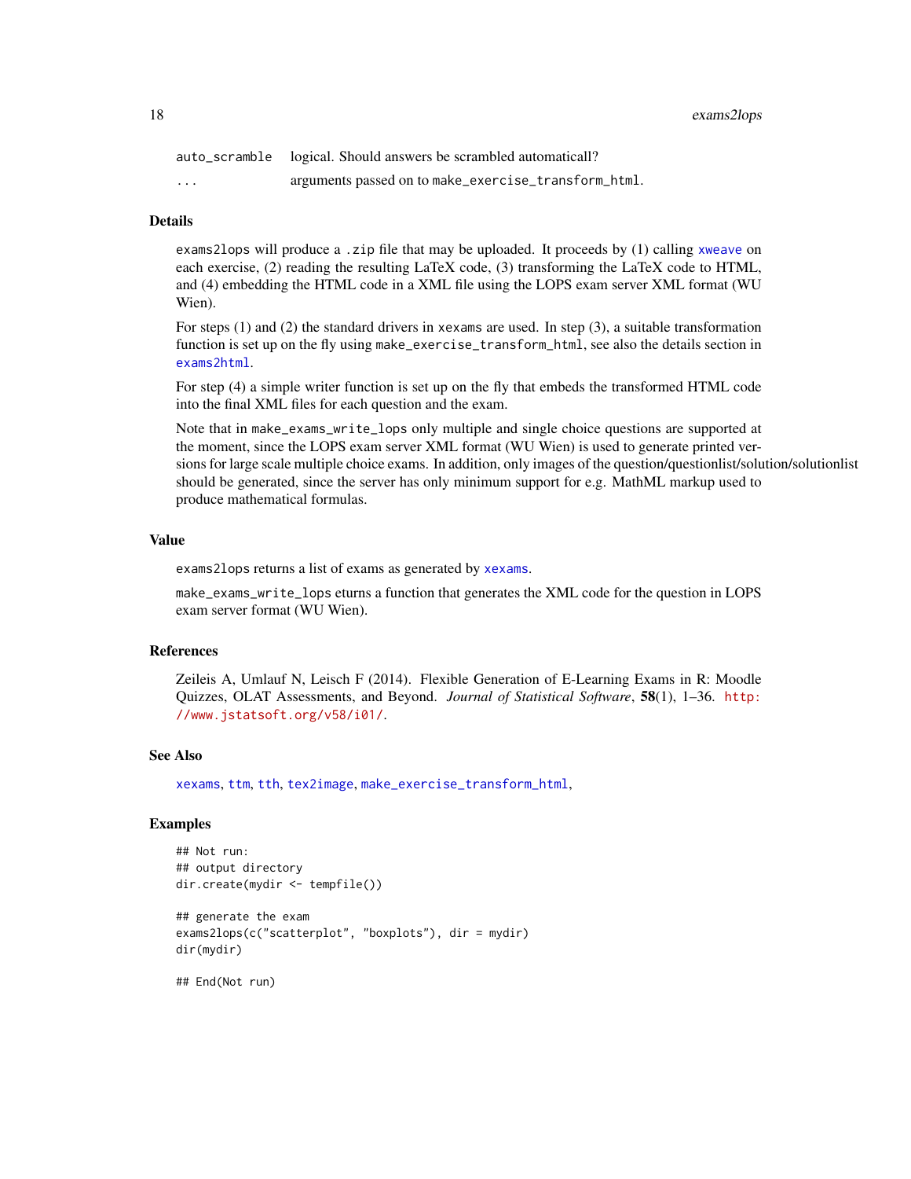| | |
|---|---|
| auto_scramble | logical. Should answers be scrambled automaticall? |
| ... | arguments passed on to make_exercise_transform_html. |

## Details

exams2lops will produce a .zip file that may be uploaded. It proceeds by (1) calling xweave on each exercise, (2) reading the resulting LaTeX code, (3) transforming the LaTeX code to HTML, and (4) embedding the HTML code in a XML file using the LOPS exam server XML format (WU Wien).

For steps (1) and (2) the standard drivers in xexams are used. In step (3), a suitable transformation function is set up on the fly using make_exercise_transform_html, see also the details section in exams2html.

For step (4) a simple writer function is set up on the fly that embeds the transformed HTML code into the final XML files for each question and the exam.

Note that in make_exams_write_lops only multiple and single choice questions are supported at the moment, since the LOPS exam server XML format (WU Wien) is used to generate printed versions for large scale multiple choice exams. In addition, only images of the question/questionlist/solution/solutionlist should be generated, since the server has only minimum support for e.g. MathML markup used to produce mathematical formulas.

## Value

exams2lops returns a list of exams as generated by xexams.

make_exams_write_lops eturns a function that generates the XML code for the question in LOPS exam server format (WU Wien).

## References

Zeileis A, Umlauf N, Leisch F (2014). Flexible Generation of E-Learning Exams in R: Moodle Quizzes, OLAT Assessments, and Beyond. *Journal of Statistical Software*, **58**(1), 1–36. http://www.jstatsoft.org/v58/i01/.

## See Also

xexams, ttm, tth, tex2image, make_exercise_transform_html,

## Examples

```
## Not run:
## output directory
dir.create(mydir <- tempfile())

## generate the exam
exams2lops(c("scatterplot", "boxplots"), dir = mydir)
dir(mydir)

## End(Not run)
```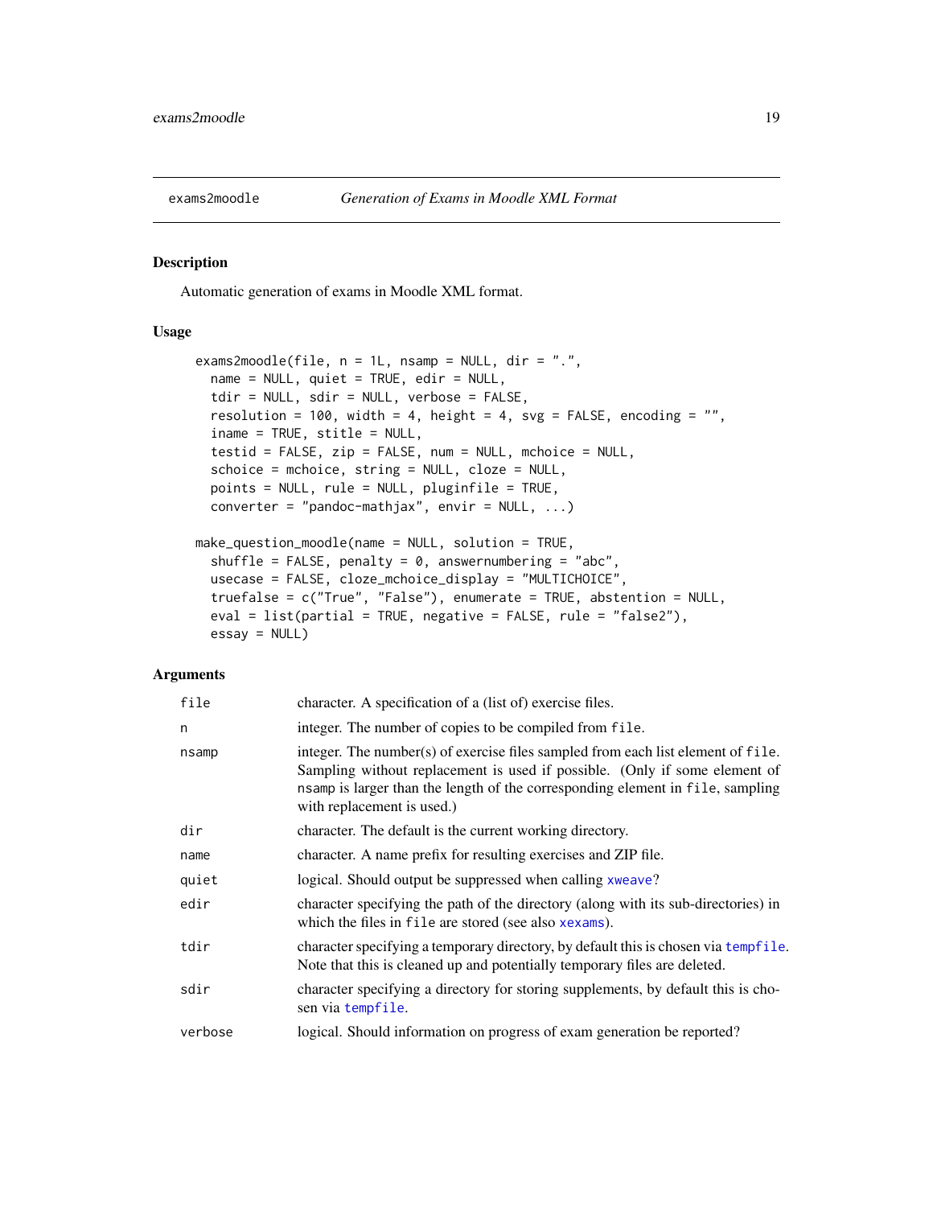exams2moodle — *Generation of Exams in Moodle XML Format*

## Description

Automatic generation of exams in Moodle XML format.

## Usage

```
exams2moodle(file, n = 1L, nsamp = NULL, dir = ".",
  name = NULL, quiet = TRUE, edir = NULL,
  tdir = NULL, sdir = NULL, verbose = FALSE,
  resolution = 100, width = 4, height = 4, svg = FALSE, encoding = "",
  iname = TRUE, stitle = NULL,
  testid = FALSE, zip = FALSE, num = NULL, mchoice = NULL,
  schoice = mchoice, string = NULL, cloze = NULL,
  points = NULL, rule = NULL, pluginfile = TRUE,
  converter = "pandoc-mathjax", envir = NULL, ...)

make_question_moodle(name = NULL, solution = TRUE,
  shuffle = FALSE, penalty = 0, answernumbering = "abc",
  usecase = FALSE, cloze_mchoice_display = "MULTICHOICE",
  truefalse = c("True", "False"), enumerate = TRUE, abstention = NULL,
  eval = list(partial = TRUE, negative = FALSE, rule = "false2"),
  essay = NULL)
```

## Arguments

| | |
|---|---|
| `file` | character. A specification of a (list of) exercise files. |
| `n` | integer. The number of copies to be compiled from `file`. |
| `nsamp` | integer. The number(s) of exercise files sampled from each list element of `file`. Sampling without replacement is used if possible. (Only if some element of `nsamp` is larger than the length of the corresponding element in `file`, sampling with replacement is used.) |
| `dir` | character. The default is the current working directory. |
| `name` | character. A name prefix for resulting exercises and ZIP file. |
| `quiet` | logical. Should output be suppressed when calling `xweave`? |
| `edir` | character specifying the path of the directory (along with its sub-directories) in which the files in `file` are stored (see also `xexams`). |
| `tdir` | character specifying a temporary directory, by default this is chosen via `tempfile`. Note that this is cleaned up and potentially temporary files are deleted. |
| `sdir` | character specifying a directory for storing supplements, by default this is chosen via `tempfile`. |
| `verbose` | logical. Should information on progress of exam generation be reported? |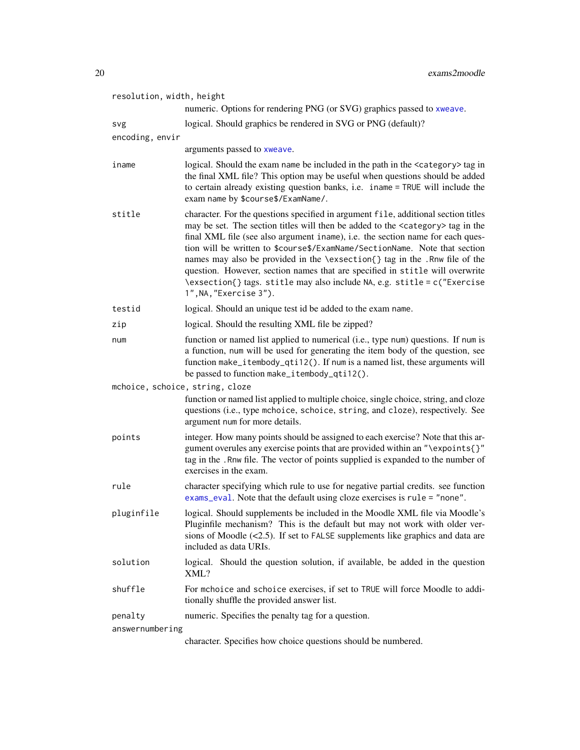`resolution, width, height`
: numeric. Options for rendering PNG (or SVG) graphics passed to `xweave`.

`svg`
: logical. Should graphics be rendered in SVG or PNG (default)?

`encoding, envir`
: arguments passed to `xweave`.

`iname`
: logical. Should the exam `name` be included in the path in the `<category>` tag in the final XML file? This option may be useful when questions should be added to certain already existing question banks, i.e. `iname = TRUE` will include the exam `name` by `$course$/ExamName/`.

`stitle`
: character. For the questions specified in argument `file`, additional section titles may be set. The section titles will then be added to the `<category>` tag in the final XML file (see also argument `iname`), i.e. the section name for each question will be written to `$course$/ExamName/SectionName`. Note that section names may also be provided in the `\exsection{}` tag in the `.Rnw` file of the question. However, section names that are specified in `stitle` will overwrite `\exsection{}` tags. `stitle` may also include `NA`, e.g. `stitle = c("Exercise 1",NA,"Exercise 3")`.

`testid`
: logical. Should an unique test id be added to the exam `name`.

`zip`
: logical. Should the resulting XML file be zipped?

`num`
: function or named list applied to numerical (i.e., type `num`) questions. If `num` is a function, `num` will be used for generating the item body of the question, see function `make_itembody_qti12()`. If `num` is a named list, these arguments will be passed to function `make_itembody_qti12()`.

`mchoice, schoice, string, cloze`
: function or named list applied to multiple choice, single choice, string, and cloze questions (i.e., type `mchoice`, `schoice`, `string`, and `cloze`), respectively. See argument `num` for more details.

`points`
: integer. How many points should be assigned to each exercise? Note that this argument overules any exercise points that are provided within an `"\expoints{}"` tag in the `.Rnw` file. The vector of points supplied is expanded to the number of exercises in the exam.

`rule`
: character specifying which rule to use for negative partial credits. see function `exams_eval`. Note that the default using cloze exercises is `rule = "none"`.

`pluginfile`
: logical. Should supplements be included in the Moodle XML file via Moodle's Pluginfile mechanism? This is the default but may not work with older versions of Moodle (<2.5). If set to `FALSE` supplements like graphics and data are included as data URIs.

`solution`
: logical. Should the question solution, if available, be added in the question XML?

`shuffle`
: For `mchoice` and `schoice` exercises, if set to `TRUE` will force Moodle to additionally shuffle the provided answer list.

`penalty`
: numeric. Specifies the penalty tag for a question.

`answernumbering`
: character. Specifies how choice questions should be numbered.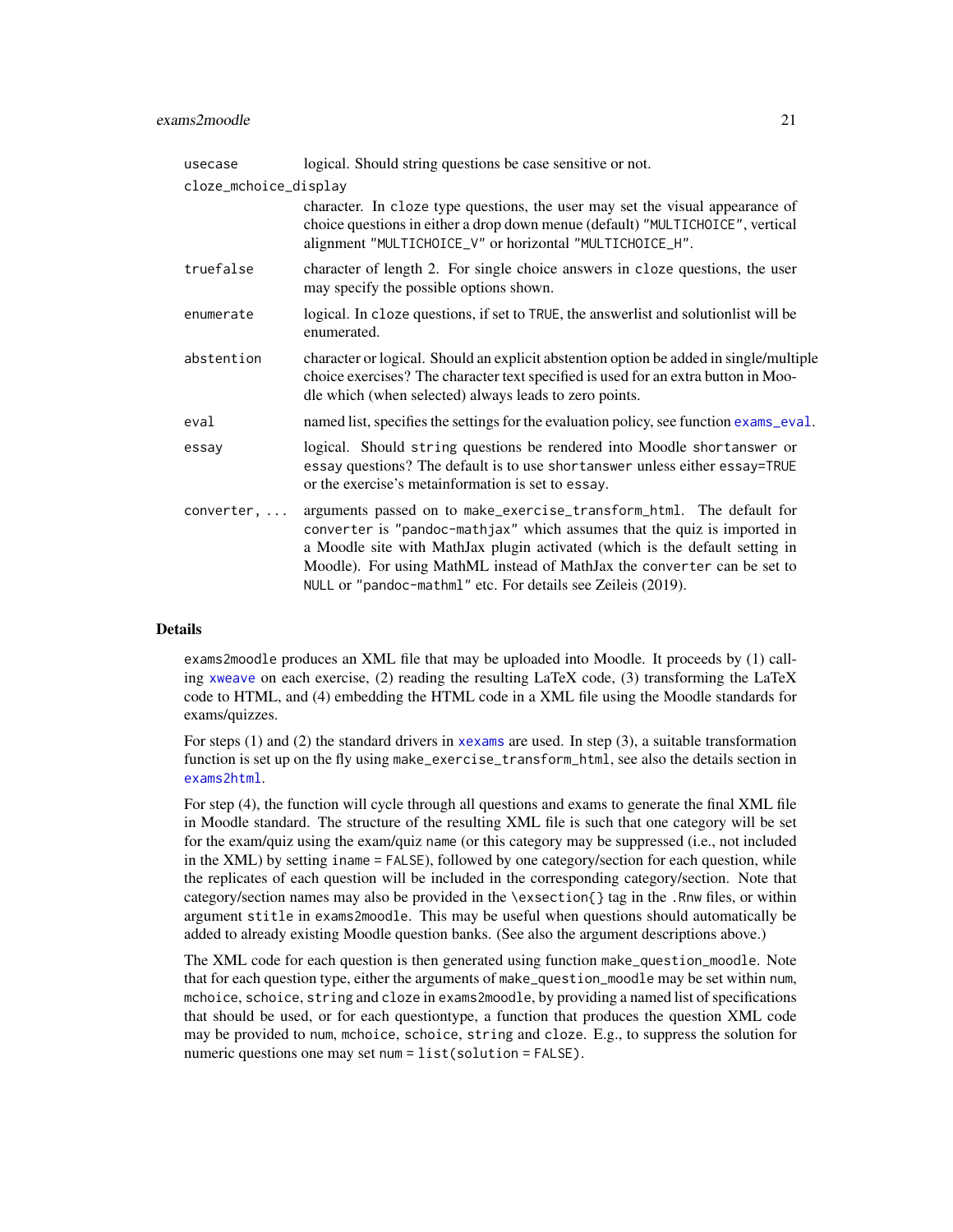| | |
|---|---|
| `usecase` | logical. Should string questions be case sensitive or not. |
| `cloze_mchoice_display` | character. In `cloze` type questions, the user may set the visual appearance of choice questions in either a drop down menue (default) `"MULTICHOICE"`, vertical alignment `"MULTICHOICE_V"` or horizontal `"MULTICHOICE_H"`. |
| `truefalse` | character of length 2. For single choice answers in `cloze` questions, the user may specify the possible options shown. |
| `enumerate` | logical. In `cloze` questions, if set to `TRUE`, the answerlist and solutionlist will be enumerated. |
| `abstention` | character or logical. Should an explicit abstention option be added in single/multiple choice exercises? The character text specified is used for an extra button in Moodle which (when selected) always leads to zero points. |
| `eval` | named list, specifies the settings for the evaluation policy, see function `exams_eval`. |
| `essay` | logical. Should `string` questions be rendered into Moodle `shortanswer` or `essay` questions? The default is to use `shortanswer` unless either `essay=TRUE` or the exercise's metainformation is set to `essay`. |
| `converter, ...` | arguments passed on to `make_exercise_transform_html`. The default for `converter` is `"pandoc-mathjax"` which assumes that the quiz is imported in a Moodle site with MathJax plugin activated (which is the default setting in Moodle). For using MathML instead of MathJax the `converter` can be set to `NULL` or `"pandoc-mathml"` etc. For details see Zeileis (2019). |

## Details

`exams2moodle` produces an XML file that may be uploaded into Moodle. It proceeds by (1) calling `xweave` on each exercise, (2) reading the resulting LaTeX code, (3) transforming the LaTeX code to HTML, and (4) embedding the HTML code in a XML file using the Moodle standards for exams/quizzes.

For steps (1) and (2) the standard drivers in `xexams` are used. In step (3), a suitable transformation function is set up on the fly using `make_exercise_transform_html`, see also the details section in `exams2html`.

For step (4), the function will cycle through all questions and exams to generate the final XML file in Moodle standard. The structure of the resulting XML file is such that one category will be set for the exam/quiz using the exam/quiz `name` (or this category may be suppressed (i.e., not included in the XML) by setting `iname = FALSE`), followed by one category/section for each question, while the replicates of each question will be included in the corresponding category/section. Note that category/section names may also be provided in the `\exsection{}` tag in the `.Rnw` files, or within argument `stitle` in `exams2moodle`. This may be useful when questions should automatically be added to already existing Moodle question banks. (See also the argument descriptions above.)

The XML code for each question is then generated using function `make_question_moodle`. Note that for each question type, either the arguments of `make_question_moodle` may be set within `num`, `mchoice`, `schoice`, `string` and `cloze` in `exams2moodle`, by providing a named list of specifications that should be used, or for each questiontype, a function that produces the question XML code may be provided to `num`, `mchoice`, `schoice`, `string` and `cloze`. E.g., to suppress the solution for numeric questions one may set `num = list(solution = FALSE)`.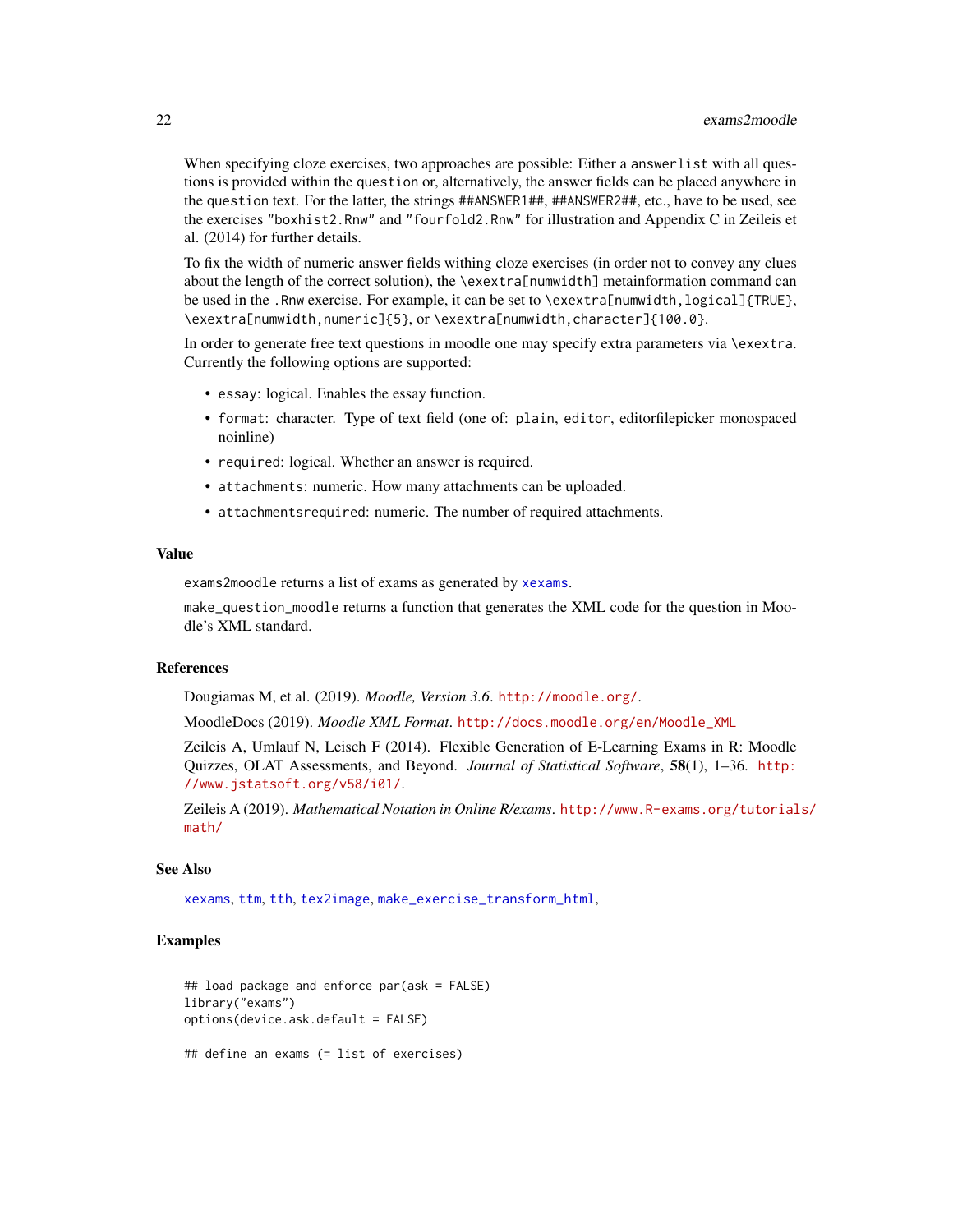When specifying cloze exercises, two approaches are possible: Either a `answerlist` with all questions is provided within the `question` or, alternatively, the answer fields can be placed anywhere in the `question` text. For the latter, the strings `##ANSWER1##`, `##ANSWER2##`, etc., have to be used, see the exercises `"boxhist2.Rnw"` and `"fourfold2.Rnw"` for illustration and Appendix C in Zeileis et al. (2014) for further details.

To fix the width of numeric answer fields withing cloze exercises (in order not to convey any clues about the length of the correct solution), the `\exextra[numwidth]` metainformation command can be used in the `.Rnw` exercise. For example, it can be set to `\exextra[numwidth,logical]{TRUE}`, `\exextra[numwidth,numeric]{5}`, or `\exextra[numwidth,character]{100.0}`.

In order to generate free text questions in moodle one may specify extra parameters via `\exextra`. Currently the following options are supported:

- `essay`: logical. Enables the essay function.
- `format`: character. Type of text field (one of: `plain`, `editor`, editorfilepicker monospaced noinline)
- `required`: logical. Whether an answer is required.
- `attachments`: numeric. How many attachments can be uploaded.
- `attachmentsrequired`: numeric. The number of required attachments.

### Value

`exams2moodle` returns a list of exams as generated by `xexams`.

`make_question_moodle` returns a function that generates the XML code for the question in Moodle's XML standard.

### References

Dougiamas M, et al. (2019). *Moodle, Version 3.6*. http://moodle.org/.

MoodleDocs (2019). *Moodle XML Format*. http://docs.moodle.org/en/Moodle_XML

Zeileis A, Umlauf N, Leisch F (2014). Flexible Generation of E-Learning Exams in R: Moodle Quizzes, OLAT Assessments, and Beyond. *Journal of Statistical Software*, **58**(1), 1–36. http://www.jstatsoft.org/v58/i01/.

Zeileis A (2019). *Mathematical Notation in Online R/exams*. http://www.R-exams.org/tutorials/math/

### See Also

`xexams`, `ttm`, `tth`, `tex2image`, `make_exercise_transform_html`,

### Examples

```
## load package and enforce par(ask = FALSE)
library("exams")
options(device.ask.default = FALSE)

## define an exams (= list of exercises)
```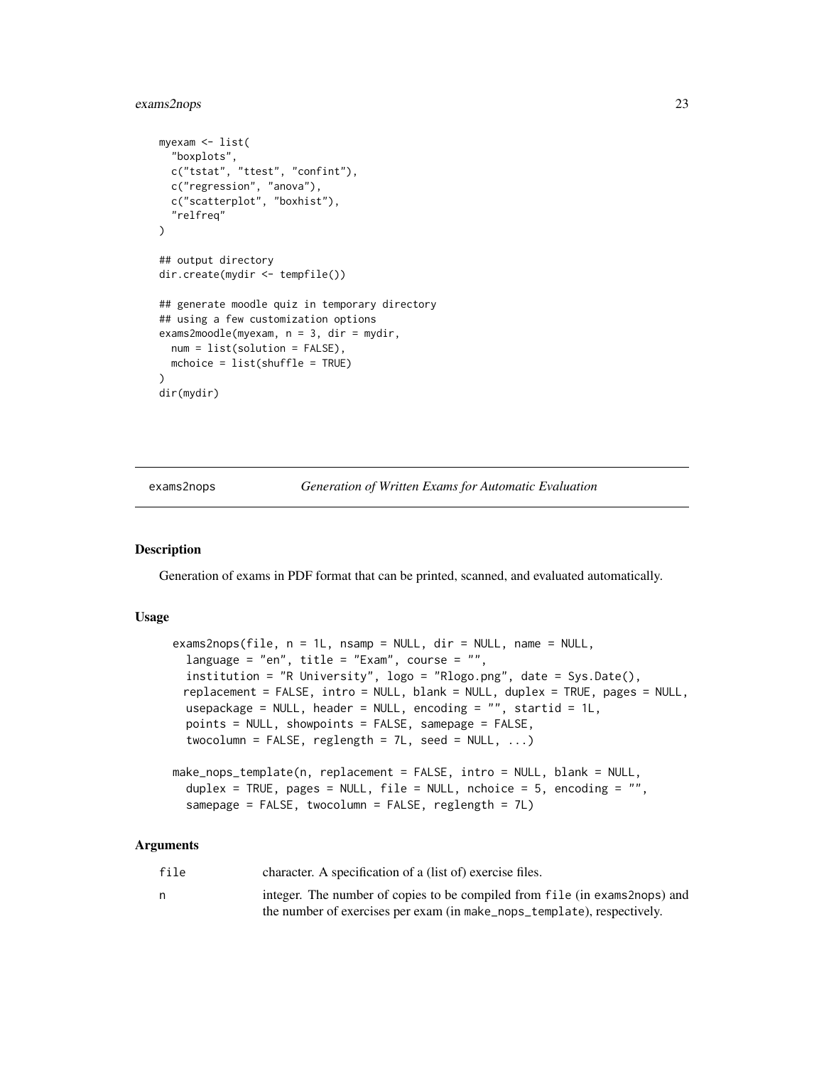```
myexam <- list(
  "boxplots",
  c("tstat", "ttest", "confint"),
  c("regression", "anova"),
  c("scatterplot", "boxhist"),
  "relfreq"
)

## output directory
dir.create(mydir <- tempfile())

## generate moodle quiz in temporary directory
## using a few customization options
exams2moodle(myexam, n = 3, dir = mydir,
  num = list(solution = FALSE),
  mchoice = list(shuffle = TRUE)
)
dir(mydir)
```

## exams2nops — *Generation of Written Exams for Automatic Evaluation*

### Description

Generation of exams in PDF format that can be printed, scanned, and evaluated automatically.

### Usage

```
exams2nops(file, n = 1L, nsamp = NULL, dir = NULL, name = NULL,
  language = "en", title = "Exam", course = "",
  institution = "R University", logo = "Rlogo.png", date = Sys.Date(),
  replacement = FALSE, intro = NULL, blank = NULL, duplex = TRUE, pages = NULL,
  usepackage = NULL, header = NULL, encoding = "", startid = 1L,
  points = NULL, showpoints = FALSE, samepage = FALSE,
  twocolumn = FALSE, reglength = 7L, seed = NULL, ...)

make_nops_template(n, replacement = FALSE, intro = NULL, blank = NULL,
  duplex = TRUE, pages = NULL, file = NULL, nchoice = 5, encoding = "",
  samepage = FALSE, twocolumn = FALSE, reglength = 7L)
```

### Arguments

| | |
|---|---|
| `file` | character. A specification of a (list of) exercise files. |
| `n` | integer. The number of copies to be compiled from `file` (in `exams2nops`) and the number of exercises per exam (in `make_nops_template`), respectively. |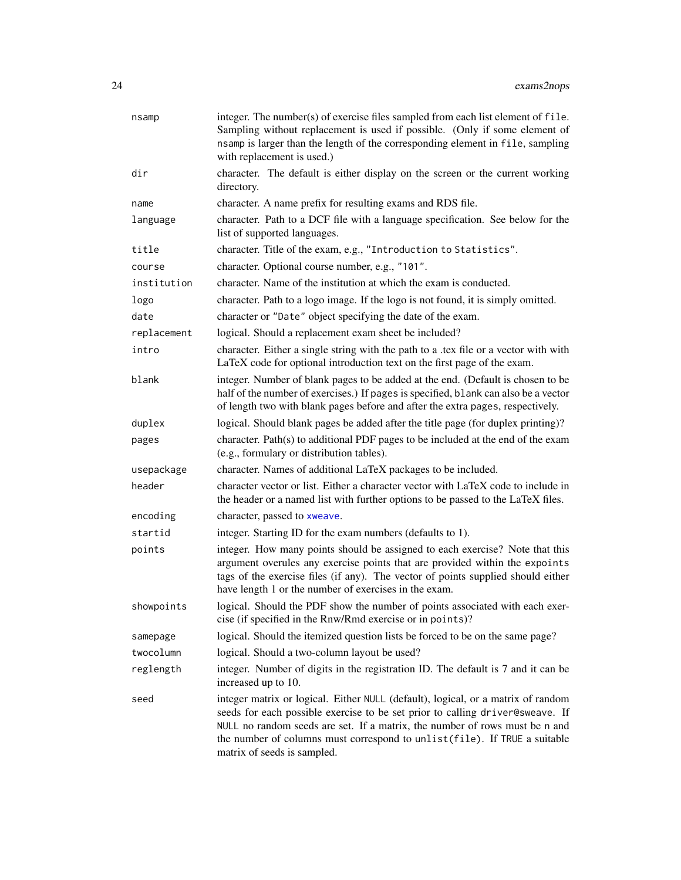| | |
|---|---|
| `nsamp` | integer. The number(s) of exercise files sampled from each list element of `file`. Sampling without replacement is used if possible. (Only if some element of `nsamp` is larger than the length of the corresponding element in `file`, sampling with replacement is used.) |
| `dir` | character. The default is either display on the screen or the current working directory. |
| `name` | character. A name prefix for resulting exams and RDS file. |
| `language` | character. Path to a DCF file with a language specification. See below for the list of supported languages. |
| `title` | character. Title of the exam, e.g., `"Introduction to Statistics"`. |
| `course` | character. Optional course number, e.g., `"101"`. |
| `institution` | character. Name of the institution at which the exam is conducted. |
| `logo` | character. Path to a logo image. If the logo is not found, it is simply omitted. |
| `date` | character or `"Date"` object specifying the date of the exam. |
| `replacement` | logical. Should a replacement exam sheet be included? |
| `intro` | character. Either a single string with the path to a .tex file or a vector with with LaTeX code for optional introduction text on the first page of the exam. |
| `blank` | integer. Number of blank pages to be added at the end. (Default is chosen to be half of the number of exercises.) If `pages` is specified, `blank` can also be a vector of length two with blank pages before and after the extra `pages`, respectively. |
| `duplex` | logical. Should blank pages be added after the title page (for duplex printing)? |
| `pages` | character. Path(s) to additional PDF pages to be included at the end of the exam (e.g., formulary or distribution tables). |
| `usepackage` | character. Names of additional LaTeX packages to be included. |
| `header` | character vector or list. Either a character vector with LaTeX code to include in the header or a named list with further options to be passed to the LaTeX files. |
| `encoding` | character, passed to `xweave`. |
| `startid` | integer. Starting ID for the exam numbers (defaults to 1). |
| `points` | integer. How many points should be assigned to each exercise? Note that this argument overules any exercise points that are provided within the `expoints` tags of the exercise files (if any). The vector of points supplied should either have length 1 or the number of exercises in the exam. |
| `showpoints` | logical. Should the PDF show the number of points associated with each exercise (if specified in the Rnw/Rmd exercise or in `points`)? |
| `samepage` | logical. Should the itemized question lists be forced to be on the same page? |
| `twocolumn` | logical. Should a two-column layout be used? |
| `reglength` | integer. Number of digits in the registration ID. The default is 7 and it can be increased up to 10. |
| `seed` | integer matrix or logical. Either `NULL` (default), logical, or a matrix of random seeds for each possible exercise to be set prior to calling `driver@sweave`. If `NULL` no random seeds are set. If a matrix, the number of rows must be `n` and the number of columns must correspond to `unlist(file)`. If `TRUE` a suitable matrix of seeds is sampled. |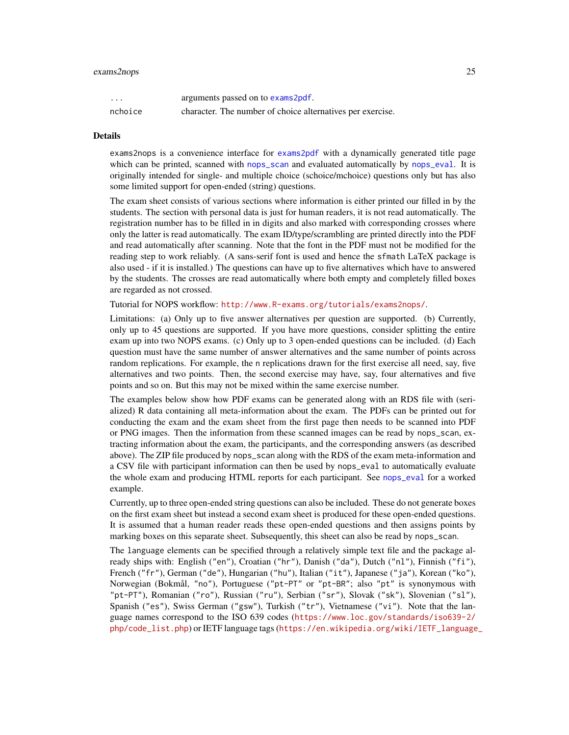| | |
|---|---|
| ... | arguments passed on to exams2pdf. |
| nchoice | character. The number of choice alternatives per exercise. |

## Details

exams2nops is a convenience interface for exams2pdf with a dynamically generated title page which can be printed, scanned with nops_scan and evaluated automatically by nops_eval. It is originally intended for single- and multiple choice (schoice/mchoice) questions only but has also some limited support for open-ended (string) questions.

The exam sheet consists of various sections where information is either printed our filled in by the students. The section with personal data is just for human readers, it is not read automatically. The registration number has to be filled in in digits and also marked with corresponding crosses where only the latter is read automatically. The exam ID/type/scrambling are printed directly into the PDF and read automatically after scanning. Note that the font in the PDF must not be modified for the reading step to work reliably. (A sans-serif font is used and hence the sfmath LaTeX package is also used - if it is installed.) The questions can have up to five alternatives which have to answered by the students. The crosses are read automatically where both empty and completely filled boxes are regarded as not crossed.

Tutorial for NOPS workflow: http://www.R-exams.org/tutorials/exams2nops/.

Limitations: (a) Only up to five answer alternatives per question are supported. (b) Currently, only up to 45 questions are supported. If you have more questions, consider splitting the entire exam up into two NOPS exams. (c) Only up to 3 open-ended questions can be included. (d) Each question must have the same number of answer alternatives and the same number of points across random replications. For example, the n replications drawn for the first exercise all need, say, five alternatives and two points. Then, the second exercise may have, say, four alternatives and five points and so on. But this may not be mixed within the same exercise number.

The examples below show how PDF exams can be generated along with an RDS file with (serialized) R data containing all meta-information about the exam. The PDFs can be printed out for conducting the exam and the exam sheet from the first page then needs to be scanned into PDF or PNG images. Then the information from these scanned images can be read by nops_scan, extracting information about the exam, the participants, and the corresponding answers (as described above). The ZIP file produced by nops_scan along with the RDS of the exam meta-information and a CSV file with participant information can then be used by nops_eval to automatically evaluate the whole exam and producing HTML reports for each participant. See nops_eval for a worked example.

Currently, up to three open-ended string questions can also be included. These do not generate boxes on the first exam sheet but instead a second exam sheet is produced for these open-ended questions. It is assumed that a human reader reads these open-ended questions and then assigns points by marking boxes on this separate sheet. Subsequently, this sheet can also be read by nops_scan.

The language elements can be specified through a relatively simple text file and the package already ships with: English ("en"), Croatian ("hr"), Danish ("da"), Dutch ("nl"), Finnish ("fi"), French ("fr"), German ("de"), Hungarian ("hu"), Italian ("it"), Japanese ("ja"), Korean ("ko"), Norwegian (Bokmål, "no"), Portuguese ("pt-PT" or "pt-BR"; also "pt" is synonymous with "pt-PT"), Romanian ("ro"), Russian ("ru"), Serbian ("sr"), Slovak ("sk"), Slovenian ("sl"), Spanish ("es"), Swiss German ("gsw"), Turkish ("tr"), Vietnamese ("vi"). Note that the language names correspond to the ISO 639 codes (https://www.loc.gov/standards/iso639-2/php/code_list.php) or IETF language tags (https://en.wikipedia.org/wiki/IETF_language_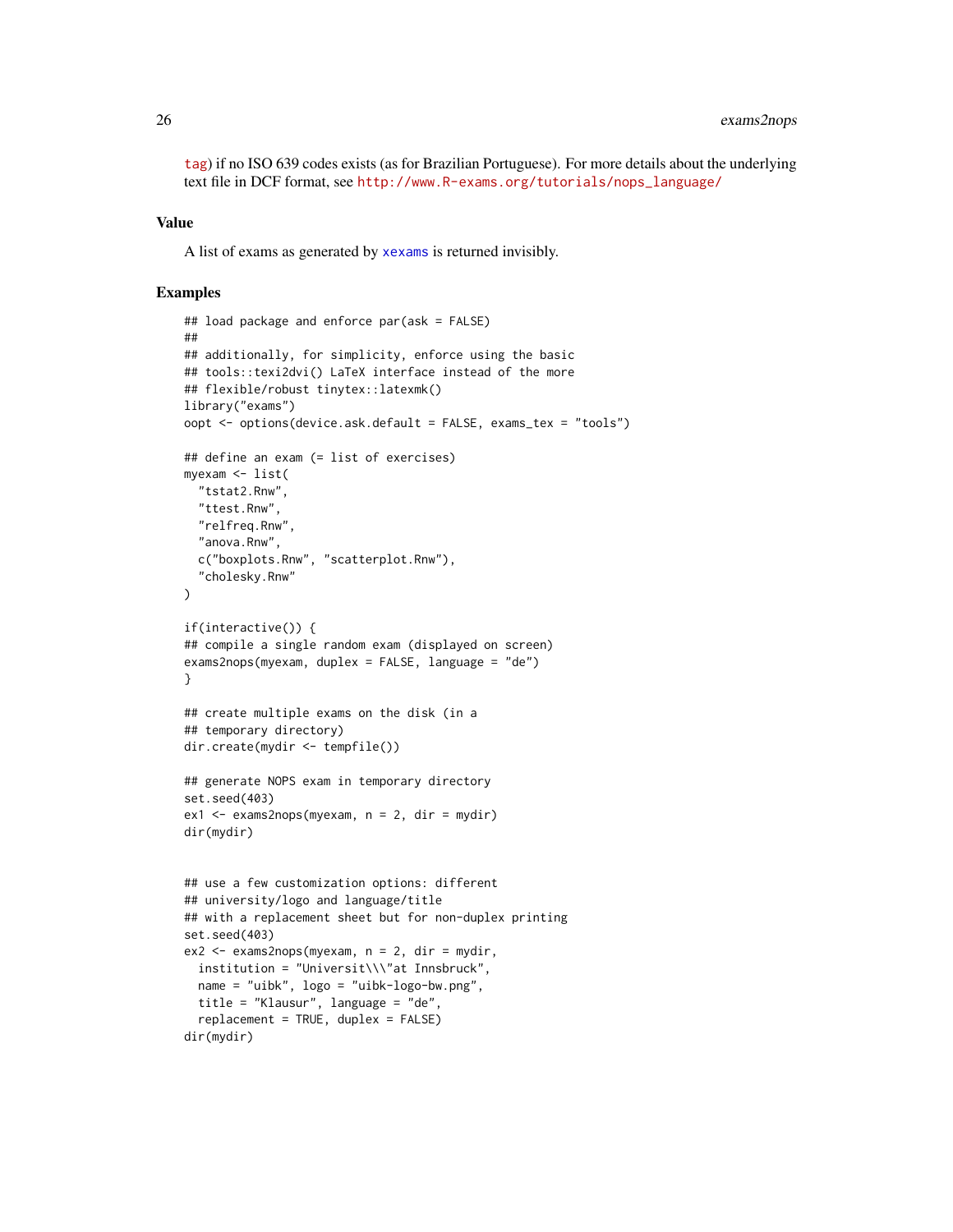tag) if no ISO 639 codes exists (as for Brazilian Portuguese). For more details about the underlying text file in DCF format, see http://www.R-exams.org/tutorials/nops_language/

### Value

A list of exams as generated by xexams is returned invisibly.

### Examples

```
## load package and enforce par(ask = FALSE)
##
## additionally, for simplicity, enforce using the basic
## tools::texi2dvi() LaTeX interface instead of the more
## flexible/robust tinytex::latexmk()
library("exams")
oopt <- options(device.ask.default = FALSE, exams_tex = "tools")

## define an exam (= list of exercises)
myexam <- list(
  "tstat2.Rnw",
  "ttest.Rnw",
  "relfreq.Rnw",
  "anova.Rnw",
  c("boxplots.Rnw", "scatterplot.Rnw"),
  "cholesky.Rnw"
)

if(interactive()) {
## compile a single random exam (displayed on screen)
exams2nops(myexam, duplex = FALSE, language = "de")
}

## create multiple exams on the disk (in a
## temporary directory)
dir.create(mydir <- tempfile())

## generate NOPS exam in temporary directory
set.seed(403)
ex1 <- exams2nops(myexam, n = 2, dir = mydir)
dir(mydir)


## use a few customization options: different
## university/logo and language/title
## with a replacement sheet but for non-duplex printing
set.seed(403)
ex2 <- exams2nops(myexam, n = 2, dir = mydir,
  institution = "Universit\\\"at Innsbruck",
  name = "uibk", logo = "uibk-logo-bw.png",
  title = "Klausur", language = "de",
  replacement = TRUE, duplex = FALSE)
dir(mydir)
```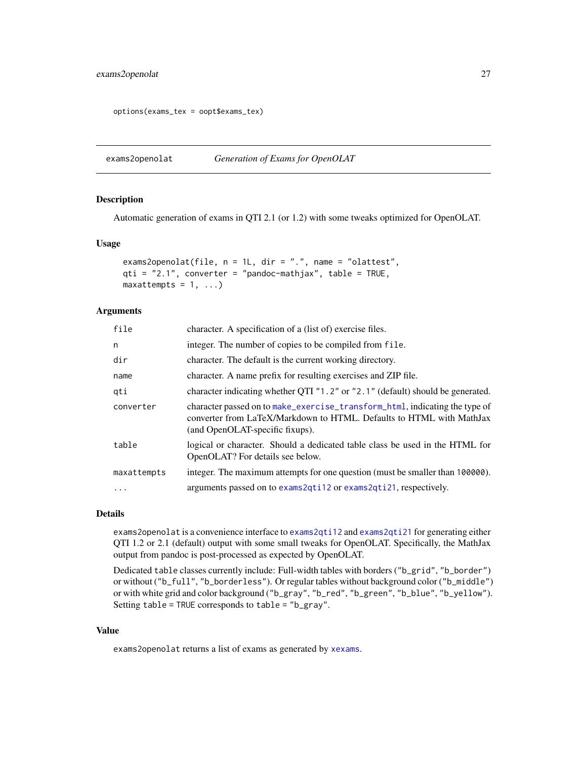```
options(exams_tex = oopt$exams_tex)
```

---

exams2openolat &nbsp;&nbsp;&nbsp;&nbsp; *Generation of Exams for OpenOLAT*

---

### Description

Automatic generation of exams in QTI 2.1 (or 1.2) with some tweaks optimized for OpenOLAT.

### Usage

```
exams2openolat(file, n = 1L, dir = ".", name = "olattest",
qti = "2.1", converter = "pandoc-mathjax", table = TRUE,
maxattempts = 1, ...)
```

### Arguments

| | |
|---|---|
| `file` | character. A specification of a (list of) exercise files. |
| `n` | integer. The number of copies to be compiled from `file`. |
| `dir` | character. The default is the current working directory. |
| `name` | character. A name prefix for resulting exercises and ZIP file. |
| `qti` | character indicating whether QTI `"1.2"` or `"2.1"` (default) should be generated. |
| `converter` | character passed on to `make_exercise_transform_html`, indicating the type of converter from LaTeX/Markdown to HTML. Defaults to HTML with MathJax (and OpenOLAT-specific fixups). |
| `table` | logical or character. Should a dedicated table class be used in the HTML for OpenOLAT? For details see below. |
| `maxattempts` | integer. The maximum attempts for one question (must be smaller than `100000`). |
| `...` | arguments passed on to `exams2qti12` or `exams2qti21`, respectively. |

### Details

`exams2openolat` is a convenience interface to `exams2qti12` and `exams2qti21` for generating either QTI 1.2 or 2.1 (default) output with some small tweaks for OpenOLAT. Specifically, the MathJax output from pandoc is post-processed as expected by OpenOLAT.

Dedicated `table` classes currently include: Full-width tables with borders (`"b_grid"`, `"b_border"`) or without (`"b_full"`, `"b_borderless"`). Or regular tables without background color (`"b_middle"`) or with white grid and color background (`"b_gray"`, `"b_red"`, `"b_green"`, `"b_blue"`, `"b_yellow"`). Setting `table = TRUE` corresponds to `table = "b_gray"`.

### Value

`exams2openolat` returns a list of exams as generated by `xexams`.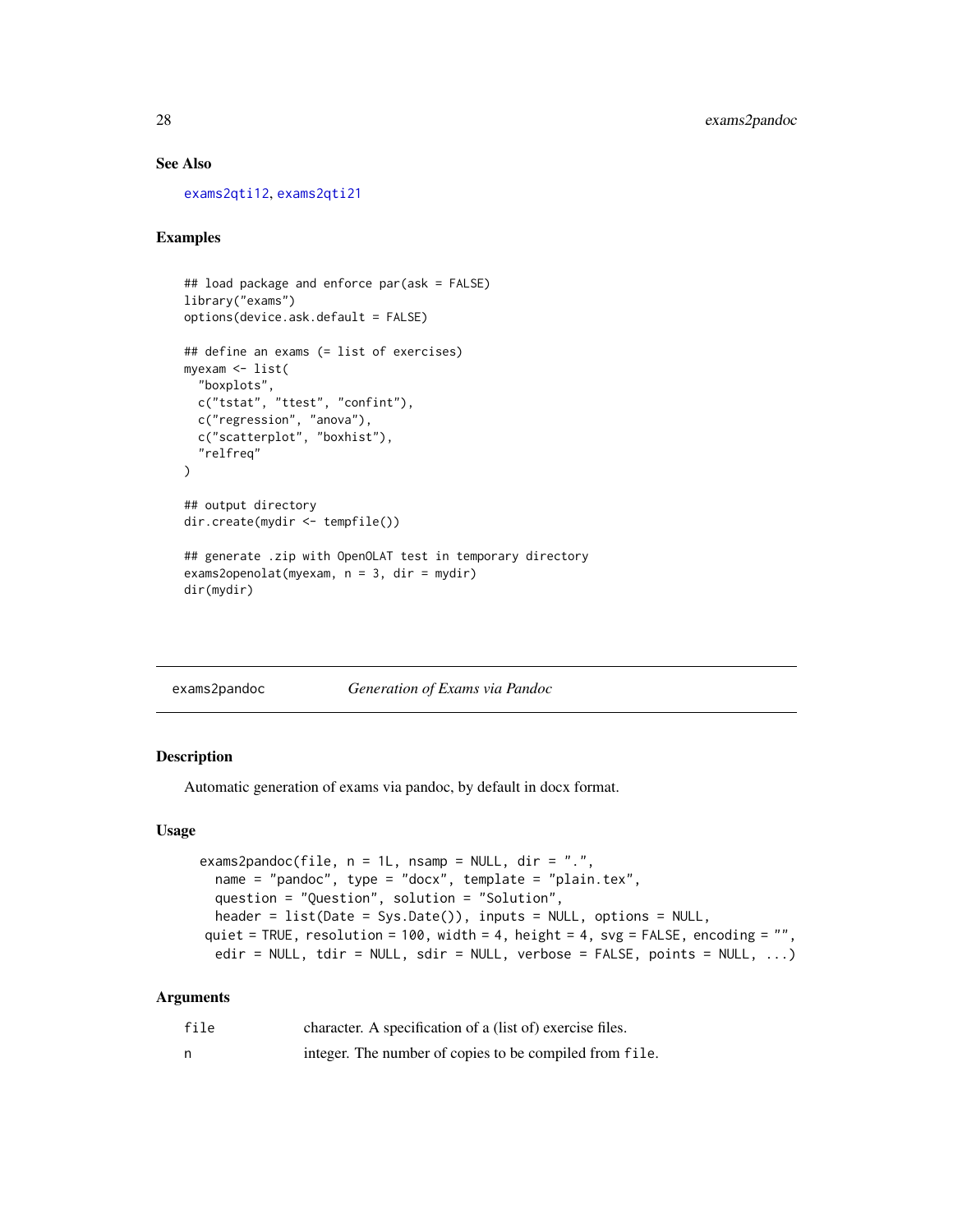### See Also

exams2qti12, exams2qti21

### Examples

```
## load package and enforce par(ask = FALSE)
library("exams")
options(device.ask.default = FALSE)

## define an exams (= list of exercises)
myexam <- list(
  "boxplots",
  c("tstat", "ttest", "confint"),
  c("regression", "anova"),
  c("scatterplot", "boxhist"),
  "relfreq"
)

## output directory
dir.create(mydir <- tempfile())

## generate .zip with OpenOLAT test in temporary directory
exams2openolat(myexam, n = 3, dir = mydir)
dir(mydir)
```

---

## exams2pandoc — *Generation of Exams via Pandoc*

### Description

Automatic generation of exams via pandoc, by default in docx format.

### Usage

```
exams2pandoc(file, n = 1L, nsamp = NULL, dir = ".",
  name = "pandoc", type = "docx", template = "plain.tex",
  question = "Question", solution = "Solution",
  header = list(Date = Sys.Date()), inputs = NULL, options = NULL,
 quiet = TRUE, resolution = 100, width = 4, height = 4, svg = FALSE, encoding = "",
  edir = NULL, tdir = NULL, sdir = NULL, verbose = FALSE, points = NULL, ...)
```

### Arguments

| | |
|---|---|
| file | character. A specification of a (list of) exercise files. |
| n | integer. The number of copies to be compiled from `file`. |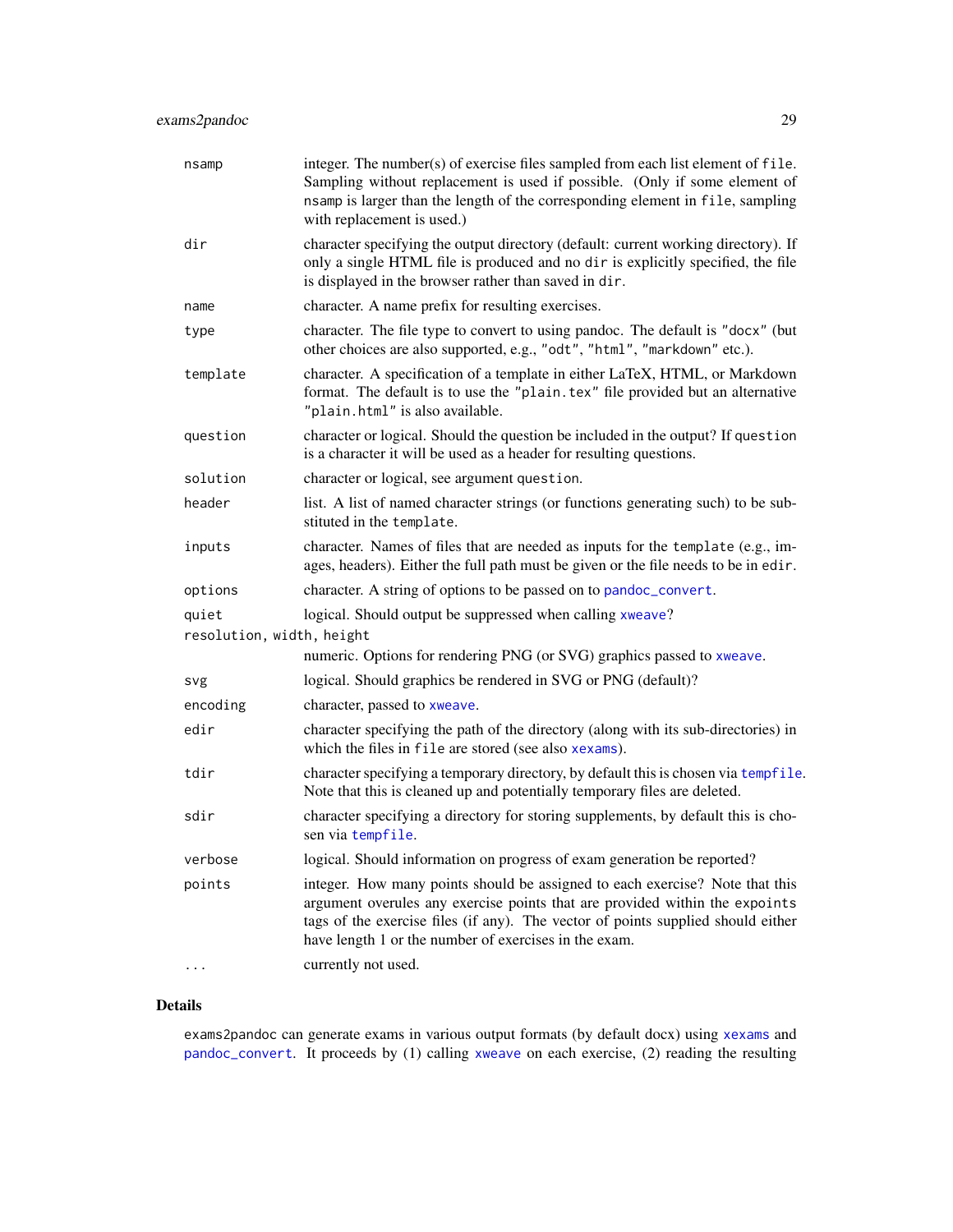| | |
|---|---|
| `nsamp` | integer. The number(s) of exercise files sampled from each list element of `file`. Sampling without replacement is used if possible. (Only if some element of `nsamp` is larger than the length of the corresponding element in `file`, sampling with replacement is used.) |
| `dir` | character specifying the output directory (default: current working directory). If only a single HTML file is produced and no `dir` is explicitly specified, the file is displayed in the browser rather than saved in `dir`. |
| `name` | character. A name prefix for resulting exercises. |
| `type` | character. The file type to convert to using pandoc. The default is `"docx"` (but other choices are also supported, e.g., `"odt"`, `"html"`, `"markdown"` etc.). |
| `template` | character. A specification of a template in either LaTeX, HTML, or Markdown format. The default is to use the `"plain.tex"` file provided but an alternative `"plain.html"` is also available. |
| `question` | character or logical. Should the question be included in the output? If `question` is a character it will be used as a header for resulting questions. |
| `solution` | character or logical, see argument `question`. |
| `header` | list. A list of named character strings (or functions generating such) to be substituted in the `template`. |
| `inputs` | character. Names of files that are needed as inputs for the `template` (e.g., images, headers). Either the full path must be given or the file needs to be in `edir`. |
| `options` | character. A string of options to be passed on to `pandoc_convert`. |
| `quiet` | logical. Should output be suppressed when calling `xweave`? |
| `resolution, width, height` | numeric. Options for rendering PNG (or SVG) graphics passed to `xweave`. |
| `svg` | logical. Should graphics be rendered in SVG or PNG (default)? |
| `encoding` | character, passed to `xweave`. |
| `edir` | character specifying the path of the directory (along with its sub-directories) in which the files in `file` are stored (see also `xexams`). |
| `tdir` | character specifying a temporary directory, by default this is chosen via `tempfile`. Note that this is cleaned up and potentially temporary files are deleted. |
| `sdir` | character specifying a directory for storing supplements, by default this is chosen via `tempfile`. |
| `verbose` | logical. Should information on progress of exam generation be reported? |
| `points` | integer. How many points should be assigned to each exercise? Note that this argument overules any exercise points that are provided within the `expoints` tags of the exercise files (if any). The vector of points supplied should either have length 1 or the number of exercises in the exam. |
| `...` | currently not used. |

## Details

`exams2pandoc` can generate exams in various output formats (by default docx) using `xexams` and `pandoc_convert`. It proceeds by (1) calling `xweave` on each exercise, (2) reading the resulting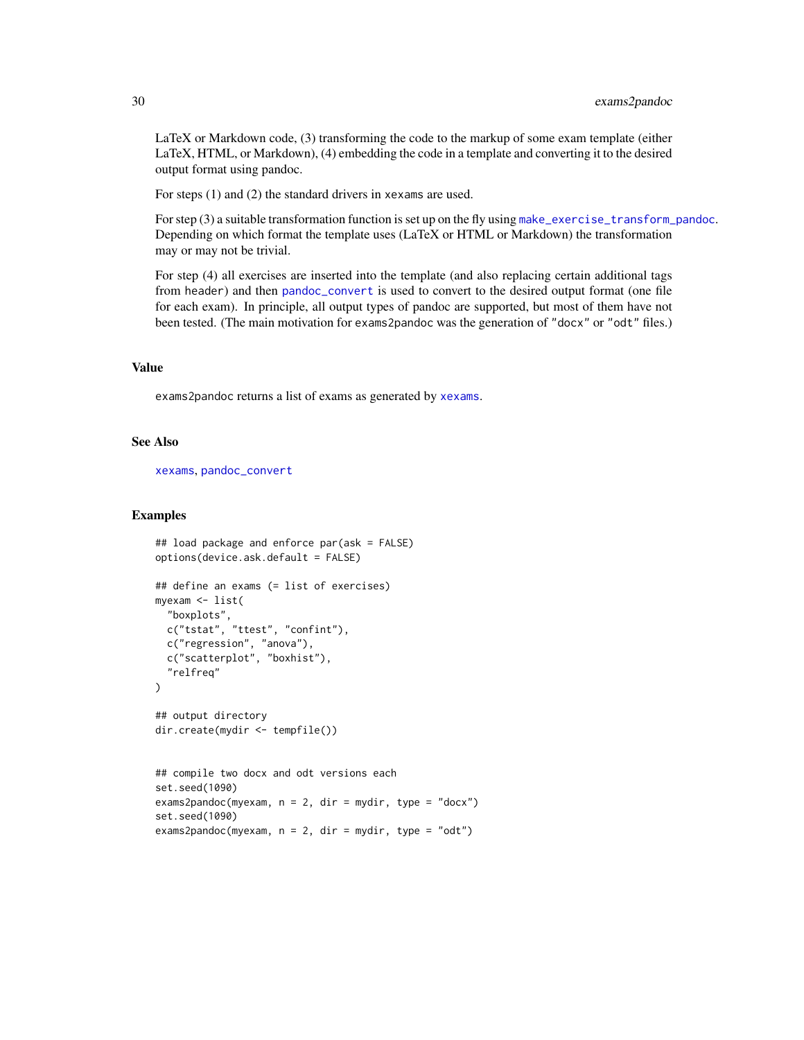LaTeX or Markdown code, (3) transforming the code to the markup of some exam template (either LaTeX, HTML, or Markdown), (4) embedding the code in a template and converting it to the desired output format using pandoc.

For steps (1) and (2) the standard drivers in `xexams` are used.

For step (3) a suitable transformation function is set up on the fly using `make_exercise_transform_pandoc`. Depending on which format the template uses (LaTeX or HTML or Markdown) the transformation may or may not be trivial.

For step (4) all exercises are inserted into the template (and also replacing certain additional tags from `header`) and then `pandoc_convert` is used to convert to the desired output format (one file for each exam). In principle, all output types of pandoc are supported, but most of them have not been tested. (The main motivation for `exams2pandoc` was the generation of `"docx"` or `"odt"` files.)

## Value

`exams2pandoc` returns a list of exams as generated by `xexams`.

## See Also

`xexams`, `pandoc_convert`

## Examples

```
## load package and enforce par(ask = FALSE)
options(device.ask.default = FALSE)

## define an exams (= list of exercises)
myexam <- list(
  "boxplots",
  c("tstat", "ttest", "confint"),
  c("regression", "anova"),
  c("scatterplot", "boxhist"),
  "relfreq"
)

## output directory
dir.create(mydir <- tempfile())


## compile two docx and odt versions each
set.seed(1090)
exams2pandoc(myexam, n = 2, dir = mydir, type = "docx")
set.seed(1090)
exams2pandoc(myexam, n = 2, dir = mydir, type = "odt")
```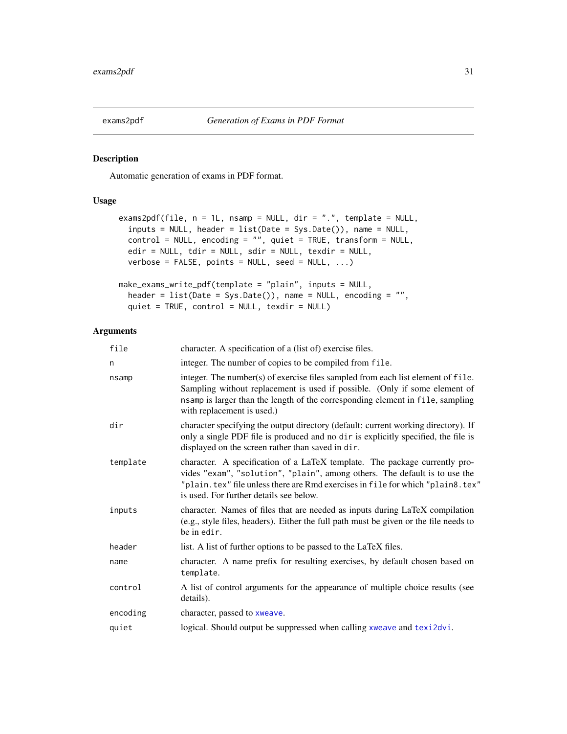exams2pdf *Generation of Exams in PDF Format*

## Description

Automatic generation of exams in PDF format.

## Usage

```
exams2pdf(file, n = 1L, nsamp = NULL, dir = ".", template = NULL,
  inputs = NULL, header = list(Date = Sys.Date()), name = NULL,
  control = NULL, encoding = "", quiet = TRUE, transform = NULL,
  edir = NULL, tdir = NULL, sdir = NULL, texdir = NULL,
  verbose = FALSE, points = NULL, seed = NULL, ...)

make_exams_write_pdf(template = "plain", inputs = NULL,
  header = list(Date = Sys.Date()), name = NULL, encoding = "",
  quiet = TRUE, control = NULL, texdir = NULL)
```

## Arguments

| | |
|---|---|
| `file` | character. A specification of a (list of) exercise files. |
| `n` | integer. The number of copies to be compiled from `file`. |
| `nsamp` | integer. The number(s) of exercise files sampled from each list element of `file`. Sampling without replacement is used if possible. (Only if some element of `nsamp` is larger than the length of the corresponding element in `file`, sampling with replacement is used.) |
| `dir` | character specifying the output directory (default: current working directory). If only a single PDF file is produced and no `dir` is explicitly specified, the file is displayed on the screen rather than saved in `dir`. |
| `template` | character. A specification of a LaTeX template. The package currently provides `"exam"`, `"solution"`, `"plain"`, among others. The default is to use the `"plain.tex"` file unless there are Rmd exercises in `file` for which `"plain8.tex"` is used. For further details see below. |
| `inputs` | character. Names of files that are needed as inputs during LaTeX compilation (e.g., style files, headers). Either the full path must be given or the file needs to be in `edir`. |
| `header` | list. A list of further options to be passed to the LaTeX files. |
| `name` | character. A name prefix for resulting exercises, by default chosen based on `template`. |
| `control` | A list of control arguments for the appearance of multiple choice results (see details). |
| `encoding` | character, passed to `xweave`. |
| `quiet` | logical. Should output be suppressed when calling `xweave` and `texi2dvi`. |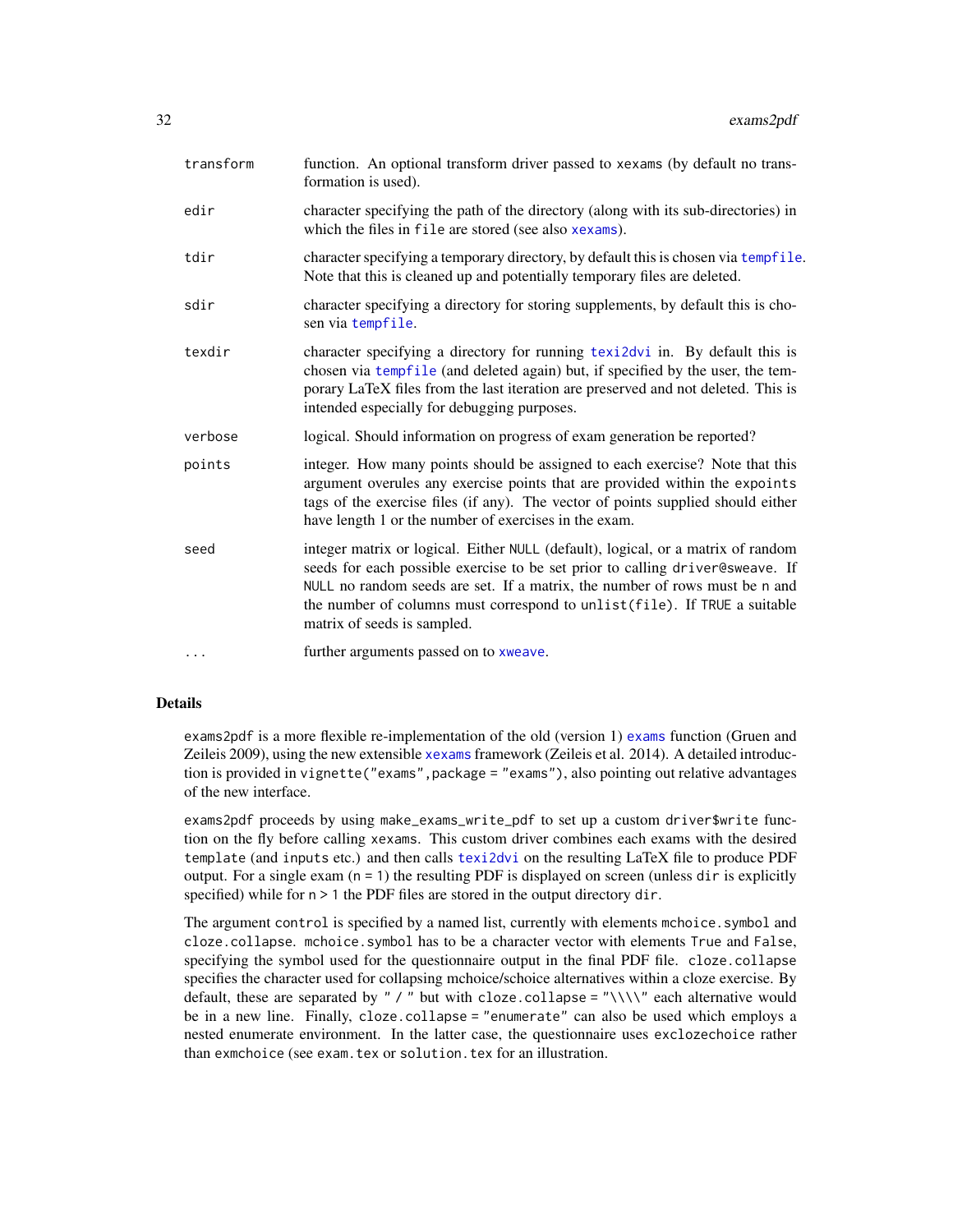| | |
|---|---|
| transform | function. An optional transform driver passed to xexams (by default no transformation is used). |
| edir | character specifying the path of the directory (along with its sub-directories) in which the files in file are stored (see also xexams). |
| tdir | character specifying a temporary directory, by default this is chosen via tempfile. Note that this is cleaned up and potentially temporary files are deleted. |
| sdir | character specifying a directory for storing supplements, by default this is chosen via tempfile. |
| texdir | character specifying a directory for running texi2dvi in. By default this is chosen via tempfile (and deleted again) but, if specified by the user, the temporary LaTeX files from the last iteration are preserved and not deleted. This is intended especially for debugging purposes. |
| verbose | logical. Should information on progress of exam generation be reported? |
| points | integer. How many points should be assigned to each exercise? Note that this argument overules any exercise points that are provided within the expoints tags of the exercise files (if any). The vector of points supplied should either have length 1 or the number of exercises in the exam. |
| seed | integer matrix or logical. Either NULL (default), logical, or a matrix of random seeds for each possible exercise to be set prior to calling driver@sweave. If NULL no random seeds are set. If a matrix, the number of rows must be n and the number of columns must correspond to unlist(file). If TRUE a suitable matrix of seeds is sampled. |
| ... | further arguments passed on to xweave. |

## Details

exams2pdf is a more flexible re-implementation of the old (version 1) exams function (Gruen and Zeileis 2009), using the new extensible xexams framework (Zeileis et al. 2014). A detailed introduction is provided in vignette("exams",package = "exams"), also pointing out relative advantages of the new interface.

exams2pdf proceeds by using make_exams_write_pdf to set up a custom driver$write function on the fly before calling xexams. This custom driver combines each exams with the desired template (and inputs etc.) and then calls texi2dvi on the resulting LaTeX file to produce PDF output. For a single exam (n = 1) the resulting PDF is displayed on screen (unless dir is explicitly specified) while for n > 1 the PDF files are stored in the output directory dir.

The argument control is specified by a named list, currently with elements mchoice.symbol and cloze.collapse. mchoice.symbol has to be a character vector with elements True and False, specifying the symbol used for the questionnaire output in the final PDF file. cloze.collapse specifies the character used for collapsing mchoice/schoice alternatives within a cloze exercise. By default, these are separated by " / " but with cloze.collapse = "\\\\" each alternative would be in a new line. Finally, cloze.collapse = "enumerate" can also be used which employs a nested enumerate environment. In the latter case, the questionnaire uses exclozechoice rather than exmchoice (see exam.tex or solution.tex for an illustration.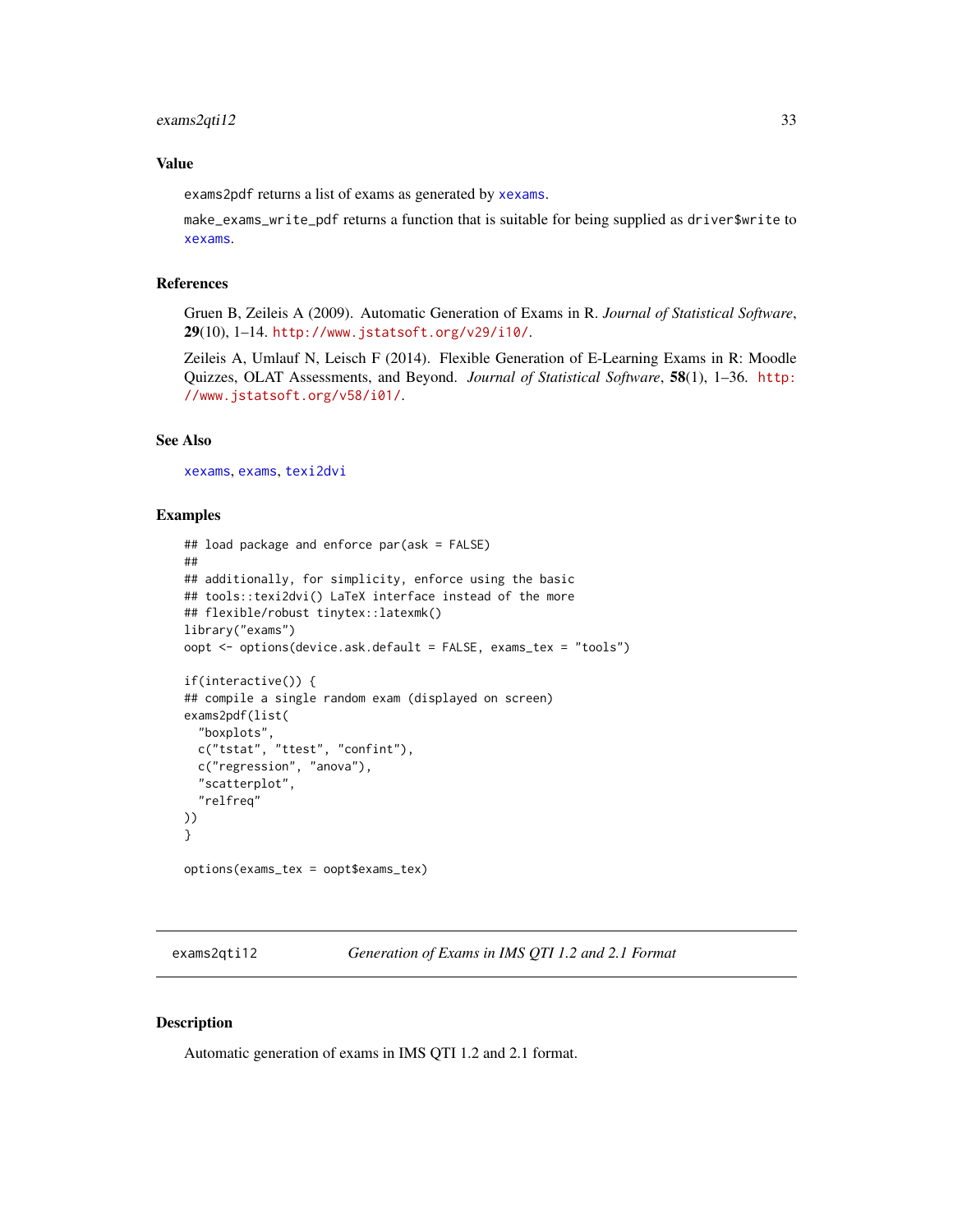## Value

exams2pdf returns a list of exams as generated by xexams.

make_exams_write_pdf returns a function that is suitable for being supplied as driver$write to xexams.

## References

Gruen B, Zeileis A (2009). Automatic Generation of Exams in R. *Journal of Statistical Software*, **29**(10), 1–14. http://www.jstatsoft.org/v29/i10/.

Zeileis A, Umlauf N, Leisch F (2014). Flexible Generation of E-Learning Exams in R: Moodle Quizzes, OLAT Assessments, and Beyond. *Journal of Statistical Software*, **58**(1), 1–36. http://www.jstatsoft.org/v58/i01/.

## See Also

xexams, exams, texi2dvi

## Examples

```
## load package and enforce par(ask = FALSE)
##
## additionally, for simplicity, enforce using the basic
## tools::texi2dvi() LaTeX interface instead of the more
## flexible/robust tinytex::latexmk()
library("exams")
oopt <- options(device.ask.default = FALSE, exams_tex = "tools")

if(interactive()) {
## compile a single random exam (displayed on screen)
exams2pdf(list(
  "boxplots",
  c("tstat", "ttest", "confint"),
  c("regression", "anova"),
  "scatterplot",
  "relfreq"
))
}

options(exams_tex = oopt$exams_tex)
```

---

# exams2qti12 — *Generation of Exams in IMS QTI 1.2 and 2.1 Format*

## Description

Automatic generation of exams in IMS QTI 1.2 and 2.1 format.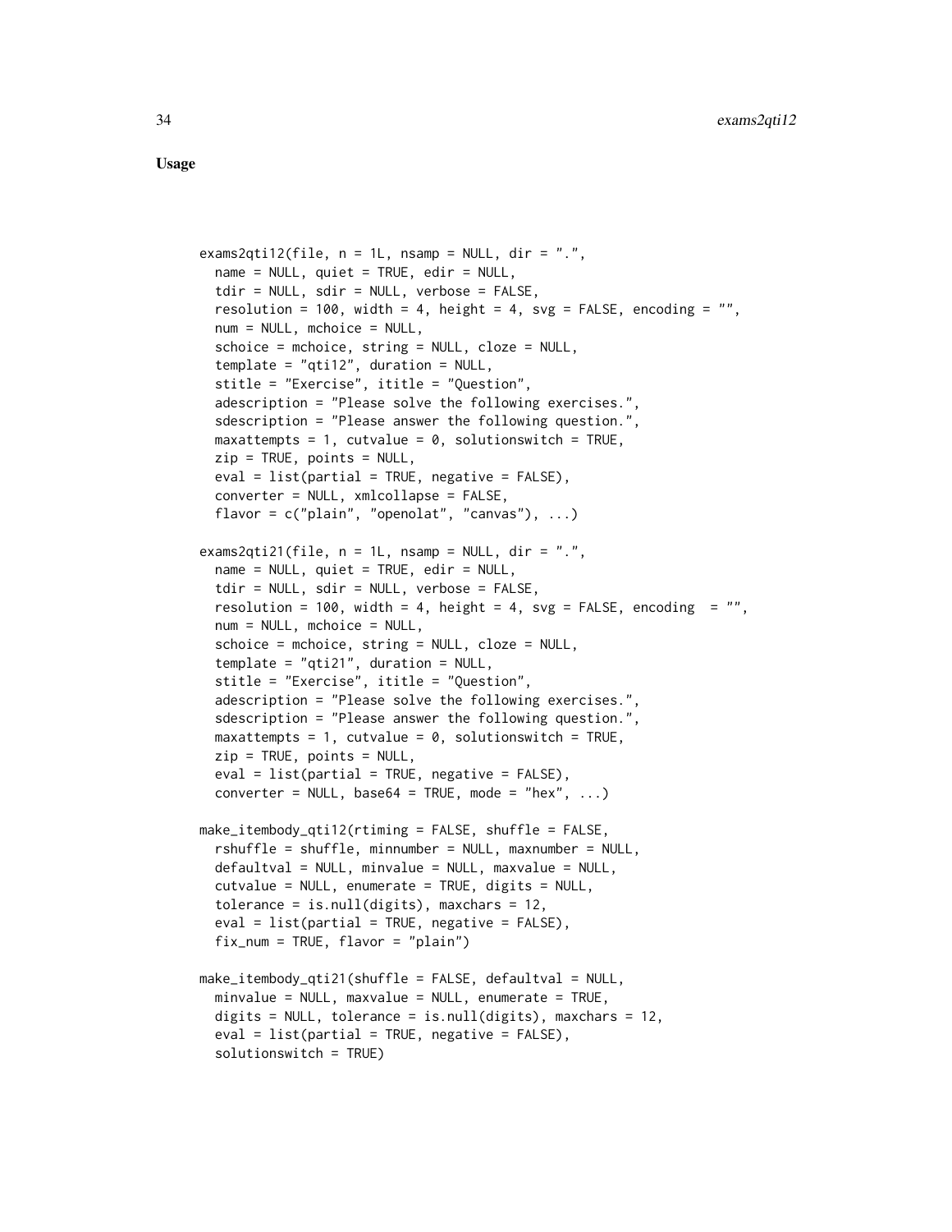## Usage

```
exams2qti12(file, n = 1L, nsamp = NULL, dir = ".",
  name = NULL, quiet = TRUE, edir = NULL,
  tdir = NULL, sdir = NULL, verbose = FALSE,
  resolution = 100, width = 4, height = 4, svg = FALSE, encoding = "",
  num = NULL, mchoice = NULL,
  schoice = mchoice, string = NULL, cloze = NULL,
  template = "qti12", duration = NULL,
  stitle = "Exercise", ititle = "Question",
  adescription = "Please solve the following exercises.",
  sdescription = "Please answer the following question.",
  maxattempts = 1, cutvalue = 0, solutionswitch = TRUE,
  zip = TRUE, points = NULL,
  eval = list(partial = TRUE, negative = FALSE),
  converter = NULL, xmlcollapse = FALSE,
  flavor = c("plain", "openolat", "canvas"), ...)

exams2qti21(file, n = 1L, nsamp = NULL, dir = ".",
  name = NULL, quiet = TRUE, edir = NULL,
  tdir = NULL, sdir = NULL, verbose = FALSE,
  resolution = 100, width = 4, height = 4, svg = FALSE, encoding  = "",
  num = NULL, mchoice = NULL,
  schoice = mchoice, string = NULL, cloze = NULL,
  template = "qti21", duration = NULL,
  stitle = "Exercise", ititle = "Question",
  adescription = "Please solve the following exercises.",
  sdescription = "Please answer the following question.",
  maxattempts = 1, cutvalue = 0, solutionswitch = TRUE,
  zip = TRUE, points = NULL,
  eval = list(partial = TRUE, negative = FALSE),
  converter = NULL, base64 = TRUE, mode = "hex", ...)

make_itembody_qti12(rtiming = FALSE, shuffle = FALSE,
  rshuffle = shuffle, minnumber = NULL, maxnumber = NULL,
  defaultval = NULL, minvalue = NULL, maxvalue = NULL,
  cutvalue = NULL, enumerate = TRUE, digits = NULL,
  tolerance = is.null(digits), maxchars = 12,
  eval = list(partial = TRUE, negative = FALSE),
  fix_num = TRUE, flavor = "plain")

make_itembody_qti21(shuffle = FALSE, defaultval = NULL,
  minvalue = NULL, maxvalue = NULL, enumerate = TRUE,
  digits = NULL, tolerance = is.null(digits), maxchars = 12,
  eval = list(partial = TRUE, negative = FALSE),
  solutionswitch = TRUE)
```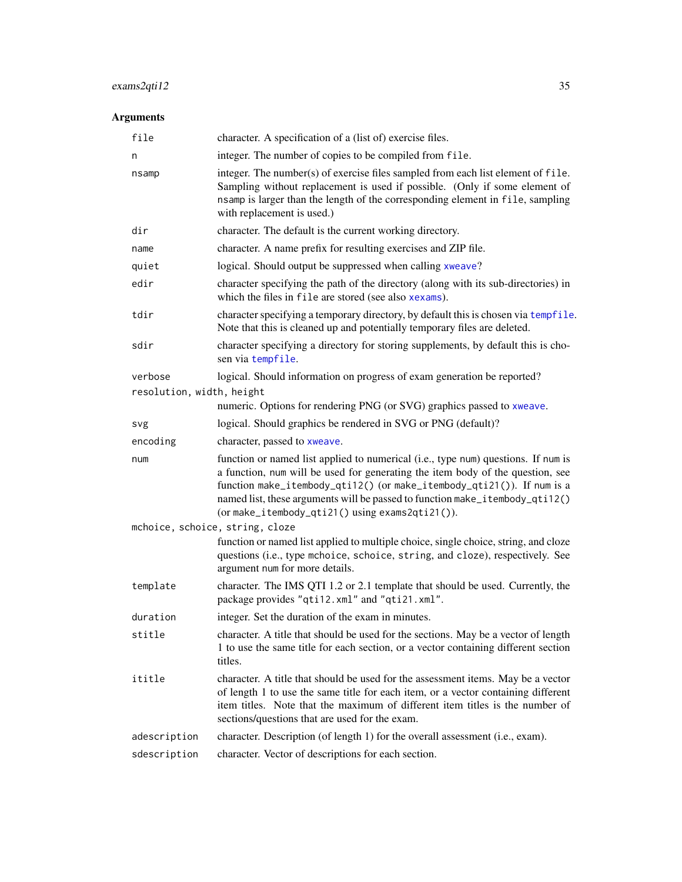## Arguments

- `file` — character. A specification of a (list of) exercise files.
- `n` — integer. The number of copies to be compiled from `file`.
- `nsamp` — integer. The number(s) of exercise files sampled from each list element of `file`. Sampling without replacement is used if possible. (Only if some element of `nsamp` is larger than the length of the corresponding element in `file`, sampling with replacement is used.)
- `dir` — character. The default is the current working directory.
- `name` — character. A name prefix for resulting exercises and ZIP file.
- `quiet` — logical. Should output be suppressed when calling `xweave`?
- `edir` — character specifying the path of the directory (along with its sub-directories) in which the files in `file` are stored (see also `xexams`).
- `tdir` — character specifying a temporary directory, by default this is chosen via `tempfile`. Note that this is cleaned up and potentially temporary files are deleted.
- `sdir` — character specifying a directory for storing supplements, by default this is chosen via `tempfile`.
- `verbose` — logical. Should information on progress of exam generation be reported?
- `resolution, width, height` — numeric. Options for rendering PNG (or SVG) graphics passed to `xweave`.
- `svg` — logical. Should graphics be rendered in SVG or PNG (default)?
- `encoding` — character, passed to `xweave`.
- `num` — function or named list applied to numerical (i.e., type `num`) questions. If `num` is a function, `num` will be used for generating the item body of the question, see function `make_itembody_qti12()` (or `make_itembody_qti21()`). If `num` is a named list, these arguments will be passed to function `make_itembody_qti12()` (or `make_itembody_qti21()` using `exams2qti21()`).
- `mchoice, schoice, string, cloze` — function or named list applied to multiple choice, single choice, string, and cloze questions (i.e., type `mchoice`, `schoice`, `string`, and `cloze`), respectively. See argument `num` for more details.
- `template` — character. The IMS QTI 1.2 or 2.1 template that should be used. Currently, the package provides `"qti12.xml"` and `"qti21.xml"`.
- `duration` — integer. Set the duration of the exam in minutes.
- `stitle` — character. A title that should be used for the sections. May be a vector of length 1 to use the same title for each section, or a vector containing different section titles.
- `ititle` — character. A title that should be used for the assessment items. May be a vector of length 1 to use the same title for each item, or a vector containing different item titles. Note that the maximum of different item titles is the number of sections/questions that are used for the exam.
- `adescription` — character. Description (of length 1) for the overall assessment (i.e., exam).
- `sdescription` — character. Vector of descriptions for each section.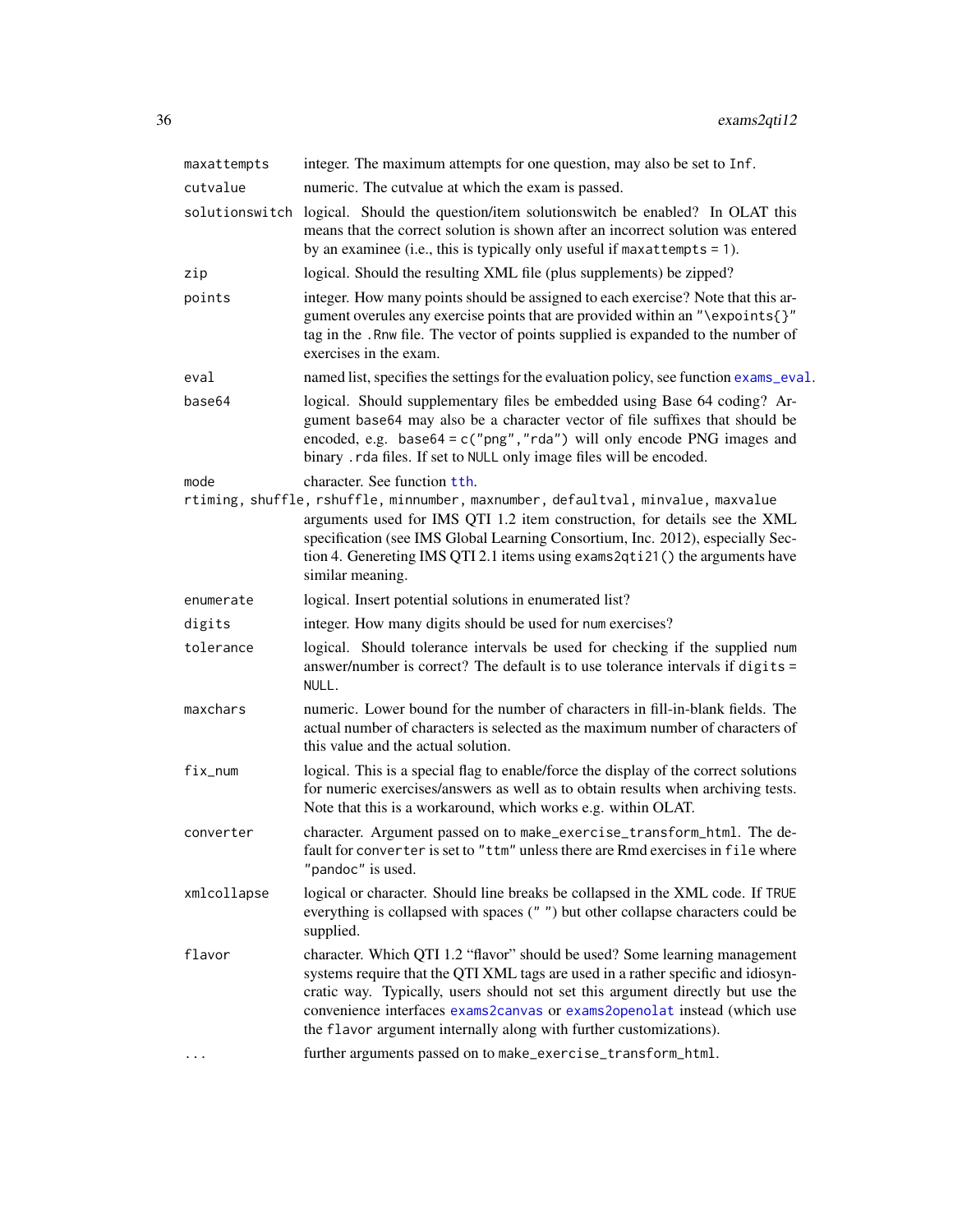| | |
|---|---|
| `maxattempts` | integer. The maximum attempts for one question, may also be set to `Inf`. |
| `cutvalue` | numeric. The cutvalue at which the exam is passed. |
| `solutionswitch` | logical. Should the question/item solutionswitch be enabled? In OLAT this means that the correct solution is shown after an incorrect solution was entered by an examinee (i.e., this is typically only useful if `maxattempts = 1`). |
| `zip` | logical. Should the resulting XML file (plus supplements) be zipped? |
| `points` | integer. How many points should be assigned to each exercise? Note that this argument overules any exercise points that are provided within an `"\expoints{}"` tag in the `.Rnw` file. The vector of points supplied is expanded to the number of exercises in the exam. |
| `eval` | named list, specifies the settings for the evaluation policy, see function `exams_eval`. |
| `base64` | logical. Should supplementary files be embedded using Base 64 coding? Argument `base64` may also be a character vector of file suffixes that should be encoded, e.g. `base64 = c("png","rda")` will only encode PNG images and binary `.rda` files. If set to `NULL` only image files will be encoded. |
| `mode` | character. See function `tth`. |
| `rtiming, shuffle, rshuffle, minnumber, maxnumber, defaultval, minvalue, maxvalue` | arguments used for IMS QTI 1.2 item construction, for details see the XML specification (see IMS Global Learning Consortium, Inc. 2012), especially Section 4. Genereting IMS QTI 2.1 items using `exams2qti21()` the arguments have similar meaning. |
| `enumerate` | logical. Insert potential solutions in enumerated list? |
| `digits` | integer. How many digits should be used for `num` exercises? |
| `tolerance` | logical. Should tolerance intervals be used for checking if the supplied `num` answer/number is correct? The default is to use tolerance intervals if `digits = NULL`. |
| `maxchars` | numeric. Lower bound for the number of characters in fill-in-blank fields. The actual number of characters is selected as the maximum number of characters of this value and the actual solution. |
| `fix_num` | logical. This is a special flag to enable/force the display of the correct solutions for numeric exercises/answers as well as to obtain results when archiving tests. Note that this is a workaround, which works e.g. within OLAT. |
| `converter` | character. Argument passed on to `make_exercise_transform_html`. The default for `converter` is set to `"ttm"` unless there are Rmd exercises in `file` where `"pandoc"` is used. |
| `xmlcollapse` | logical or character. Should line breaks be collapsed in the XML code. If `TRUE` everything is collapsed with spaces (`" "`) but other collapse characters could be supplied. |
| `flavor` | character. Which QTI 1.2 "flavor" should be used? Some learning management systems require that the QTI XML tags are used in a rather specific and idiosyncratic way. Typically, users should not set this argument directly but use the convenience interfaces `exams2canvas` or `exams2openolat` instead (which use the `flavor` argument internally along with further customizations). |
| `...` | further arguments passed on to `make_exercise_transform_html`. |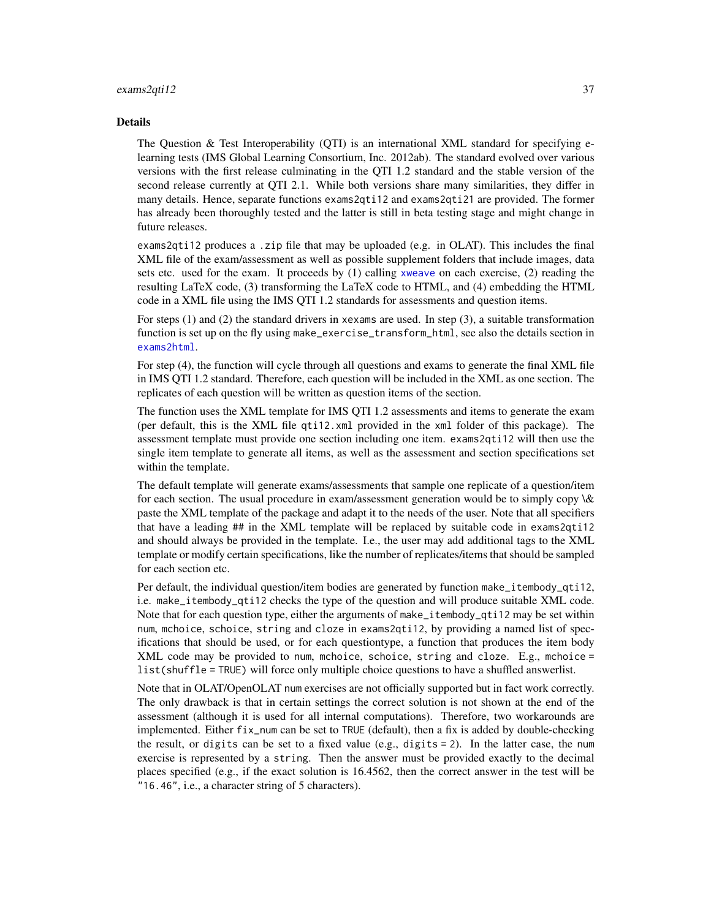### Details

The Question & Test Interoperability (QTI) is an international XML standard for specifying e-learning tests (IMS Global Learning Consortium, Inc. 2012ab). The standard evolved over various versions with the first release culminating in the QTI 1.2 standard and the stable version of the second release currently at QTI 2.1. While both versions share many similarities, they differ in many details. Hence, separate functions `exams2qti12` and `exams2qti21` are provided. The former has already been thoroughly tested and the latter is still in beta testing stage and might change in future releases.

`exams2qti12` produces a `.zip` file that may be uploaded (e.g. in OLAT). This includes the final XML file of the exam/assessment as well as possible supplement folders that include images, data sets etc. used for the exam. It proceeds by (1) calling `xweave` on each exercise, (2) reading the resulting LaTeX code, (3) transforming the LaTeX code to HTML, and (4) embedding the HTML code in a XML file using the IMS QTI 1.2 standards for assessments and question items.

For steps (1) and (2) the standard drivers in `xexams` are used. In step (3), a suitable transformation function is set up on the fly using `make_exercise_transform_html`, see also the details section in `exams2html`.

For step (4), the function will cycle through all questions and exams to generate the final XML file in IMS QTI 1.2 standard. Therefore, each question will be included in the XML as one section. The replicates of each question will be written as question items of the section.

The function uses the XML template for IMS QTI 1.2 assessments and items to generate the exam (per default, this is the XML file `qti12.xml` provided in the `xml` folder of this package). The assessment template must provide one section including one item. `exams2qti12` will then use the single item template to generate all items, as well as the assessment and section specifications set within the template.

The default template will generate exams/assessments that sample one replicate of a question/item for each section. The usual procedure in exam/assessment generation would be to simply copy \& paste the XML template of the package and adapt it to the needs of the user. Note that all specifiers that have a leading ## in the XML template will be replaced by suitable code in `exams2qti12` and should always be provided in the template. I.e., the user may add additional tags to the XML template or modify certain specifications, like the number of replicates/items that should be sampled for each section etc.

Per default, the individual question/item bodies are generated by function `make_itembody_qti12`, i.e. `make_itembody_qti12` checks the type of the question and will produce suitable XML code. Note that for each question type, either the arguments of `make_itembody_qti12` may be set within `num`, `mchoice`, `schoice`, `string` and `cloze` in `exams2qti12`, by providing a named list of specifications that should be used, or for each questiontype, a function that produces the item body XML code may be provided to `num`, `mchoice`, `schoice`, `string` and `cloze`. E.g., `mchoice = list(shuffle = TRUE)` will force only multiple choice questions to have a shuffled answerlist.

Note that in OLAT/OpenOLAT `num` exercises are not officially supported but in fact work correctly. The only drawback is that in certain settings the correct solution is not shown at the end of the assessment (although it is used for all internal computations). Therefore, two workarounds are implemented. Either `fix_num` can be set to `TRUE` (default), then a fix is added by double-checking the result, or `digits` can be set to a fixed value (e.g., `digits = 2`). In the latter case, the `num` exercise is represented by a `string`. Then the answer must be provided exactly to the decimal places specified (e.g., if the exact solution is 16.4562, then the correct answer in the test will be `"16.46"`, i.e., a character string of 5 characters).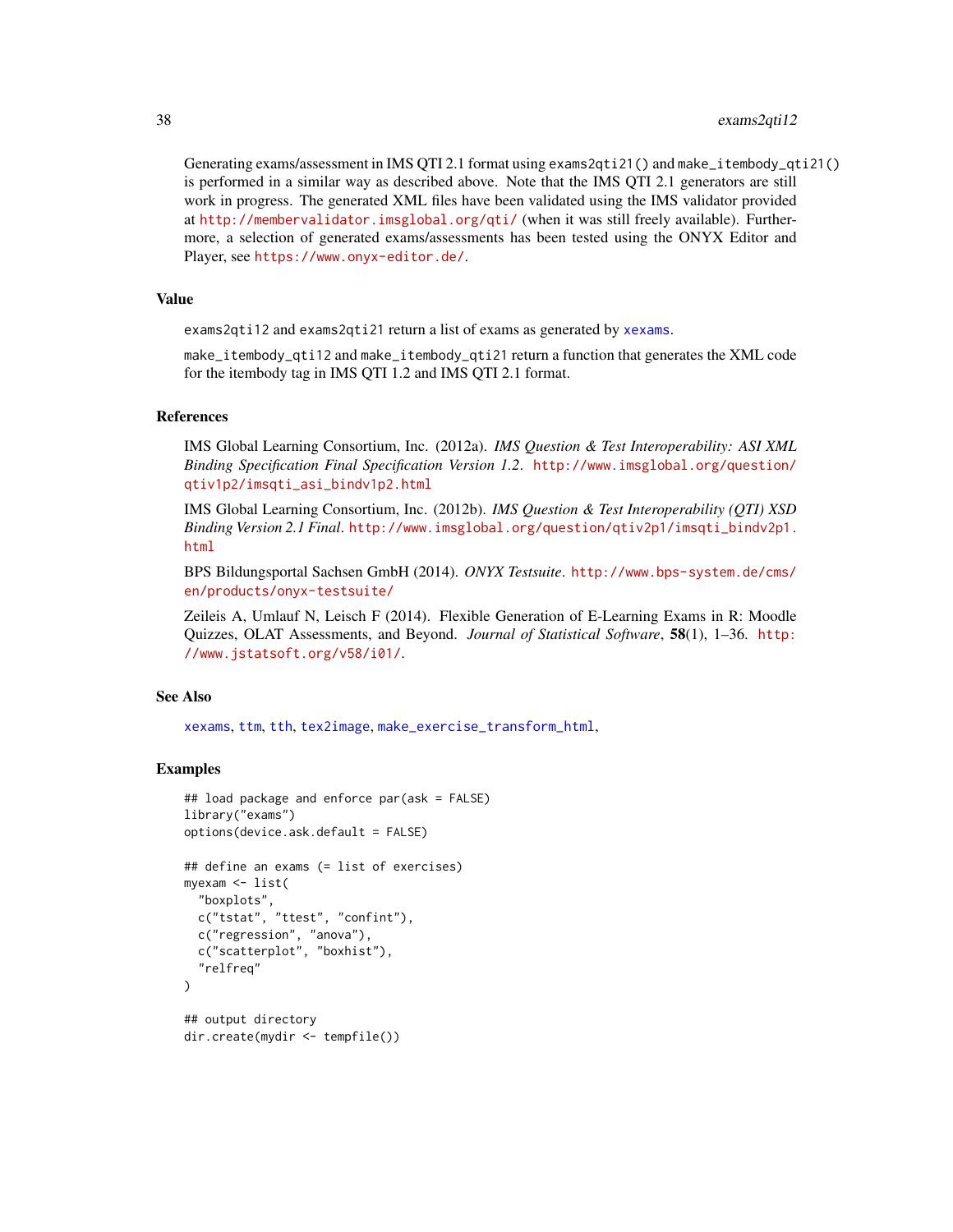Generating exams/assessment in IMS QTI 2.1 format using exams2qti21() and make_itembody_qti21() is performed in a similar way as described above. Note that the IMS QTI 2.1 generators are still work in progress. The generated XML files have been validated using the IMS validator provided at http://membervalidator.imsglobal.org/qti/ (when it was still freely available). Furthermore, a selection of generated exams/assessments has been tested using the ONYX Editor and Player, see https://www.onyx-editor.de/.

## Value

exams2qti12 and exams2qti21 return a list of exams as generated by xexams.

make_itembody_qti12 and make_itembody_qti21 return a function that generates the XML code for the itembody tag in IMS QTI 1.2 and IMS QTI 2.1 format.

## References

IMS Global Learning Consortium, Inc. (2012a). *IMS Question & Test Interoperability: ASI XML Binding Specification Final Specification Version 1.2*. http://www.imsglobal.org/question/qtiv1p2/imsqti_asi_bindv1p2.html

IMS Global Learning Consortium, Inc. (2012b). *IMS Question & Test Interoperability (QTI) XSD Binding Version 2.1 Final*. http://www.imsglobal.org/question/qtiv2p1/imsqti_bindv2p1.html

BPS Bildungsportal Sachsen GmbH (2014). *ONYX Testsuite*. http://www.bps-system.de/cms/en/products/onyx-testsuite/

Zeileis A, Umlauf N, Leisch F (2014). Flexible Generation of E-Learning Exams in R: Moodle Quizzes, OLAT Assessments, and Beyond. *Journal of Statistical Software*, **58**(1), 1–36. http://www.jstatsoft.org/v58/i01/.

## See Also

xexams, ttm, tth, tex2image, make_exercise_transform_html,

## Examples

```
## load package and enforce par(ask = FALSE)
library("exams")
options(device.ask.default = FALSE)

## define an exams (= list of exercises)
myexam <- list(
  "boxplots",
  c("tstat", "ttest", "confint"),
  c("regression", "anova"),
  c("scatterplot", "boxhist"),
  "relfreq"
)

## output directory
dir.create(mydir <- tempfile())
```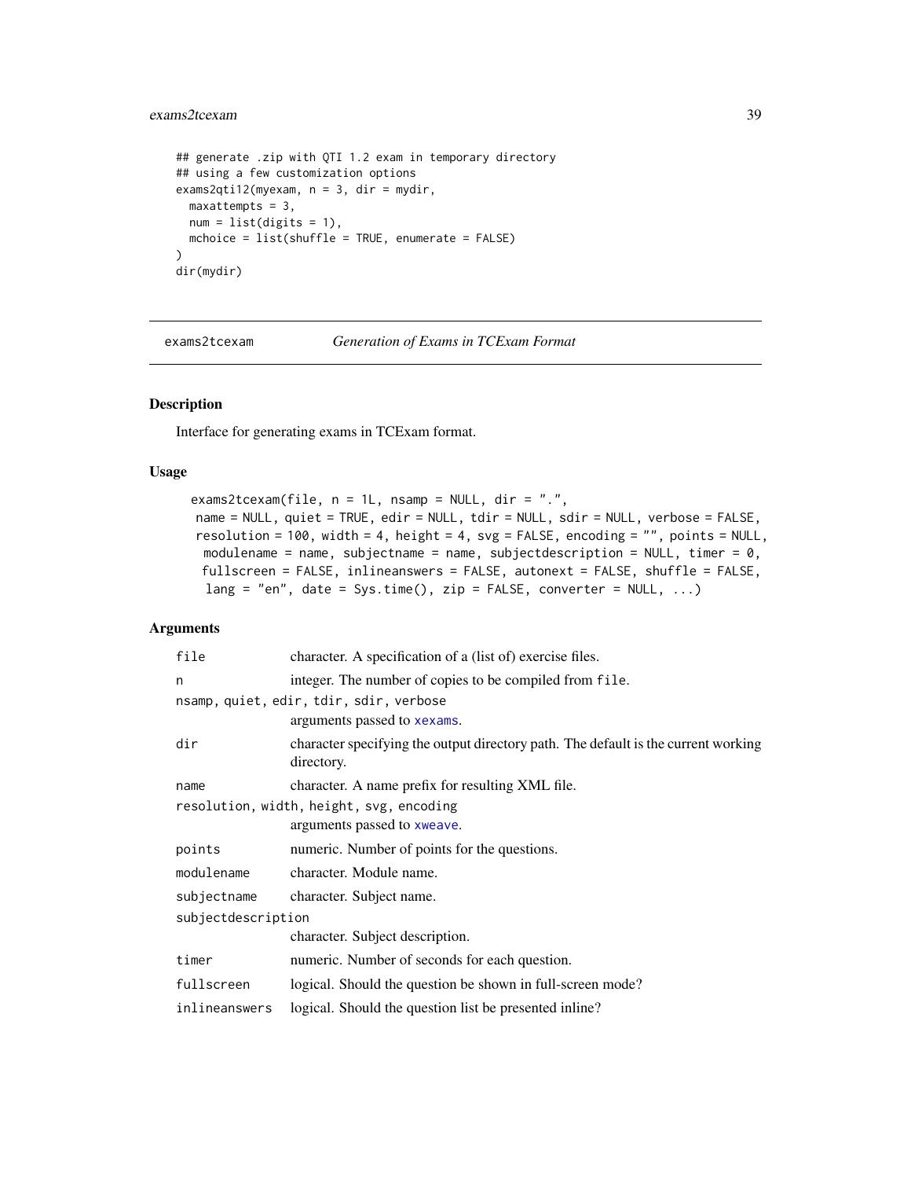```
## generate .zip with QTI 1.2 exam in temporary directory
## using a few customization options
exams2qti12(myexam, n = 3, dir = mydir,
  maxattempts = 3,
  num = list(digits = 1),
  mchoice = list(shuffle = TRUE, enumerate = FALSE)
)
dir(mydir)
```

---

`exams2tcexam` *Generation of Exams in TCExam Format*

---

## Description

Interface for generating exams in TCExam format.

## Usage

```
exams2tcexam(file, n = 1L, nsamp = NULL, dir = ".",
  name = NULL, quiet = TRUE, edir = NULL, tdir = NULL, sdir = NULL, verbose = FALSE,
  resolution = 100, width = 4, height = 4, svg = FALSE, encoding = "", points = NULL,
  modulename = name, subjectname = name, subjectdescription = NULL, timer = 0,
  fullscreen = FALSE, inlineanswers = FALSE, autonext = FALSE, shuffle = FALSE,
  lang = "en", date = Sys.time(), zip = FALSE, converter = NULL, ...)
```

## Arguments

| | |
|---|---|
| `file` | character. A specification of a (list of) exercise files. |
| `n` | integer. The number of copies to be compiled from `file`. |
| `nsamp, quiet, edir, tdir, sdir, verbose` | arguments passed to `xexams`. |
| `dir` | character specifying the output directory path. The default is the current working directory. |
| `name` | character. A name prefix for resulting XML file. |
| `resolution, width, height, svg, encoding` | arguments passed to `xweave`. |
| `points` | numeric. Number of points for the questions. |
| `modulename` | character. Module name. |
| `subjectname` | character. Subject name. |
| `subjectdescription` | character. Subject description. |
| `timer` | numeric. Number of seconds for each question. |
| `fullscreen` | logical. Should the question be shown in full-screen mode? |
| `inlineanswers` | logical. Should the question list be presented inline? |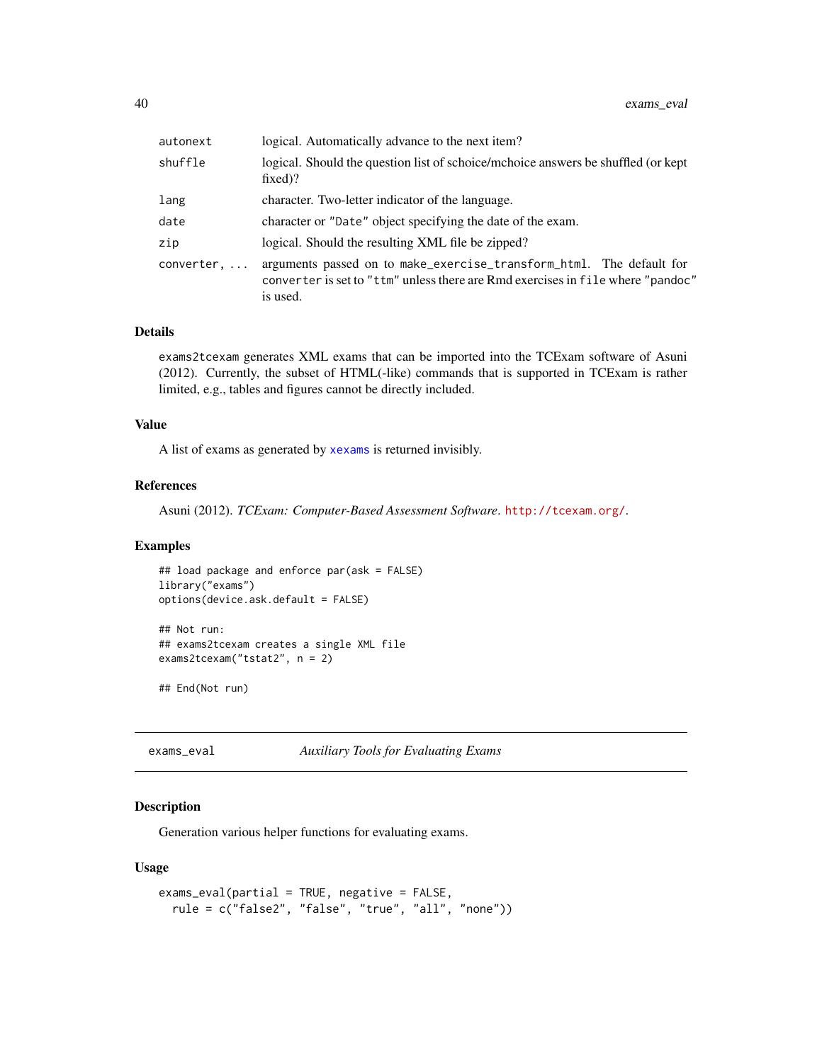| | |
|---|---|
| `autonext` | logical. Automatically advance to the next item? |
| `shuffle` | logical. Should the question list of schoice/mchoice answers be shuffled (or kept fixed)? |
| `lang` | character. Two-letter indicator of the language. |
| `date` | character or `"Date"` object specifying the date of the exam. |
| `zip` | logical. Should the resulting XML file be zipped? |
| `converter, ...` | arguments passed on to `make_exercise_transform_html`. The default for `converter` is set to `"ttm"` unless there are Rmd exercises in `file` where `"pandoc"` is used. |

### Details

`exams2tcexam` generates XML exams that can be imported into the TCExam software of Asuni (2012). Currently, the subset of HTML(-like) commands that is supported in TCExam is rather limited, e.g., tables and figures cannot be directly included.

### Value

A list of exams as generated by `xexams` is returned invisibly.

### References

Asuni (2012). *TCExam: Computer-Based Assessment Software*. http://tcexam.org/.

### Examples

```
## load package and enforce par(ask = FALSE)
library("exams")
options(device.ask.default = FALSE)

## Not run:
## exams2tcexam creates a single XML file
exams2tcexam("tstat2", n = 2)

## End(Not run)
```

---

## exams_eval — *Auxiliary Tools for Evaluating Exams*

### Description

Generation various helper functions for evaluating exams.

### Usage

```
exams_eval(partial = TRUE, negative = FALSE,
  rule = c("false2", "false", "true", "all", "none"))
```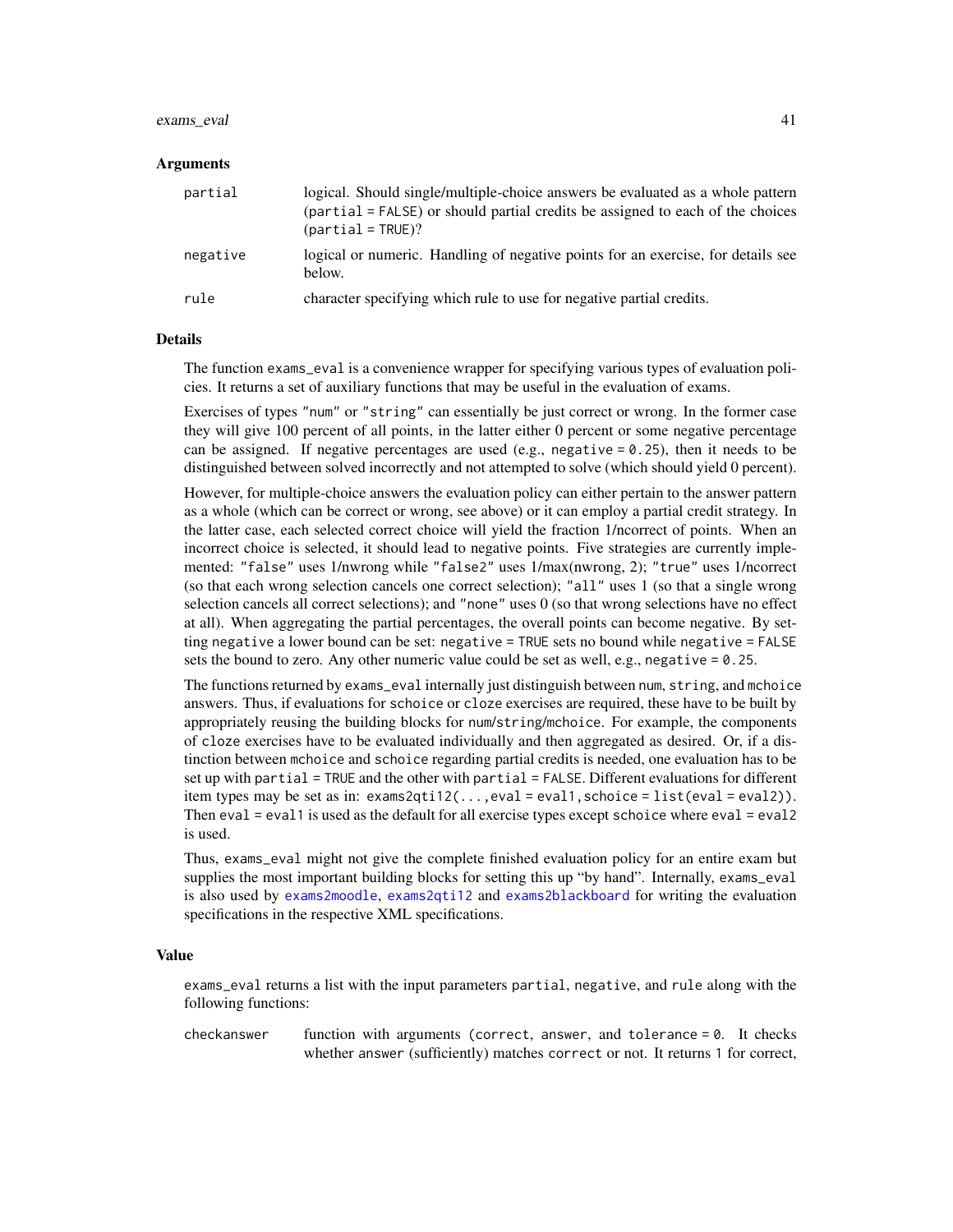### Arguments

| | |
|---|---|
| `partial` | logical. Should single/multiple-choice answers be evaluated as a whole pattern (`partial = FALSE`) or should partial credits be assigned to each of the choices (`partial = TRUE`)? |
| `negative` | logical or numeric. Handling of negative points for an exercise, for details see below. |
| `rule` | character specifying which rule to use for negative partial credits. |

### Details

The function `exams_eval` is a convenience wrapper for specifying various types of evaluation policies. It returns a set of auxiliary functions that may be useful in the evaluation of exams.

Exercises of types `"num"` or `"string"` can essentially be just correct or wrong. In the former case they will give 100 percent of all points, in the latter either 0 percent or some negative percentage can be assigned. If negative percentages are used (e.g., `negative = 0.25`), then it needs to be distinguished between solved incorrectly and not attempted to solve (which should yield 0 percent).

However, for multiple-choice answers the evaluation policy can either pertain to the answer pattern as a whole (which can be correct or wrong, see above) or it can employ a partial credit strategy. In the latter case, each selected correct choice will yield the fraction 1/ncorrect of points. When an incorrect choice is selected, it should lead to negative points. Five strategies are currently implemented: `"false"` uses 1/nwrong while `"false2"` uses 1/max(nwrong, 2); `"true"` uses 1/ncorrect (so that each wrong selection cancels one correct selection); `"all"` uses 1 (so that a single wrong selection cancels all correct selections); and `"none"` uses 0 (so that wrong selections have no effect at all). When aggregating the partial percentages, the overall points can become negative. By setting `negative` a lower bound can be set: `negative = TRUE` sets no bound while `negative = FALSE` sets the bound to zero. Any other numeric value could be set as well, e.g., `negative = 0.25`.

The functions returned by `exams_eval` internally just distinguish between `num`, `string`, and `mchoice` answers. Thus, if evaluations for `schoice` or `cloze` exercises are required, these have to be built by appropriately reusing the building blocks for `num`/`string`/`mchoice`. For example, the components of `cloze` exercises have to be evaluated individually and then aggregated as desired. Or, if a distinction between `mchoice` and `schoice` regarding partial credits is needed, one evaluation has to be set up with `partial = TRUE` and the other with `partial = FALSE`. Different evaluations for different item types may be set as in: `exams2qti12(...,eval = eval1,schoice = list(eval = eval2))`. Then `eval = eval1` is used as the default for all exercise types except `schoice` where `eval = eval2` is used.

Thus, `exams_eval` might not give the complete finished evaluation policy for an entire exam but supplies the most important building blocks for setting this up "by hand". Internally, `exams_eval` is also used by `exams2moodle`, `exams2qti12` and `exams2blackboard` for writing the evaluation specifications in the respective XML specifications.

### Value

`exams_eval` returns a list with the input parameters `partial`, `negative`, and `rule` along with the following functions:

| | |
|---|---|
| `checkanswer` | function with arguments (`correct`, `answer`, and `tolerance = 0`. It checks whether `answer` (sufficiently) matches `correct` or not. It returns `1` for correct, |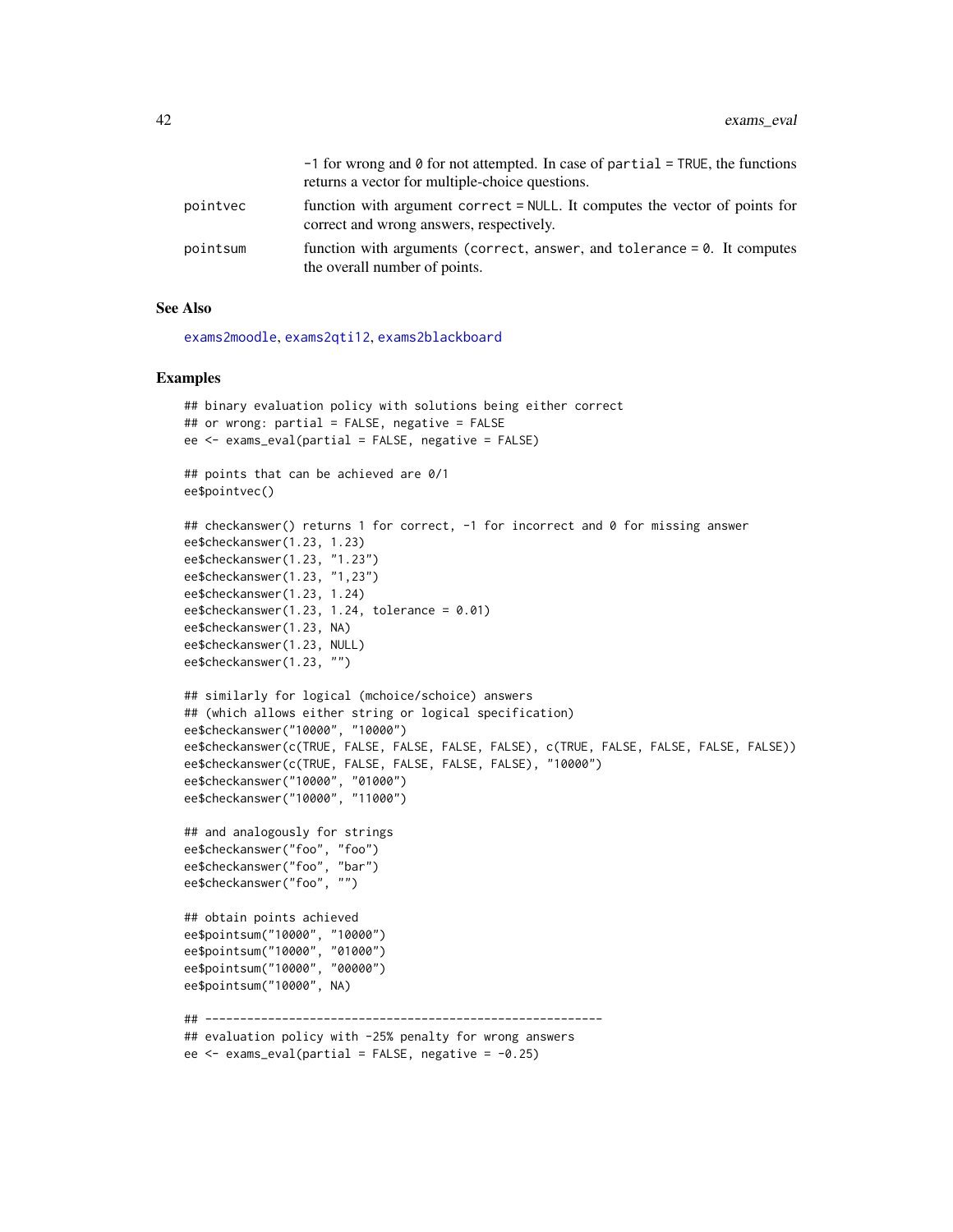-1 for wrong and 0 for not attempted. In case of `partial = TRUE`, the functions returns a vector for multiple-choice questions.

- `pointvec`: function with argument `correct = NULL`. It computes the vector of points for correct and wrong answers, respectively.
- `pointsum`: function with arguments (`correct`, `answer`, and `tolerance = 0`. It computes the overall number of points.

## See Also

`exams2moodle`, `exams2qti12`, `exams2blackboard`

## Examples

```
## binary evaluation policy with solutions being either correct
## or wrong: partial = FALSE, negative = FALSE
ee <- exams_eval(partial = FALSE, negative = FALSE)

## points that can be achieved are 0/1
ee$pointvec()

## checkanswer() returns 1 for correct, -1 for incorrect and 0 for missing answer
ee$checkanswer(1.23, 1.23)
ee$checkanswer(1.23, "1.23")
ee$checkanswer(1.23, "1,23")
ee$checkanswer(1.23, 1.24)
ee$checkanswer(1.23, 1.24, tolerance = 0.01)
ee$checkanswer(1.23, NA)
ee$checkanswer(1.23, NULL)
ee$checkanswer(1.23, "")

## similarly for logical (mchoice/schoice) answers
## (which allows either string or logical specification)
ee$checkanswer("10000", "10000")
ee$checkanswer(c(TRUE, FALSE, FALSE, FALSE, FALSE), c(TRUE, FALSE, FALSE, FALSE, FALSE))
ee$checkanswer(c(TRUE, FALSE, FALSE, FALSE, FALSE), "10000")
ee$checkanswer("10000", "01000")
ee$checkanswer("10000", "11000")

## and analogously for strings
ee$checkanswer("foo", "foo")
ee$checkanswer("foo", "bar")
ee$checkanswer("foo", "")

## obtain points achieved
ee$pointsum("10000", "10000")
ee$pointsum("10000", "01000")
ee$pointsum("10000", "00000")
ee$pointsum("10000", NA)

## --------------------------------------------------------
## evaluation policy with -25% penalty for wrong answers
ee <- exams_eval(partial = FALSE, negative = -0.25)
```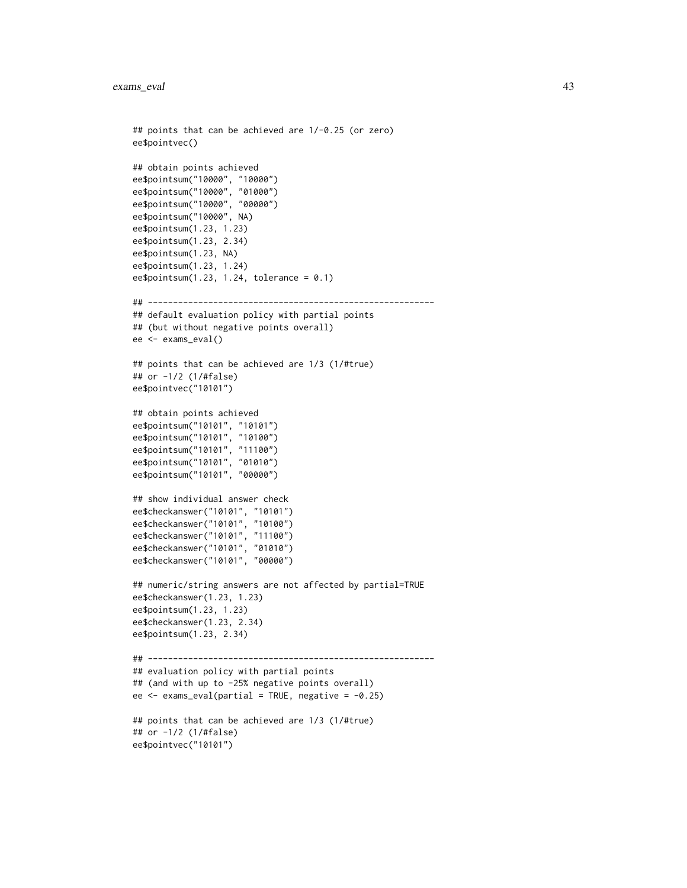```
## points that can be achieved are 1/-0.25 (or zero)
ee$pointvec()

## obtain points achieved
ee$pointsum("10000", "10000")
ee$pointsum("10000", "01000")
ee$pointsum("10000", "00000")
ee$pointsum("10000", NA)
ee$pointsum(1.23, 1.23)
ee$pointsum(1.23, 2.34)
ee$pointsum(1.23, NA)
ee$pointsum(1.23, 1.24)
ee$pointsum(1.23, 1.24, tolerance = 0.1)

## --------------------------------------------------------
## default evaluation policy with partial points
## (but without negative points overall)
ee <- exams_eval()

## points that can be achieved are 1/3 (1/#true)
## or -1/2 (1/#false)
ee$pointvec("10101")

## obtain points achieved
ee$pointsum("10101", "10101")
ee$pointsum("10101", "10100")
ee$pointsum("10101", "11100")
ee$pointsum("10101", "01010")
ee$pointsum("10101", "00000")

## show individual answer check
ee$checkanswer("10101", "10101")
ee$checkanswer("10101", "10100")
ee$checkanswer("10101", "11100")
ee$checkanswer("10101", "01010")
ee$checkanswer("10101", "00000")

## numeric/string answers are not affected by partial=TRUE
ee$checkanswer(1.23, 1.23)
ee$pointsum(1.23, 1.23)
ee$checkanswer(1.23, 2.34)
ee$pointsum(1.23, 2.34)

## --------------------------------------------------------
## evaluation policy with partial points
## (and with up to -25% negative points overall)
ee <- exams_eval(partial = TRUE, negative = -0.25)

## points that can be achieved are 1/3 (1/#true)
## or -1/2 (1/#false)
ee$pointvec("10101")
```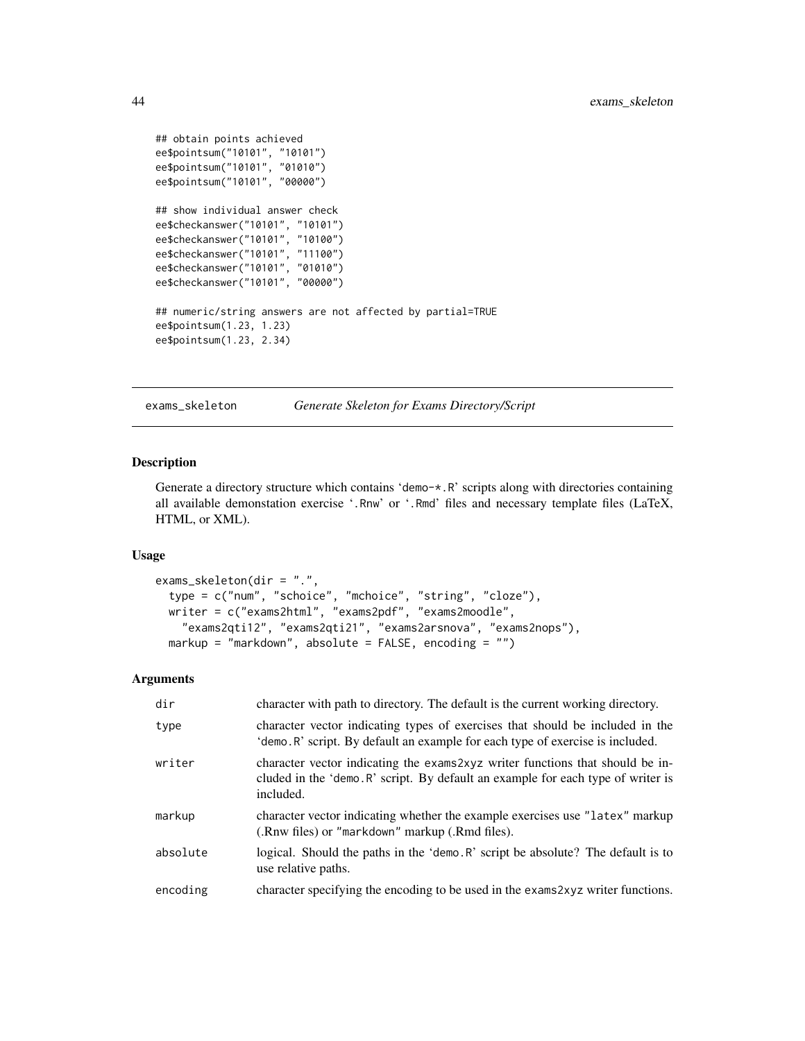```
## obtain points achieved
ee$pointsum("10101", "10101")
ee$pointsum("10101", "01010")
ee$pointsum("10101", "00000")

## show individual answer check
ee$checkanswer("10101", "10101")
ee$checkanswer("10101", "10100")
ee$checkanswer("10101", "11100")
ee$checkanswer("10101", "01010")
ee$checkanswer("10101", "00000")

## numeric/string answers are not affected by partial=TRUE
ee$pointsum(1.23, 1.23)
ee$pointsum(1.23, 2.34)
```

---

## exams_skeleton — *Generate Skeleton for Exams Directory/Script*

### Description

Generate a directory structure which contains 'demo-*.R' scripts along with directories containing all available demonstation exercise '.Rnw' or '.Rmd' files and necessary template files (LaTeX, HTML, or XML).

### Usage

```
exams_skeleton(dir = ".",
  type = c("num", "schoice", "mchoice", "string", "cloze"),
  writer = c("exams2html", "exams2pdf", "exams2moodle",
    "exams2qti12", "exams2qti21", "exams2arsnova", "exams2nops"),
  markup = "markdown", absolute = FALSE, encoding = "")
```

### Arguments

| | |
|---|---|
| dir | character with path to directory. The default is the current working directory. |
| type | character vector indicating types of exercises that should be included in the 'demo.R' script. By default an example for each type of exercise is included. |
| writer | character vector indicating the exams2xyz writer functions that should be included in the 'demo.R' script. By default an example for each type of writer is included. |
| markup | character vector indicating whether the example exercises use "latex" markup (.Rnw files) or "markdown" markup (.Rmd files). |
| absolute | logical. Should the paths in the 'demo.R' script be absolute? The default is to use relative paths. |
| encoding | character specifying the encoding to be used in the exams2xyz writer functions. |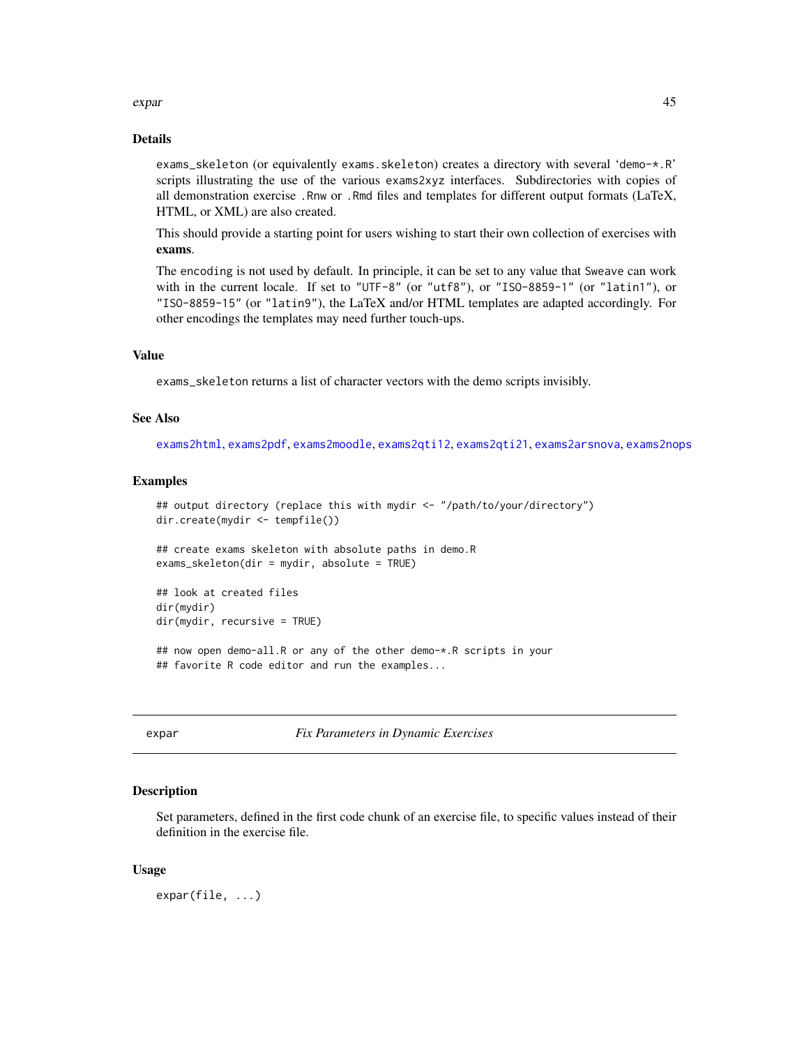### Details

exams_skeleton (or equivalently exams.skeleton) creates a directory with several 'demo-*.R' scripts illustrating the use of the various exams2xyz interfaces. Subdirectories with copies of all demonstration exercise .Rnw or .Rmd files and templates for different output formats (LaTeX, HTML, or XML) are also created.

This should provide a starting point for users wishing to start their own collection of exercises with **exams**.

The encoding is not used by default. In principle, it can be set to any value that Sweave can work with in the current locale. If set to "UTF-8" (or "utf8"), or "ISO-8859-1" (or "latin1"), or "ISO-8859-15" (or "latin9"), the LaTeX and/or HTML templates are adapted accordingly. For other encodings the templates may need further touch-ups.

### Value

exams_skeleton returns a list of character vectors with the demo scripts invisibly.

### See Also

exams2html, exams2pdf, exams2moodle, exams2qti12, exams2qti21, exams2arsnova, exams2nops

### Examples

```
## output directory (replace this with mydir <- "/path/to/your/directory")
dir.create(mydir <- tempfile())

## create exams skeleton with absolute paths in demo.R
exams_skeleton(dir = mydir, absolute = TRUE)

## look at created files
dir(mydir)
dir(mydir, recursive = TRUE)

## now open demo-all.R or any of the other demo-*.R scripts in your
## favorite R code editor and run the examples...
```

---

## expar — *Fix Parameters in Dynamic Exercises*

### Description

Set parameters, defined in the first code chunk of an exercise file, to specific values instead of their definition in the exercise file.

### Usage

```
expar(file, ...)
```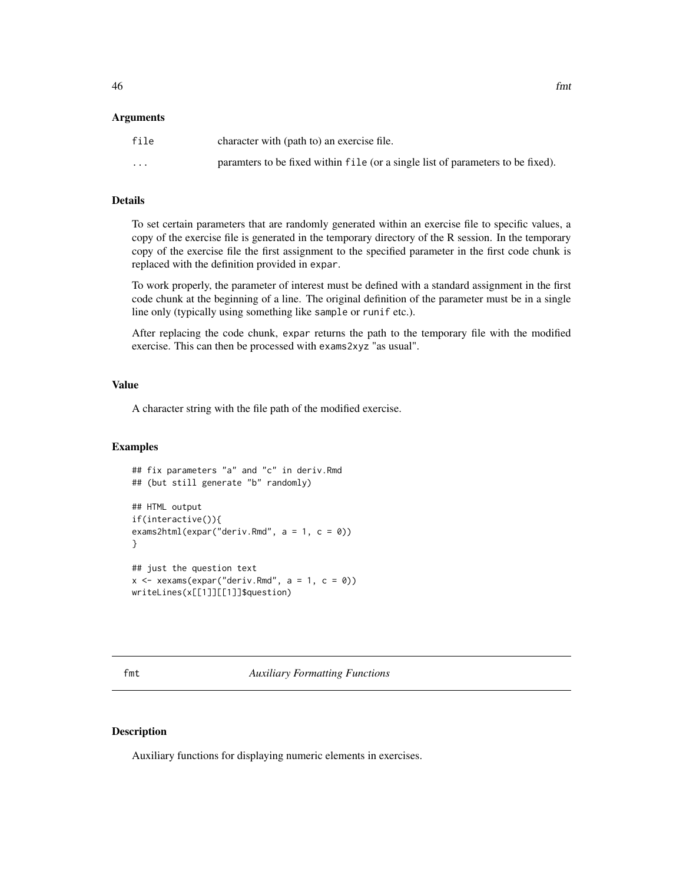### Arguments

| | |
|---|---|
| `file` | character with (path to) an exercise file. |
| `...` | paramters to be fixed within `file` (or a single list of parameters to be fixed). |

### Details

To set certain parameters that are randomly generated within an exercise file to specific values, a copy of the exercise file is generated in the temporary directory of the R session. In the temporary copy of the exercise file the first assignment to the specified parameter in the first code chunk is replaced with the definition provided in `expar`.

To work properly, the parameter of interest must be defined with a standard assignment in the first code chunk at the beginning of a line. The original definition of the parameter must be in a single line only (typically using something like `sample` or `runif` etc.).

After replacing the code chunk, `expar` returns the path to the temporary file with the modified exercise. This can then be processed with `exams2xyz` "as usual".

### Value

A character string with the file path of the modified exercise.

### Examples

```
## fix parameters "a" and "c" in deriv.Rmd
## (but still generate "b" randomly)

## HTML output
if(interactive()){
exams2html(expar("deriv.Rmd", a = 1, c = 0))
}

## just the question text
x <- xexams(expar("deriv.Rmd", a = 1, c = 0))
writeLines(x[[1]][[1]]$question)
```

---

## fmt — *Auxiliary Formatting Functions*

### Description

Auxiliary functions for displaying numeric elements in exercises.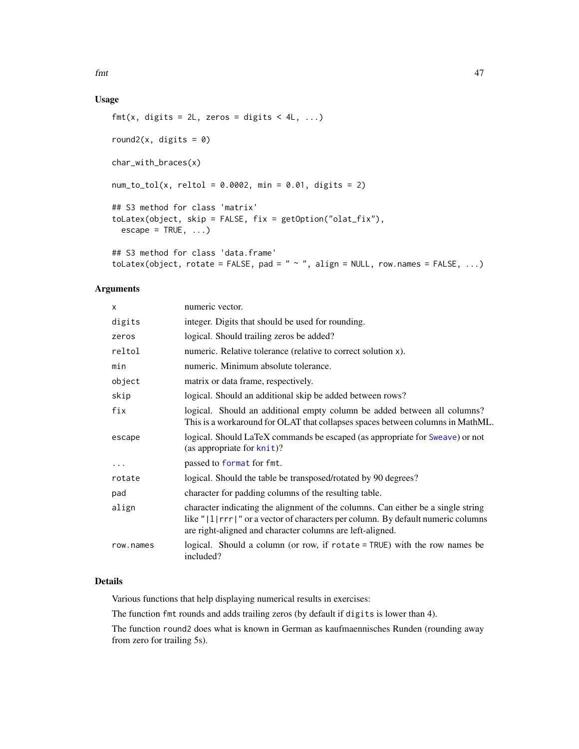## Usage

```
fmt(x, digits = 2L, zeros = digits < 4L, ...)

round2(x, digits = 0)

char_with_braces(x)

num_to_tol(x, reltol = 0.0002, min = 0.01, digits = 2)

## S3 method for class 'matrix'
toLatex(object, skip = FALSE, fix = getOption("olat_fix"),
  escape = TRUE, ...)

## S3 method for class 'data.frame'
toLatex(object, rotate = FALSE, pad = " ~ ", align = NULL, row.names = FALSE, ...)
```

## Arguments

| | |
|---|---|
| `x` | numeric vector. |
| `digits` | integer. Digits that should be used for rounding. |
| `zeros` | logical. Should trailing zeros be added? |
| `reltol` | numeric. Relative tolerance (relative to correct solution `x`). |
| `min` | numeric. Minimum absolute tolerance. |
| `object` | matrix or data frame, respectively. |
| `skip` | logical. Should an additional skip be added between rows? |
| `fix` | logical. Should an additional empty column be added between all columns? This is a workaround for OLAT that collapses spaces between columns in MathML. |
| `escape` | logical. Should LaTeX commands be escaped (as appropriate for `Sweave`) or not (as appropriate for `knit`)? |
| `...` | passed to `format` for `fmt`. |
| `rotate` | logical. Should the table be transposed/rotated by 90 degrees? |
| `pad` | character for padding columns of the resulting table. |
| `align` | character indicating the alignment of the columns. Can either be a single string like `"|l|rrr|"` or a vector of characters per column. By default numeric columns are right-aligned and character columns are left-aligned. |
| `row.names` | logical. Should a column (or row, if `rotate = TRUE`) with the row names be included? |

## Details

Various functions that help displaying numerical results in exercises:

The function `fmt` rounds and adds trailing zeros (by default if `digits` is lower than 4).

The function `round2` does what is known in German as kaufmaennisches Runden (rounding away from zero for trailing 5s).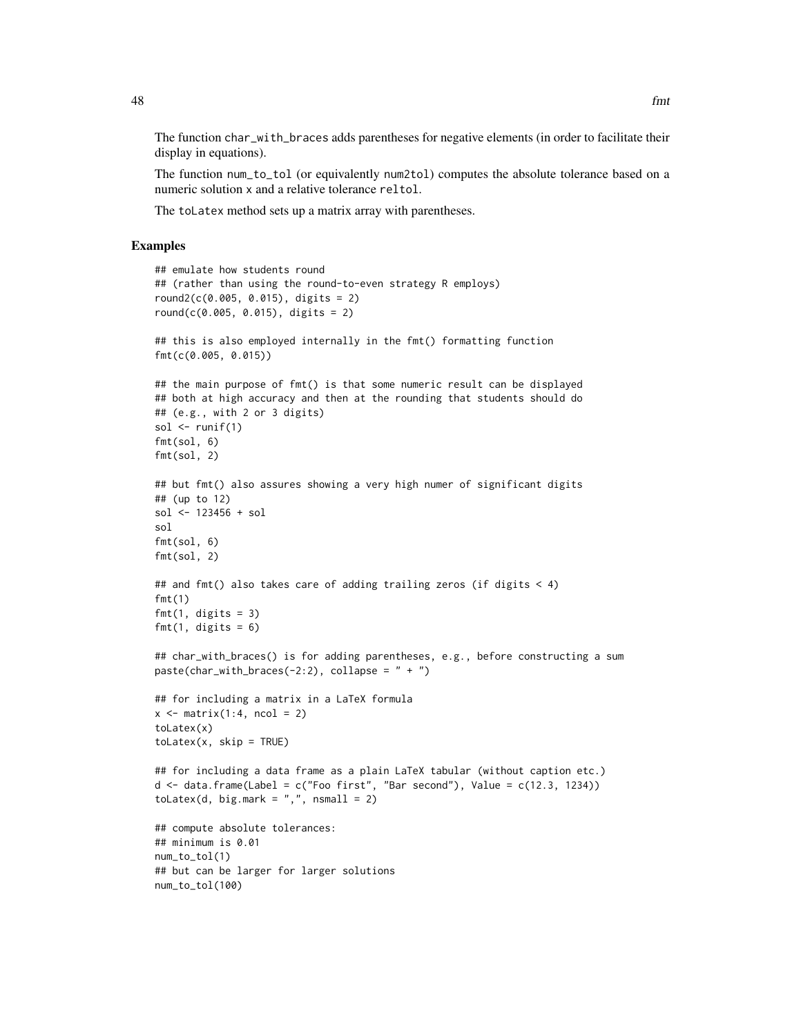The function `char_with_braces` adds parentheses for negative elements (in order to facilitate their display in equations).

The function `num_to_tol` (or equivalently `num2tol`) computes the absolute tolerance based on a numeric solution `x` and a relative tolerance `reltol`.

The `toLatex` method sets up a matrix array with parentheses.

## Examples

```
## emulate how students round
## (rather than using the round-to-even strategy R employs)
round2(c(0.005, 0.015), digits = 2)
round(c(0.005, 0.015), digits = 2)

## this is also employed internally in the fmt() formatting function
fmt(c(0.005, 0.015))

## the main purpose of fmt() is that some numeric result can be displayed
## both at high accuracy and then at the rounding that students should do
## (e.g., with 2 or 3 digits)
sol <- runif(1)
fmt(sol, 6)
fmt(sol, 2)

## but fmt() also assures showing a very high numer of significant digits
## (up to 12)
sol <- 123456 + sol
sol
fmt(sol, 6)
fmt(sol, 2)

## and fmt() also takes care of adding trailing zeros (if digits < 4)
fmt(1)
fmt(1, digits = 3)
fmt(1, digits = 6)

## char_with_braces() is for adding parentheses, e.g., before constructing a sum
paste(char_with_braces(-2:2), collapse = " + ")

## for including a matrix in a LaTeX formula
x <- matrix(1:4, ncol = 2)
toLatex(x)
toLatex(x, skip = TRUE)

## for including a data frame as a plain LaTeX tabular (without caption etc.)
d <- data.frame(Label = c("Foo first", "Bar second"), Value = c(12.3, 1234))
toLatex(d, big.mark = ",", nsmall = 2)

## compute absolute tolerances:
## minimum is 0.01
num_to_tol(1)
## but can be larger for larger solutions
num_to_tol(100)
```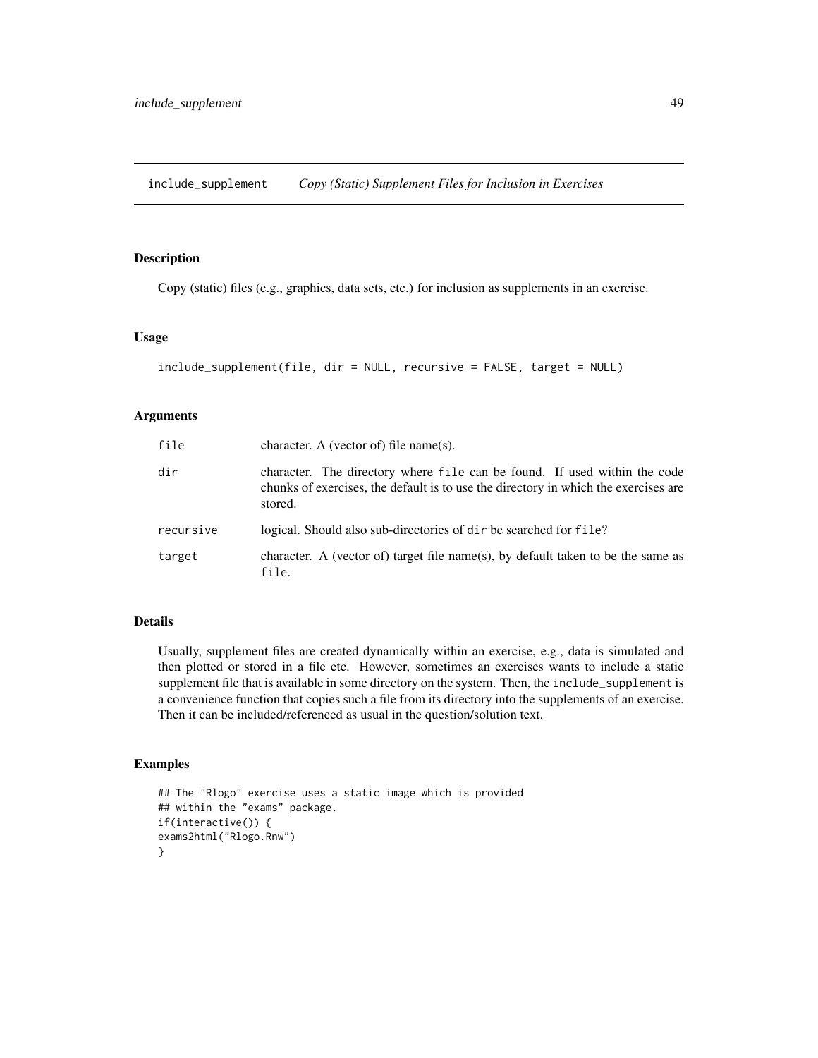## include_supplement    *Copy (Static) Supplement Files for Inclusion in Exercises*

### Description

Copy (static) files (e.g., graphics, data sets, etc.) for inclusion as supplements in an exercise.

### Usage

```
include_supplement(file, dir = NULL, recursive = FALSE, target = NULL)
```

### Arguments

| | |
|---|---|
| `file` | character. A (vector of) file name(s). |
| `dir` | character. The directory where `file` can be found. If used within the code chunks of exercises, the default is to use the directory in which the exercises are stored. |
| `recursive` | logical. Should also sub-directories of `dir` be searched for `file`? |
| `target` | character. A (vector of) target file name(s), by default taken to be the same as `file`. |

### Details

Usually, supplement files are created dynamically within an exercise, e.g., data is simulated and then plotted or stored in a file etc. However, sometimes an exercises wants to include a static supplement file that is available in some directory on the system. Then, the `include_supplement` is a convenience function that copies such a file from its directory into the supplements of an exercise. Then it can be included/referenced as usual in the question/solution text.

### Examples

```
## The "Rlogo" exercise uses a static image which is provided
## within the "exams" package.
if(interactive()) {
exams2html("Rlogo.Rnw")
}
```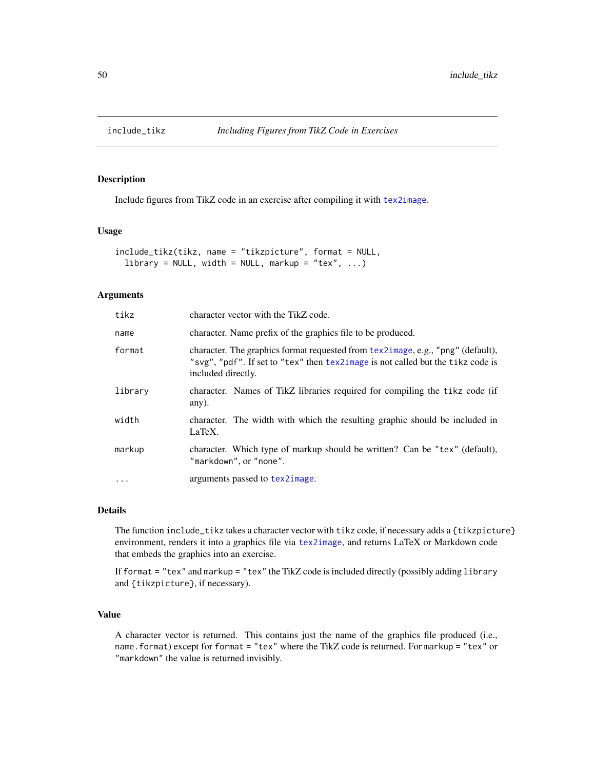include_tikz    *Including Figures from TikZ Code in Exercises*

## Description

Include figures from TikZ code in an exercise after compiling it with `tex2image`.

## Usage

```
include_tikz(tikz, name = "tikzpicture", format = NULL,
  library = NULL, width = NULL, markup = "tex", ...)
```

## Arguments

| | |
|---|---|
| `tikz` | character vector with the TikZ code. |
| `name` | character. Name prefix of the graphics file to be produced. |
| `format` | character. The graphics format requested from `tex2image`, e.g., `"png"` (default), `"svg"`, `"pdf"`. If set to `"tex"` then `tex2image` is not called but the `tikz` code is included directly. |
| `library` | character. Names of TikZ libraries required for compiling the `tikz` code (if any). |
| `width` | character. The width with which the resulting graphic should be included in LaTeX. |
| `markup` | character. Which type of markup should be written? Can be `"tex"` (default), `"markdown"`, or `"none"`. |
| `...` | arguments passed to `tex2image`. |

## Details

The function `include_tikz` takes a character vector with `tikz` code, if necessary adds a `{tikzpicture}` environment, renders it into a graphics file via `tex2image`, and returns LaTeX or Markdown code that embeds the graphics into an exercise.

If `format = "tex"` and `markup = "tex"` the TikZ code is included directly (possibly adding `library` and `{tikzpicture}`, if necessary).

## Value

A character vector is returned. This contains just the name of the graphics file produced (i.e., `name.format`) except for `format = "tex"` where the TikZ code is returned. For `markup = "tex"` or `"markdown"` the value is returned invisibly.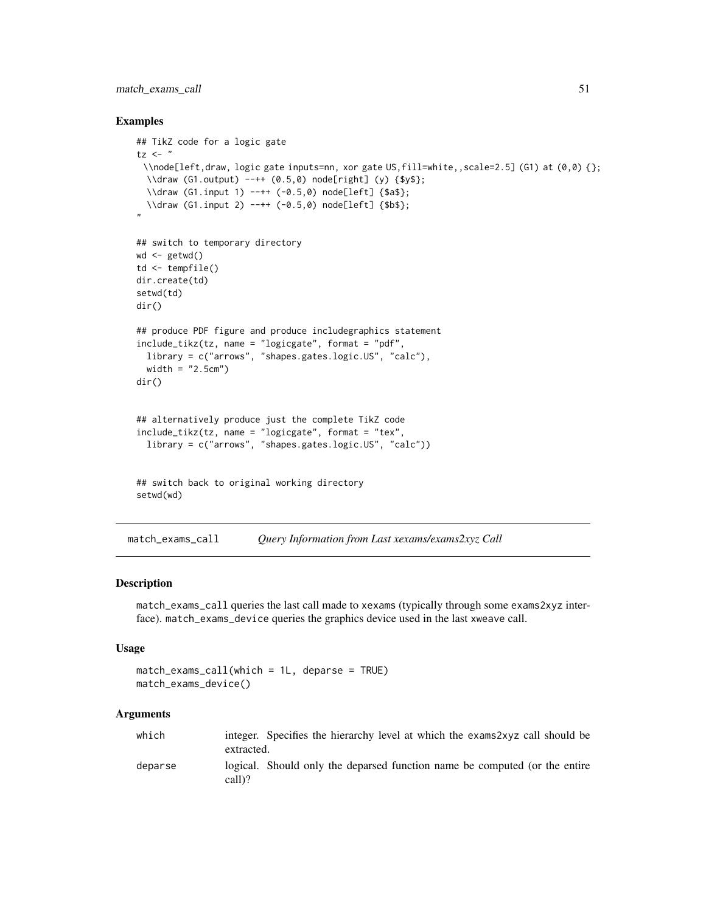## Examples

```
## TikZ code for a logic gate
tz <- "
 \\node[left,draw, logic gate inputs=nn, xor gate US,fill=white,,scale=2.5] (G1) at (0,0) {};
  \\draw (G1.output) --++ (0.5,0) node[right] (y) {$y$};
  \\draw (G1.input 1) --++ (-0.5,0) node[left] {$a$};
  \\draw (G1.input 2) --++ (-0.5,0) node[left] {$b$};
"

## switch to temporary directory
wd <- getwd()
td <- tempfile()
dir.create(td)
setwd(td)
dir()

## produce PDF figure and produce includegraphics statement
include_tikz(tz, name = "logicgate", format = "pdf",
  library = c("arrows", "shapes.gates.logic.US", "calc"),
  width = "2.5cm")
dir()


## alternatively produce just the complete TikZ code
include_tikz(tz, name = "logicgate", format = "tex",
  library = c("arrows", "shapes.gates.logic.US", "calc"))


## switch back to original working directory
setwd(wd)
```

---

# match_exams_call — *Query Information from Last xexams/exams2xyz Call*

## Description

match_exams_call queries the last call made to xexams (typically through some exams2xyz interface). match_exams_device queries the graphics device used in the last xweave call.

## Usage

```
match_exams_call(which = 1L, deparse = TRUE)
match_exams_device()
```

## Arguments

| | |
|---|---|
| which | integer. Specifies the hierarchy level at which the exams2xyz call should be extracted. |
| deparse | logical. Should only the deparsed function name be computed (or the entire call)? |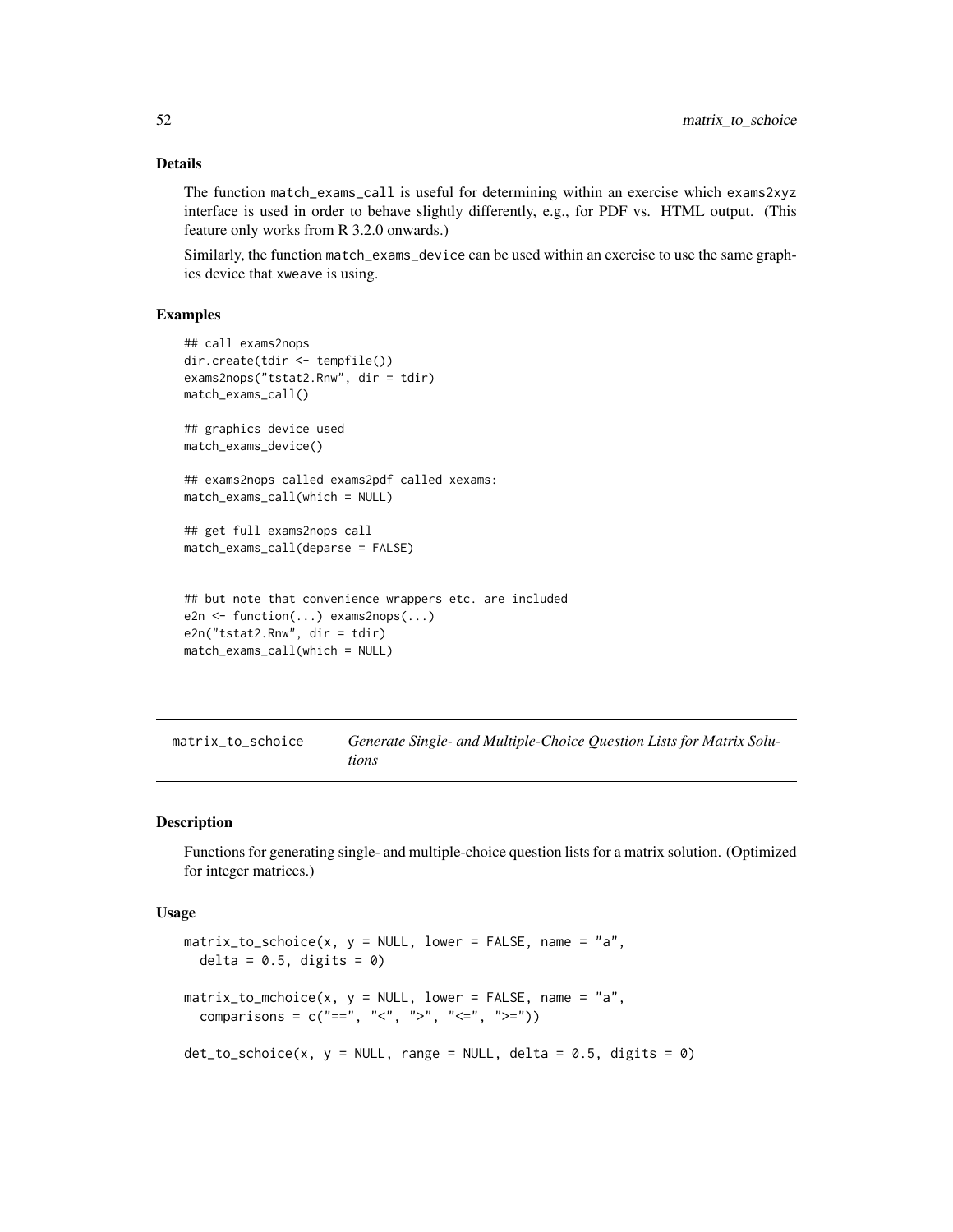### Details

The function `match_exams_call` is useful for determining within an exercise which `exams2xyz` interface is used in order to behave slightly differently, e.g., for PDF vs. HTML output. (This feature only works from R 3.2.0 onwards.)

Similarly, the function `match_exams_device` can be used within an exercise to use the same graphics device that `xweave` is using.

### Examples

```
## call exams2nops
dir.create(tdir <- tempfile())
exams2nops("tstat2.Rnw", dir = tdir)
match_exams_call()

## graphics device used
match_exams_device()

## exams2nops called exams2pdf called xexams:
match_exams_call(which = NULL)

## get full exams2nops call
match_exams_call(deparse = FALSE)


## but note that convenience wrappers etc. are included
e2n <- function(...) exams2nops(...)
e2n("tstat2.Rnw", dir = tdir)
match_exams_call(which = NULL)
```

---

## matrix_to_schoice — *Generate Single- and Multiple-Choice Question Lists for Matrix Solutions*

### Description

Functions for generating single- and multiple-choice question lists for a matrix solution. (Optimized for integer matrices.)

### Usage

```
matrix_to_schoice(x, y = NULL, lower = FALSE, name = "a",
  delta = 0.5, digits = 0)

matrix_to_mchoice(x, y = NULL, lower = FALSE, name = "a",
  comparisons = c("==", "<", ">", "<=", ">="))

det_to_schoice(x, y = NULL, range = NULL, delta = 0.5, digits = 0)
```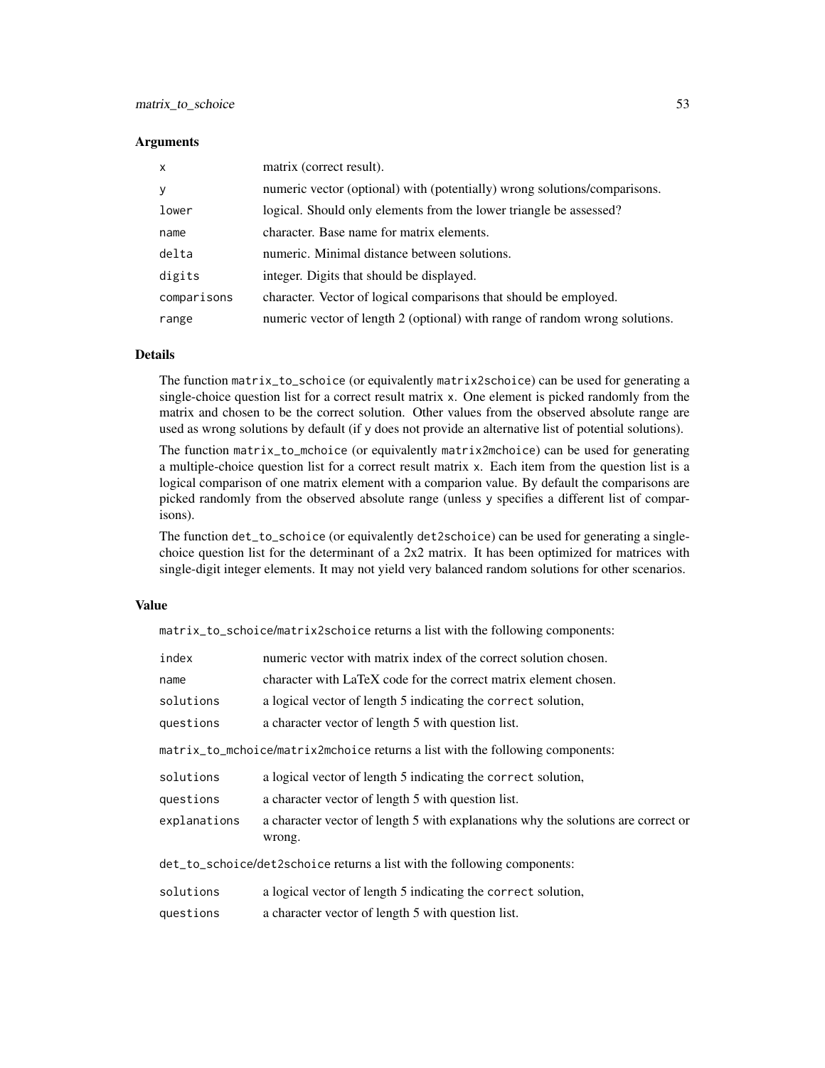### Arguments

| | |
|---|---|
| `x` | matrix (correct result). |
| `y` | numeric vector (optional) with (potentially) wrong solutions/comparisons. |
| `lower` | logical. Should only elements from the lower triangle be assessed? |
| `name` | character. Base name for matrix elements. |
| `delta` | numeric. Minimal distance between solutions. |
| `digits` | integer. Digits that should be displayed. |
| `comparisons` | character. Vector of logical comparisons that should be employed. |
| `range` | numeric vector of length 2 (optional) with range of random wrong solutions. |

### Details

The function `matrix_to_schoice` (or equivalently `matrix2schoice`) can be used for generating a single-choice question list for a correct result matrix `x`. One element is picked randomly from the matrix and chosen to be the correct solution. Other values from the observed absolute range are used as wrong solutions by default (if `y` does not provide an alternative list of potential solutions).

The function `matrix_to_mchoice` (or equivalently `matrix2mchoice`) can be used for generating a multiple-choice question list for a correct result matrix `x`. Each item from the question list is a logical comparison of one matrix element with a comparion value. By default the comparisons are picked randomly from the observed absolute range (unless `y` specifies a different list of comparisons).

The function `det_to_schoice` (or equivalently `det2schoice`) can be used for generating a single-choice question list for the determinant of a 2x2 matrix. It has been optimized for matrices with single-digit integer elements. It may not yield very balanced random solutions for other scenarios.

### Value

`matrix_to_schoice`/`matrix2schoice` returns a list with the following components:

| | |
|---|---|
| `index` | numeric vector with matrix index of the correct solution chosen. |
| `name` | character with LaTeX code for the correct matrix element chosen. |
| `solutions` | a logical vector of length 5 indicating the `correct` solution, |
| `questions` | a character vector of length 5 with question list. |

`matrix_to_mchoice`/`matrix2mchoice` returns a list with the following components:

| | |
|---|---|
| `solutions` | a logical vector of length 5 indicating the `correct` solution, |
| `questions` | a character vector of length 5 with question list. |
| `explanations` | a character vector of length 5 with explanations why the solutions are correct or wrong. |

`det_to_schoice`/`det2schoice` returns a list with the following components:

| | |
|---|---|
| `solutions` | a logical vector of length 5 indicating the `correct` solution, |
| `questions` | a character vector of length 5 with question list. |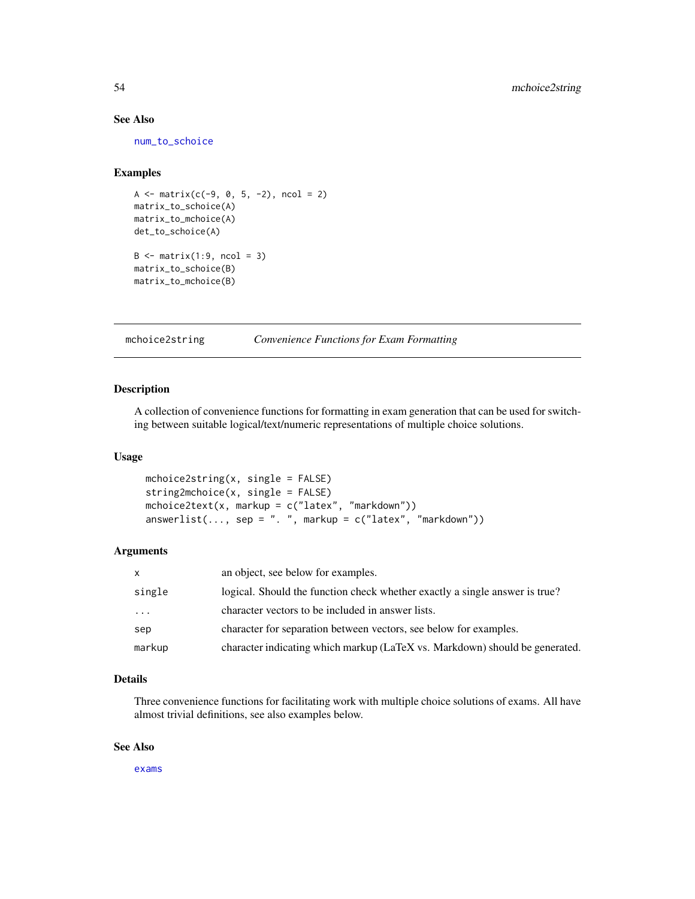### See Also

num_to_schoice

### Examples

```
A <- matrix(c(-9, 0, 5, -2), ncol = 2)
matrix_to_schoice(A)
matrix_to_mchoice(A)
det_to_schoice(A)

B <- matrix(1:9, ncol = 3)
matrix_to_schoice(B)
matrix_to_mchoice(B)
```

---

## mchoice2string — *Convenience Functions for Exam Formatting*

### Description

A collection of convenience functions for formatting in exam generation that can be used for switching between suitable logical/text/numeric representations of multiple choice solutions.

### Usage

```
mchoice2string(x, single = FALSE)
string2mchoice(x, single = FALSE)
mchoice2text(x, markup = c("latex", "markdown"))
answerlist(..., sep = ". ", markup = c("latex", "markdown"))
```

### Arguments

| | |
|---|---|
| x | an object, see below for examples. |
| single | logical. Should the function check whether exactly a single answer is true? |
| ... | character vectors to be included in answer lists. |
| sep | character for separation between vectors, see below for examples. |
| markup | character indicating which markup (LaTeX vs. Markdown) should be generated. |

### Details

Three convenience functions for facilitating work with multiple choice solutions of exams. All have almost trivial definitions, see also examples below.

### See Also

exams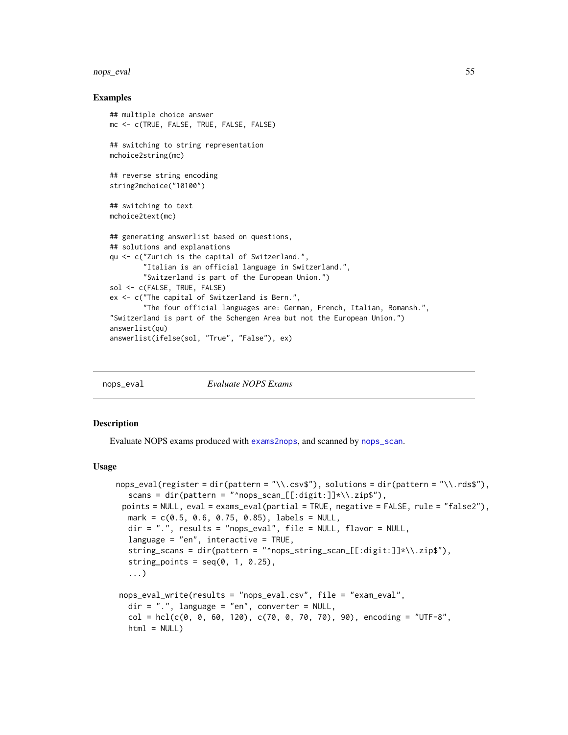### Examples

```
## multiple choice answer
mc <- c(TRUE, FALSE, TRUE, FALSE, FALSE)

## switching to string representation
mchoice2string(mc)

## reverse string encoding
string2mchoice("10100")

## switching to text
mchoice2text(mc)

## generating answerlist based on questions,
## solutions and explanations
qu <- c("Zurich is the capital of Switzerland.",
        "Italian is an official language in Switzerland.",
        "Switzerland is part of the European Union.")
sol <- c(FALSE, TRUE, FALSE)
ex <- c("The capital of Switzerland is Bern.",
        "The four official languages are: German, French, Italian, Romansh.",
"Switzerland is part of the Schengen Area but not the European Union.")
answerlist(qu)
answerlist(ifelse(sol, "True", "False"), ex)
```

---

## nops_eval *Evaluate NOPS Exams*

---

### Description

Evaluate NOPS exams produced with exams2nops, and scanned by nops_scan.

### Usage

```
nops_eval(register = dir(pattern = "\\.csv$"), solutions = dir(pattern = "\\.rds$"),
   scans = dir(pattern = "^nops_scan_[[:digit:]]*\\.zip$"),
  points = NULL, eval = exams_eval(partial = TRUE, negative = FALSE, rule = "false2"),
   mark = c(0.5, 0.6, 0.75, 0.85), labels = NULL,
   dir = ".", results = "nops_eval", file = NULL, flavor = NULL,
   language = "en", interactive = TRUE,
   string_scans = dir(pattern = "^nops_string_scan_[[:digit:]]*\\.zip$"),
   string_points = seq(0, 1, 0.25),
   ...)

 nops_eval_write(results = "nops_eval.csv", file = "exam_eval",
   dir = ".", language = "en", converter = NULL,
   col = hcl(c(0, 0, 60, 120), c(70, 0, 70, 70), 90), encoding = "UTF-8",
   html = NULL)
```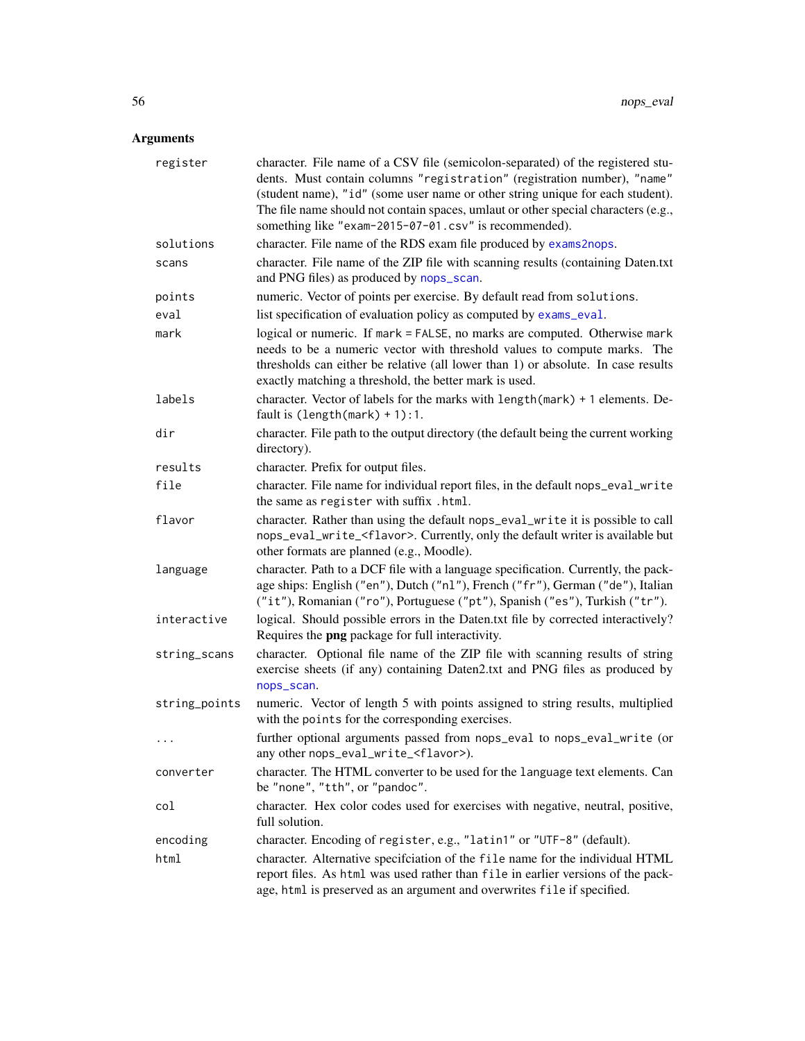## Arguments

| | |
|---|---|
| `register` | character. File name of a CSV file (semicolon-separated) of the registered students. Must contain columns `"registration"` (registration number), `"name"` (student name), `"id"` (some user name or other string unique for each student). The file name should not contain spaces, umlaut or other special characters (e.g., something like `"exam-2015-07-01.csv"` is recommended). |
| `solutions` | character. File name of the RDS exam file produced by `exams2nops`. |
| `scans` | character. File name of the ZIP file with scanning results (containing Daten.txt and PNG files) as produced by `nops_scan`. |
| `points` | numeric. Vector of points per exercise. By default read from `solutions`. |
| `eval` | list specification of evaluation policy as computed by `exams_eval`. |
| `mark` | logical or numeric. If `mark = FALSE`, no marks are computed. Otherwise `mark` needs to be a numeric vector with threshold values to compute marks. The thresholds can either be relative (all lower than 1) or absolute. In case results exactly matching a threshold, the better mark is used. |
| `labels` | character. Vector of labels for the marks with `length(mark) + 1` elements. Default is `(length(mark) + 1):1`. |
| `dir` | character. File path to the output directory (the default being the current working directory). |
| `results` | character. Prefix for output files. |
| `file` | character. File name for individual report files, in the default `nops_eval_write` the same as `register` with suffix `.html`. |
| `flavor` | character. Rather than using the default `nops_eval_write` it is possible to call `nops_eval_write_<flavor>`. Currently, only the default writer is available but other formats are planned (e.g., Moodle). |
| `language` | character. Path to a DCF file with a language specification. Currently, the package ships: English (`"en"`), Dutch (`"nl"`), French (`"fr"`), German (`"de"`), Italian (`"it"`), Romanian (`"ro"`), Portuguese (`"pt"`), Spanish (`"es"`), Turkish (`"tr"`). |
| `interactive` | logical. Should possible errors in the Daten.txt file by corrected interactively? Requires the **png** package for full interactivity. |
| `string_scans` | character. Optional file name of the ZIP file with scanning results of string exercise sheets (if any) containing Daten2.txt and PNG files as produced by `nops_scan`. |
| `string_points` | numeric. Vector of length 5 with points assigned to string results, multiplied with the `points` for the corresponding exercises. |
| `...` | further optional arguments passed from `nops_eval` to `nops_eval_write` (or any other `nops_eval_write_<flavor>`). |
| `converter` | character. The HTML converter to be used for the `language` text elements. Can be `"none"`, `"tth"`, or `"pandoc"`. |
| `col` | character. Hex color codes used for exercises with negative, neutral, positive, full solution. |
| `encoding` | character. Encoding of `register`, e.g., `"latin1"` or `"UTF-8"` (default). |
| `html` | character. Alternative specifciation of the `file` name for the individual HTML report files. As `html` was used rather than `file` in earlier versions of the package, `html` is preserved as an argument and overwrites `file` if specified. |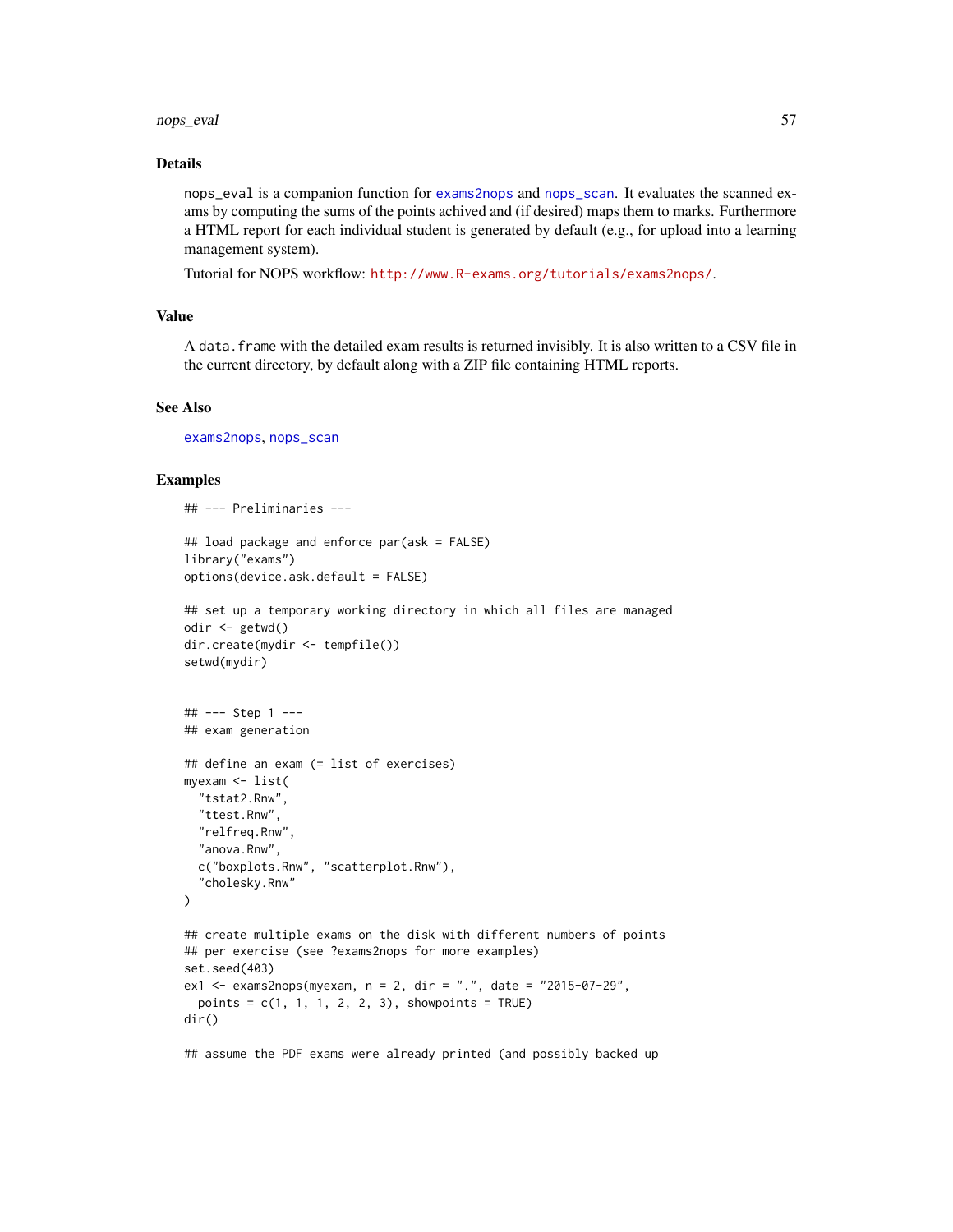### Details

nops_eval is a companion function for exams2nops and nops_scan. It evaluates the scanned exams by computing the sums of the points achived and (if desired) maps them to marks. Furthermore a HTML report for each individual student is generated by default (e.g., for upload into a learning management system).

Tutorial for NOPS workflow: http://www.R-exams.org/tutorials/exams2nops/.

### Value

A data.frame with the detailed exam results is returned invisibly. It is also written to a CSV file in the current directory, by default along with a ZIP file containing HTML reports.

### See Also

exams2nops, nops_scan

### Examples

```
## --- Preliminaries ---

## load package and enforce par(ask = FALSE)
library("exams")
options(device.ask.default = FALSE)

## set up a temporary working directory in which all files are managed
odir <- getwd()
dir.create(mydir <- tempfile())
setwd(mydir)


## --- Step 1 ---
## exam generation

## define an exam (= list of exercises)
myexam <- list(
  "tstat2.Rnw",
  "ttest.Rnw",
  "relfreq.Rnw",
  "anova.Rnw",
  c("boxplots.Rnw", "scatterplot.Rnw"),
  "cholesky.Rnw"
)

## create multiple exams on the disk with different numbers of points
## per exercise (see ?exams2nops for more examples)
set.seed(403)
ex1 <- exams2nops(myexam, n = 2, dir = ".", date = "2015-07-29",
  points = c(1, 1, 1, 2, 2, 3), showpoints = TRUE)
dir()

## assume the PDF exams were already printed (and possibly backed up
```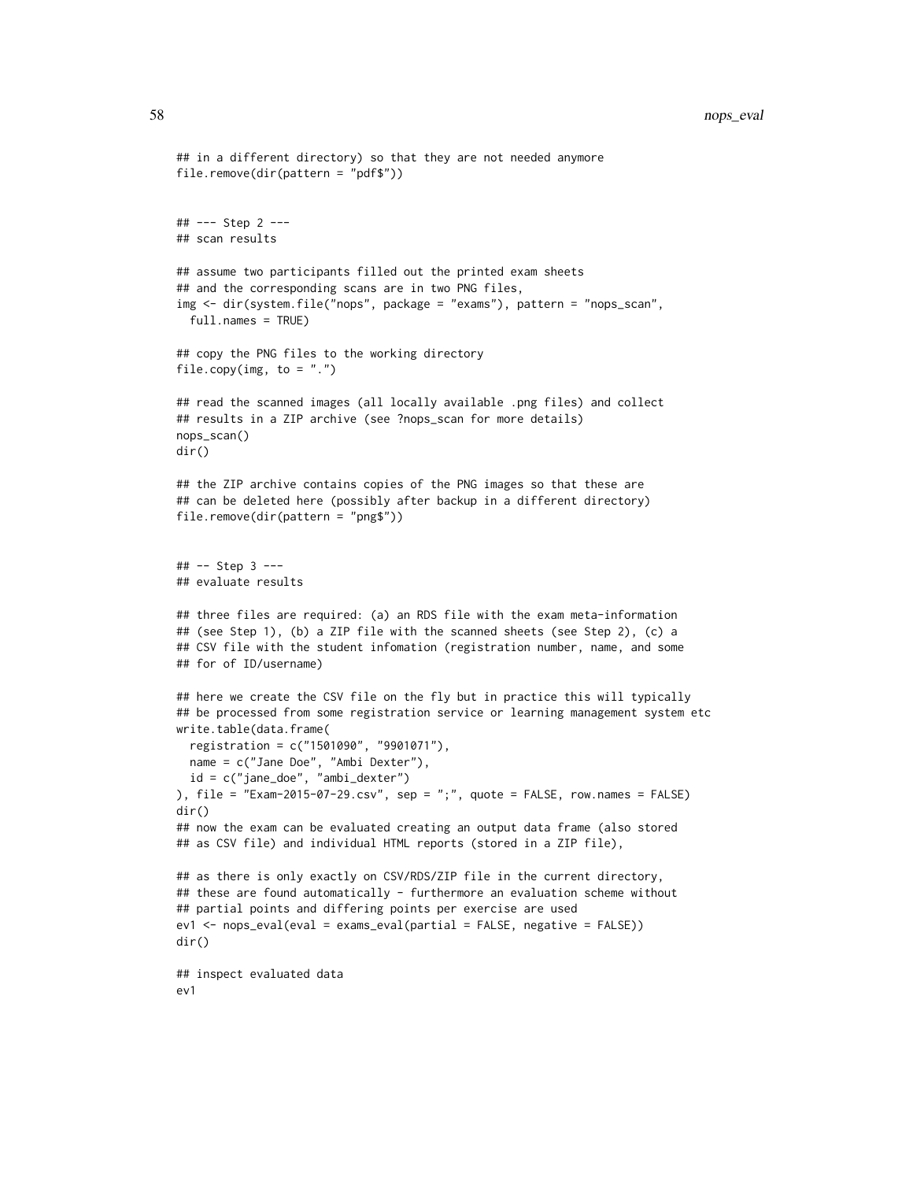```
## in a different directory) so that they are not needed anymore
file.remove(dir(pattern = "pdf$"))


## --- Step 2 ---
## scan results

## assume two participants filled out the printed exam sheets
## and the corresponding scans are in two PNG files,
img <- dir(system.file("nops", package = "exams"), pattern = "nops_scan",
  full.names = TRUE)

## copy the PNG files to the working directory
file.copy(img, to = ".")

## read the scanned images (all locally available .png files) and collect
## results in a ZIP archive (see ?nops_scan for more details)
nops_scan()
dir()

## the ZIP archive contains copies of the PNG images so that these are
## can be deleted here (possibly after backup in a different directory)
file.remove(dir(pattern = "png$"))


## -- Step 3 ---
## evaluate results

## three files are required: (a) an RDS file with the exam meta-information
## (see Step 1), (b) a ZIP file with the scanned sheets (see Step 2), (c) a
## CSV file with the student infomation (registration number, name, and some
## for of ID/username)

## here we create the CSV file on the fly but in practice this will typically
## be processed from some registration service or learning management system etc
write.table(data.frame(
  registration = c("1501090", "9901071"),
  name = c("Jane Doe", "Ambi Dexter"),
  id = c("jane_doe", "ambi_dexter")
), file = "Exam-2015-07-29.csv", sep = ";", quote = FALSE, row.names = FALSE)
dir()
## now the exam can be evaluated creating an output data frame (also stored
## as CSV file) and individual HTML reports (stored in a ZIP file),

## as there is only exactly on CSV/RDS/ZIP file in the current directory,
## these are found automatically - furthermore an evaluation scheme without
## partial points and differing points per exercise are used
ev1 <- nops_eval(eval = exams_eval(partial = FALSE, negative = FALSE))
dir()

## inspect evaluated data
ev1
```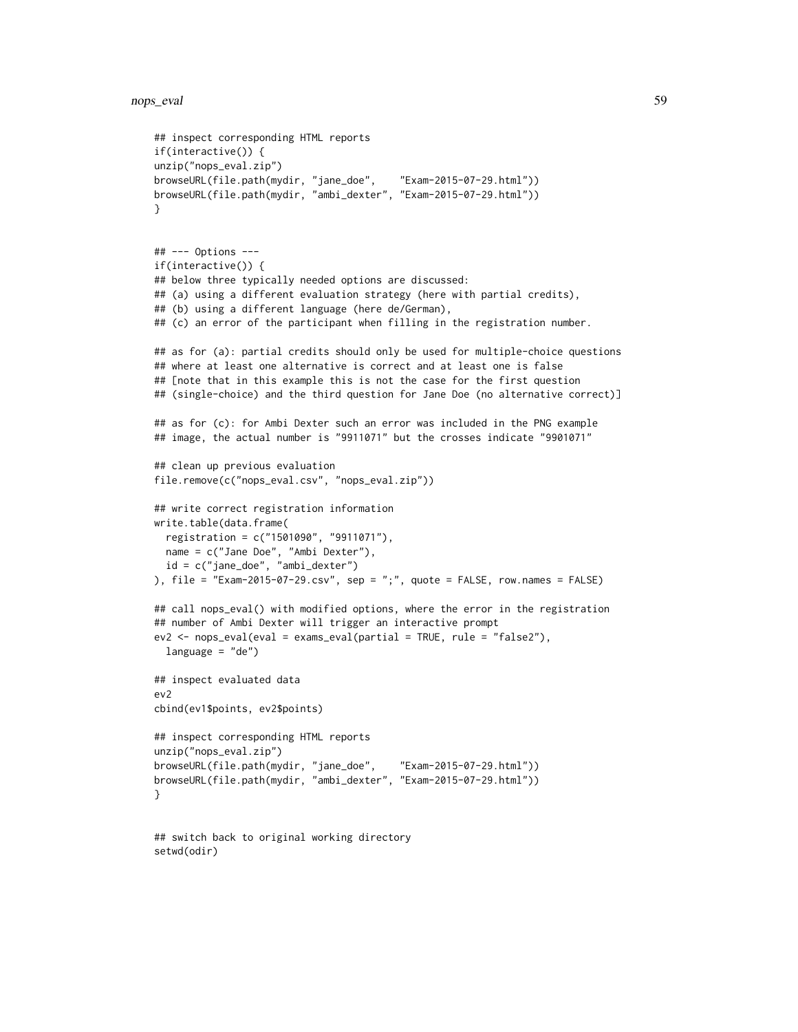```
## inspect corresponding HTML reports
if(interactive()) {
unzip("nops_eval.zip")
browseURL(file.path(mydir, "jane_doe",    "Exam-2015-07-29.html"))
browseURL(file.path(mydir, "ambi_dexter", "Exam-2015-07-29.html"))
}


## --- Options ---
if(interactive()) {
## below three typically needed options are discussed:
## (a) using a different evaluation strategy (here with partial credits),
## (b) using a different language (here de/German),
## (c) an error of the participant when filling in the registration number.

## as for (a): partial credits should only be used for multiple-choice questions
## where at least one alternative is correct and at least one is false
## [note that in this example this is not the case for the first question
## (single-choice) and the third question for Jane Doe (no alternative correct)]

## as for (c): for Ambi Dexter such an error was included in the PNG example
## image, the actual number is "9911071" but the crosses indicate "9901071"

## clean up previous evaluation
file.remove(c("nops_eval.csv", "nops_eval.zip"))

## write correct registration information
write.table(data.frame(
  registration = c("1501090", "9911071"),
  name = c("Jane Doe", "Ambi Dexter"),
  id = c("jane_doe", "ambi_dexter")
), file = "Exam-2015-07-29.csv", sep = ";", quote = FALSE, row.names = FALSE)

## call nops_eval() with modified options, where the error in the registration
## number of Ambi Dexter will trigger an interactive prompt
ev2 <- nops_eval(eval = exams_eval(partial = TRUE, rule = "false2"),
  language = "de")

## inspect evaluated data
ev2
cbind(ev1$points, ev2$points)

## inspect corresponding HTML reports
unzip("nops_eval.zip")
browseURL(file.path(mydir, "jane_doe",    "Exam-2015-07-29.html"))
browseURL(file.path(mydir, "ambi_dexter", "Exam-2015-07-29.html"))
}


## switch back to original working directory
setwd(odir)
```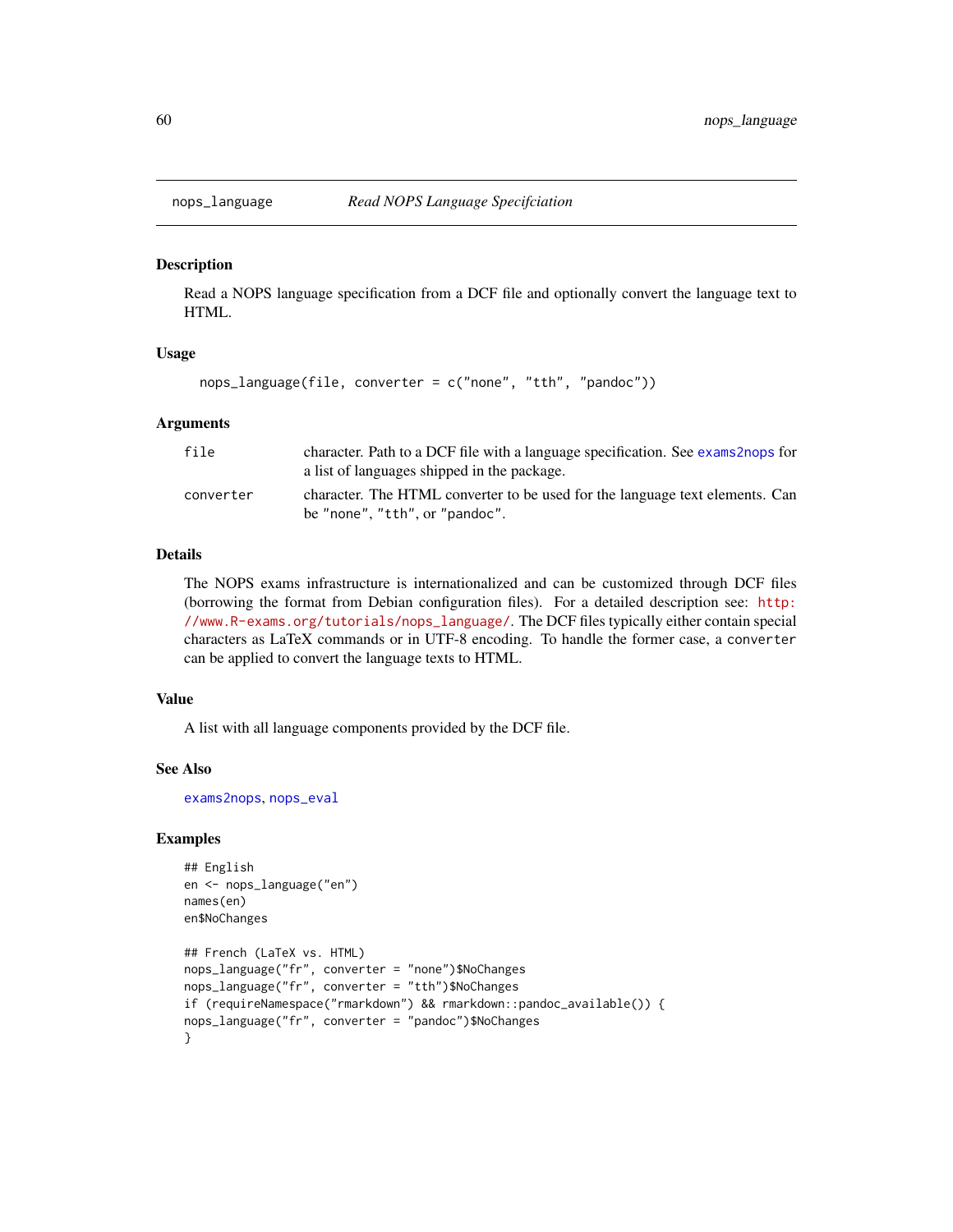# nops_language — *Read NOPS Language Specifciation*

## Description

Read a NOPS language specification from a DCF file and optionally convert the language text to HTML.

## Usage

```
nops_language(file, converter = c("none", "tth", "pandoc"))
```

## Arguments

| | |
|---|---|
| `file` | character. Path to a DCF file with a language specification. See `exams2nops` for a list of languages shipped in the package. |
| `converter` | character. The HTML converter to be used for the language text elements. Can be `"none"`, `"tth"`, or `"pandoc"`. |

## Details

The NOPS exams infrastructure is internationalized and can be customized through DCF files (borrowing the format from Debian configuration files). For a detailed description see: http://www.R-exams.org/tutorials/nops_language/. The DCF files typically either contain special characters as LaTeX commands or in UTF-8 encoding. To handle the former case, a `converter` can be applied to convert the language texts to HTML.

## Value

A list with all language components provided by the DCF file.

## See Also

`exams2nops`, `nops_eval`

## Examples

```
## English
en <- nops_language("en")
names(en)
en$NoChanges

## French (LaTeX vs. HTML)
nops_language("fr", converter = "none")$NoChanges
nops_language("fr", converter = "tth")$NoChanges
if (requireNamespace("rmarkdown") && rmarkdown::pandoc_available()) {
nops_language("fr", converter = "pandoc")$NoChanges
}
```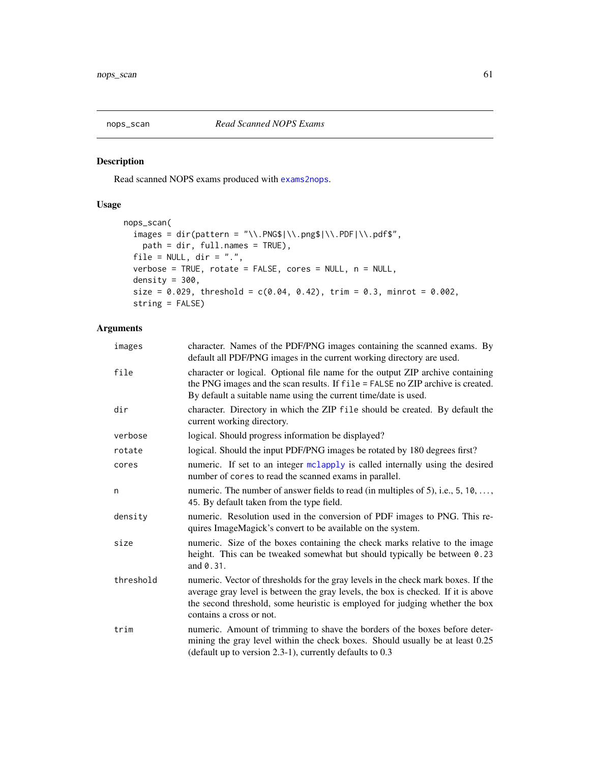## nops_scan — *Read Scanned NOPS Exams*

### Description

Read scanned NOPS exams produced with `exams2nops`.

### Usage

```
nops_scan(
  images = dir(pattern = "\\.PNG$|\\.png$|\\.PDF|\\.pdf$",
    path = dir, full.names = TRUE),
  file = NULL, dir = ".",
  verbose = TRUE, rotate = FALSE, cores = NULL, n = NULL,
  density = 300,
  size = 0.029, threshold = c(0.04, 0.42), trim = 0.3, minrot = 0.002,
  string = FALSE)
```

### Arguments

| | |
|---|---|
| `images` | character. Names of the PDF/PNG images containing the scanned exams. By default all PDF/PNG images in the current working directory are used. |
| `file` | character or logical. Optional file name for the output ZIP archive containing the PNG images and the scan results. If `file = FALSE` no ZIP archive is created. By default a suitable name using the current time/date is used. |
| `dir` | character. Directory in which the ZIP `file` should be created. By default the current working directory. |
| `verbose` | logical. Should progress information be displayed? |
| `rotate` | logical. Should the input PDF/PNG images be rotated by 180 degrees first? |
| `cores` | numeric. If set to an integer `mclapply` is called internally using the desired number of `cores` to read the scanned exams in parallel. |
| `n` | numeric. The number of answer fields to read (in multiples of 5), i.e., `5`, `10`, ..., `45`. By default taken from the type field. |
| `density` | numeric. Resolution used in the conversion of PDF images to PNG. This requires ImageMagick's convert to be available on the system. |
| `size` | numeric. Size of the boxes containing the check marks relative to the image height. This can be tweaked somewhat but should typically be between `0.23` and `0.31`. |
| `threshold` | numeric. Vector of thresholds for the gray levels in the check mark boxes. If the average gray level is between the gray levels, the box is checked. If it is above the second threshold, some heuristic is employed for judging whether the box contains a cross or not. |
| `trim` | numeric. Amount of trimming to shave the borders of the boxes before determining the gray level within the check boxes. Should usually be at least 0.25 (default up to version 2.3-1), currently defaults to 0.3 |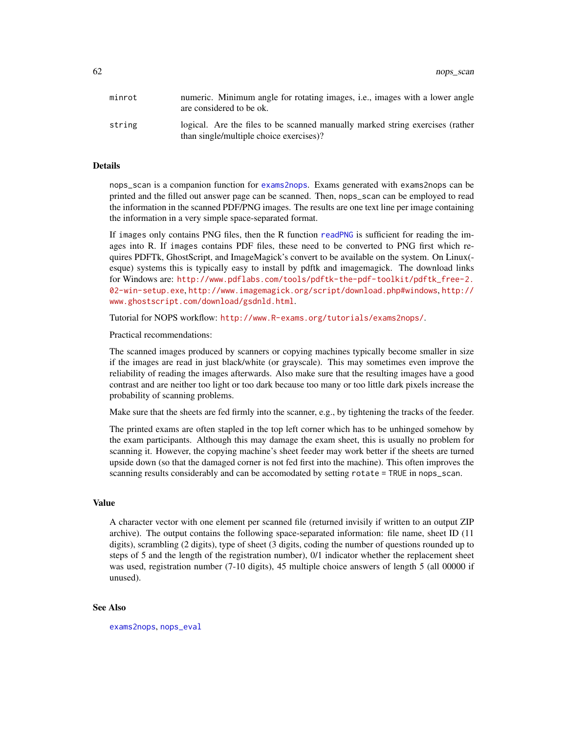| | |
|---|---|
| minrot | numeric. Minimum angle for rotating images, i.e., images with a lower angle are considered to be ok. |
| string | logical. Are the files to be scanned manually marked string exercises (rather than single/multiple choice exercises)? |

## Details

nops_scan is a companion function for exams2nops. Exams generated with exams2nops can be printed and the filled out answer page can be scanned. Then, nops_scan can be employed to read the information in the scanned PDF/PNG images. The results are one text line per image containing the information in a very simple space-separated format.

If images only contains PNG files, then the R function readPNG is sufficient for reading the images into R. If images contains PDF files, these need to be converted to PNG first which requires PDFTk, GhostScript, and ImageMagick's convert to be available on the system. On Linux(-esque) systems this is typically easy to install by pdftk and imagemagick. The download links for Windows are: http://www.pdflabs.com/tools/pdftk-the-pdf-toolkit/pdftk_free-2.02-win-setup.exe, http://www.imagemagick.org/script/download.php#windows, http://www.ghostscript.com/download/gsdnld.html.

Tutorial for NOPS workflow: http://www.R-exams.org/tutorials/exams2nops/.

Practical recommendations:

The scanned images produced by scanners or copying machines typically become smaller in size if the images are read in just black/white (or grayscale). This may sometimes even improve the reliability of reading the images afterwards. Also make sure that the resulting images have a good contrast and are neither too light or too dark because too many or too little dark pixels increase the probability of scanning problems.

Make sure that the sheets are fed firmly into the scanner, e.g., by tightening the tracks of the feeder.

The printed exams are often stapled in the top left corner which has to be unhinged somehow by the exam participants. Although this may damage the exam sheet, this is usually no problem for scanning it. However, the copying machine's sheet feeder may work better if the sheets are turned upside down (so that the damaged corner is not fed first into the machine). This often improves the scanning results considerably and can be accomodated by setting rotate = TRUE in nops_scan.

## Value

A character vector with one element per scanned file (returned invisily if written to an output ZIP archive). The output contains the following space-separated information: file name, sheet ID (11 digits), scrambling (2 digits), type of sheet (3 digits, coding the number of questions rounded up to steps of 5 and the length of the registration number), 0/1 indicator whether the replacement sheet was used, registration number (7-10 digits), 45 multiple choice answers of length 5 (all 00000 if unused).

## See Also

exams2nops, nops_eval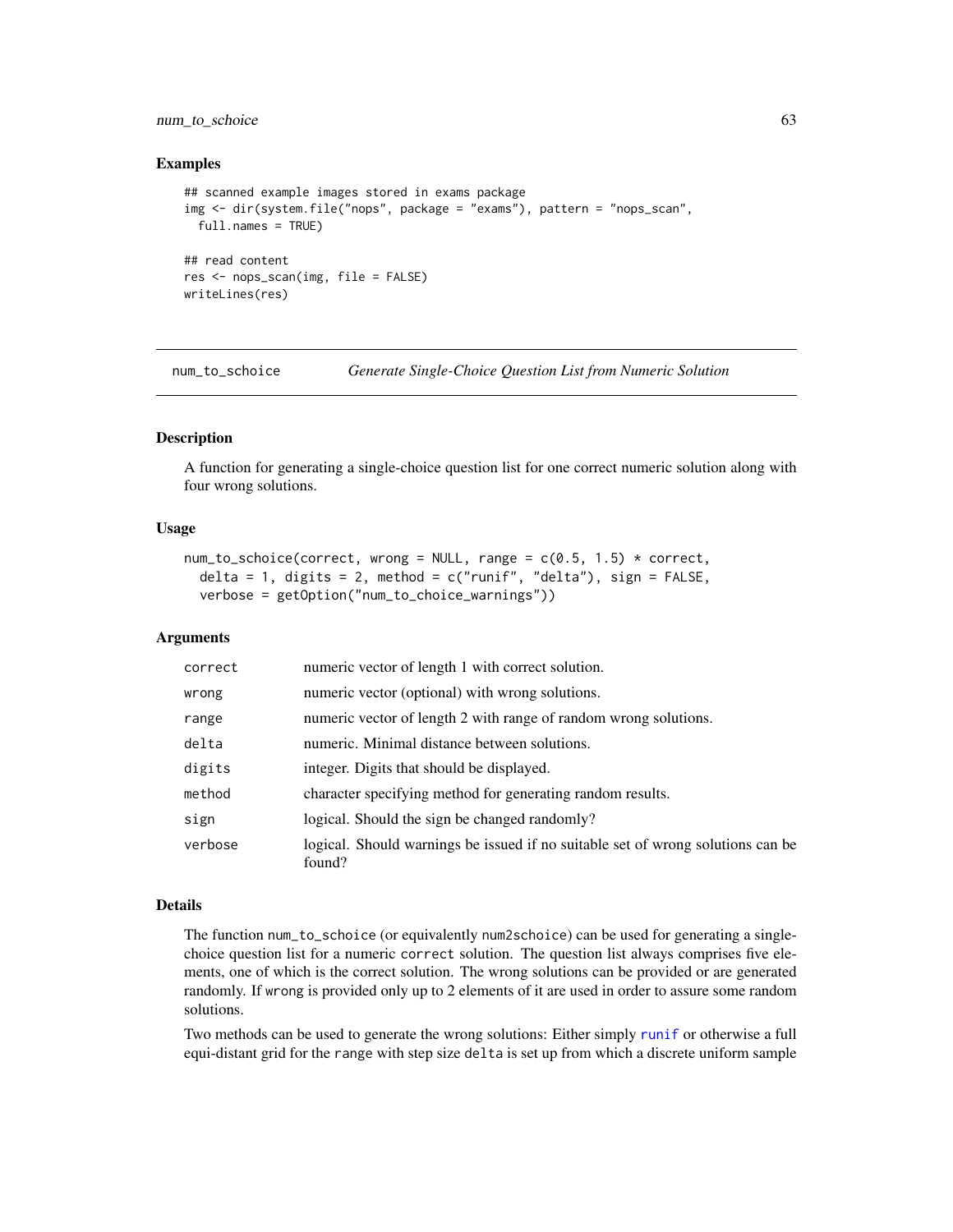### Examples

```
## scanned example images stored in exams package
img <- dir(system.file("nops", package = "exams"), pattern = "nops_scan",
  full.names = TRUE)

## read content
res <- nops_scan(img, file = FALSE)
writeLines(res)
```

---

## num_to_schoice — *Generate Single-Choice Question List from Numeric Solution*

---

### Description

A function for generating a single-choice question list for one correct numeric solution along with four wrong solutions.

### Usage

```
num_to_schoice(correct, wrong = NULL, range = c(0.5, 1.5) * correct,
  delta = 1, digits = 2, method = c("runif", "delta"), sign = FALSE,
  verbose = getOption("num_to_choice_warnings"))
```

### Arguments

| | |
|---|---|
| `correct` | numeric vector of length 1 with correct solution. |
| `wrong` | numeric vector (optional) with wrong solutions. |
| `range` | numeric vector of length 2 with range of random wrong solutions. |
| `delta` | numeric. Minimal distance between solutions. |
| `digits` | integer. Digits that should be displayed. |
| `method` | character specifying method for generating random results. |
| `sign` | logical. Should the sign be changed randomly? |
| `verbose` | logical. Should warnings be issued if no suitable set of wrong solutions can be found? |

### Details

The function `num_to_schoice` (or equivalently `num2schoice`) can be used for generating a single-choice question list for a numeric `correct` solution. The question list always comprises five elements, one of which is the correct solution. The wrong solutions can be provided or are generated randomly. If `wrong` is provided only up to 2 elements of it are used in order to assure some random solutions.

Two methods can be used to generate the wrong solutions: Either simply `runif` or otherwise a full equi-distant grid for the `range` with step size `delta` is set up from which a discrete uniform sample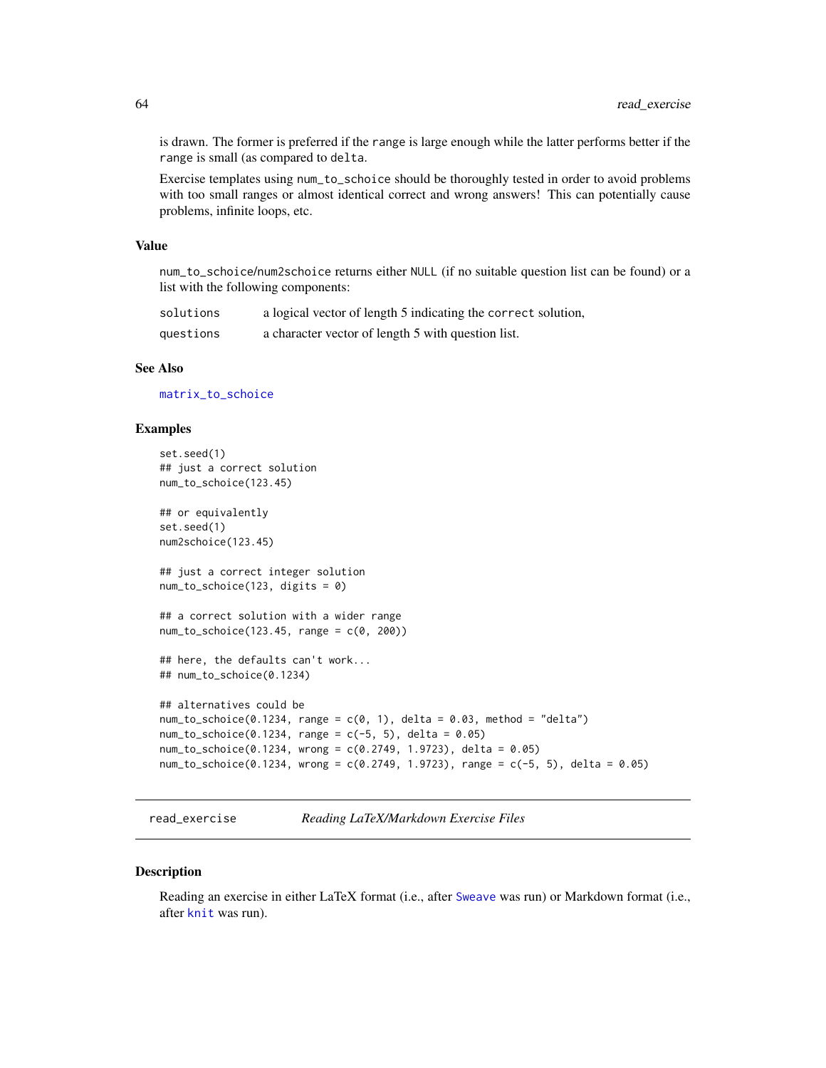is drawn. The former is preferred if the range is large enough while the latter performs better if the range is small (as compared to delta.

Exercise templates using num_to_schoice should be thoroughly tested in order to avoid problems with too small ranges or almost identical correct and wrong answers! This can potentially cause problems, infinite loops, etc.

### Value

num_to_schoice/num2schoice returns either NULL (if no suitable question list can be found) or a list with the following components:

| | |
|---|---|
| solutions | a logical vector of length 5 indicating the correct solution, |
| questions | a character vector of length 5 with question list. |

### See Also

matrix_to_schoice

### Examples

```
set.seed(1)
## just a correct solution
num_to_schoice(123.45)

## or equivalently
set.seed(1)
num2schoice(123.45)

## just a correct integer solution
num_to_schoice(123, digits = 0)

## a correct solution with a wider range
num_to_schoice(123.45, range = c(0, 200))

## here, the defaults can't work...
## num_to_schoice(0.1234)

## alternatives could be
num_to_schoice(0.1234, range = c(0, 1), delta = 0.03, method = "delta")
num_to_schoice(0.1234, range = c(-5, 5), delta = 0.05)
num_to_schoice(0.1234, wrong = c(0.2749, 1.9723), delta = 0.05)
num_to_schoice(0.1234, wrong = c(0.2749, 1.9723), range = c(-5, 5), delta = 0.05)
```

---

## read_exercise *Reading LaTeX/Markdown Exercise Files*

### Description

Reading an exercise in either LaTeX format (i.e., after Sweave was run) or Markdown format (i.e., after knit was run).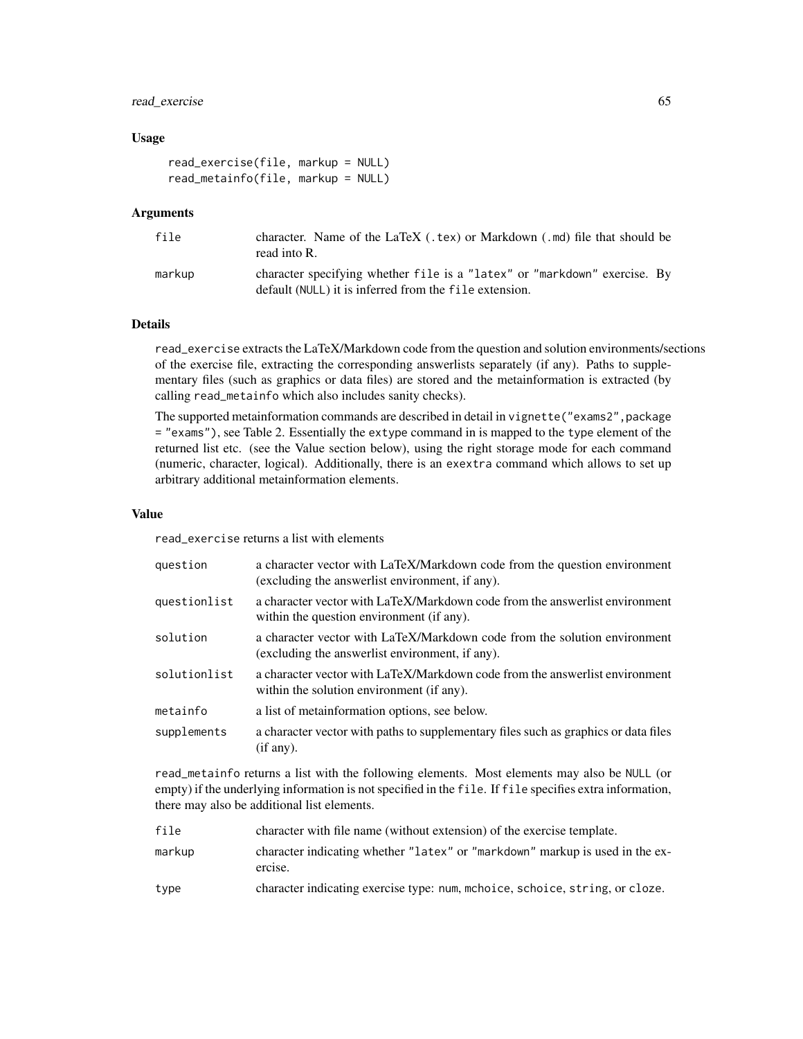### Usage

```
read_exercise(file, markup = NULL)
read_metainfo(file, markup = NULL)
```

### Arguments

| | |
|---|---|
| `file` | character. Name of the LaTeX (`.tex`) or Markdown (`.md`) file that should be read into R. |
| `markup` | character specifying whether `file` is a `"latex"` or `"markdown"` exercise. By default (`NULL`) it is inferred from the `file` extension. |

### Details

`read_exercise` extracts the LaTeX/Markdown code from the question and solution environments/sections of the exercise file, extracting the corresponding answerlists separately (if any). Paths to supplementary files (such as graphics or data files) are stored and the metainformation is extracted (by calling `read_metainfo` which also includes sanity checks).

The supported metainformation commands are described in detail in `vignette("exams2",package = "exams")`, see Table 2. Essentially the `extype` command in is mapped to the `type` element of the returned list etc. (see the Value section below), using the right storage mode for each command (numeric, character, logical). Additionally, there is an `exextra` command which allows to set up arbitrary additional metainformation elements.

### Value

`read_exercise` returns a list with elements

| | |
|---|---|
| `question` | a character vector with LaTeX/Markdown code from the question environment (excluding the answerlist environment, if any). |
| `questionlist` | a character vector with LaTeX/Markdown code from the answerlist environment within the question environment (if any). |
| `solution` | a character vector with LaTeX/Markdown code from the solution environment (excluding the answerlist environment, if any). |
| `solutionlist` | a character vector with LaTeX/Markdown code from the answerlist environment within the solution environment (if any). |
| `metainfo` | a list of metainformation options, see below. |
| `supplements` | a character vector with paths to supplementary files such as graphics or data files (if any). |

`read_metainfo` returns a list with the following elements. Most elements may also be `NULL` (or empty) if the underlying information is not specified in the `file`. If `file` specifies extra information, there may also be additional list elements.

| | |
|---|---|
| `file` | character with file name (without extension) of the exercise template. |
| `markup` | character indicating whether `"latex"` or `"markdown"` markup is used in the exercise. |
| `type` | character indicating exercise type: `num`, `mchoice`, `schoice`, `string`, or `cloze`. |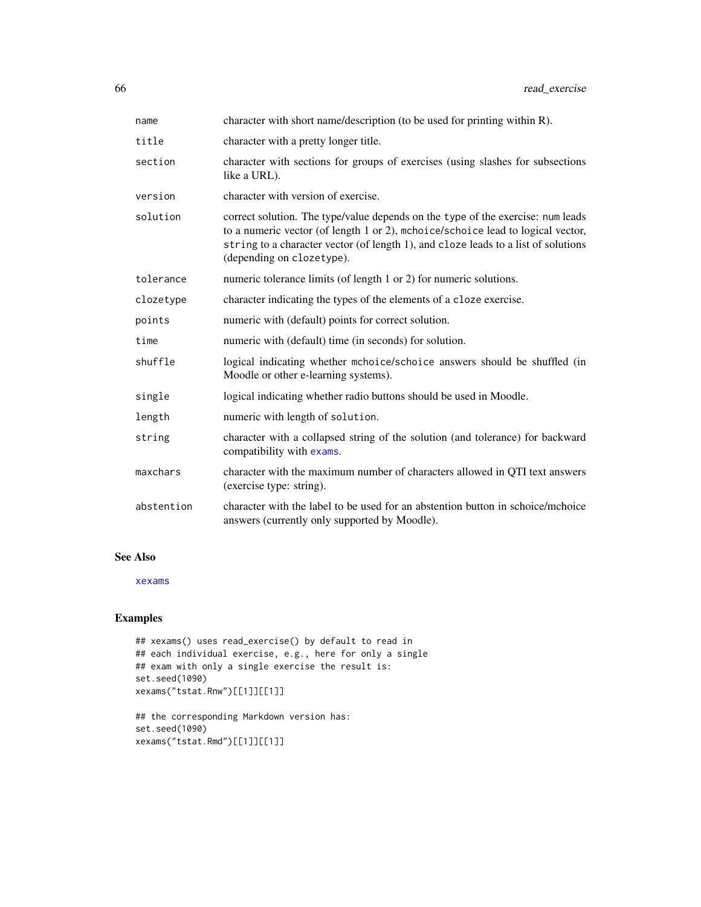| | |
|---|---|
| `name` | character with short name/description (to be used for printing within R). |
| `title` | character with a pretty longer title. |
| `section` | character with sections for groups of exercises (using slashes for subsections like a URL). |
| `version` | character with version of exercise. |
| `solution` | correct solution. The type/value depends on the `type` of the exercise: `num` leads to a numeric vector (of length 1 or 2), `mchoice`/`schoice` lead to logical vector, `string` to a character vector (of length 1), and `cloze` leads to a list of solutions (depending on `clozetype`). |
| `tolerance` | numeric tolerance limits (of length 1 or 2) for numeric solutions. |
| `clozetype` | character indicating the types of the elements of a `cloze` exercise. |
| `points` | numeric with (default) points for correct solution. |
| `time` | numeric with (default) time (in seconds) for solution. |
| `shuffle` | logical indicating whether `mchoice`/`schoice` answers should be shuffled (in Moodle or other e-learning systems). |
| `single` | logical indicating whether radio buttons should be used in Moodle. |
| `length` | numeric with length of `solution`. |
| `string` | character with a collapsed string of the solution (and tolerance) for backward compatibility with `exams`. |
| `maxchars` | character with the maximum number of characters allowed in QTI text answers (exercise type: string). |
| `abstention` | character with the label to be used for an abstention button in schoice/mchoice answers (currently only supported by Moodle). |

## See Also

`xexams`

## Examples

```
## xexams() uses read_exercise() by default to read in
## each individual exercise, e.g., here for only a single
## exam with only a single exercise the result is:
set.seed(1090)
xexams("tstat.Rnw")[[1]][[1]]

## the corresponding Markdown version has:
set.seed(1090)
xexams("tstat.Rmd")[[1]][[1]]
```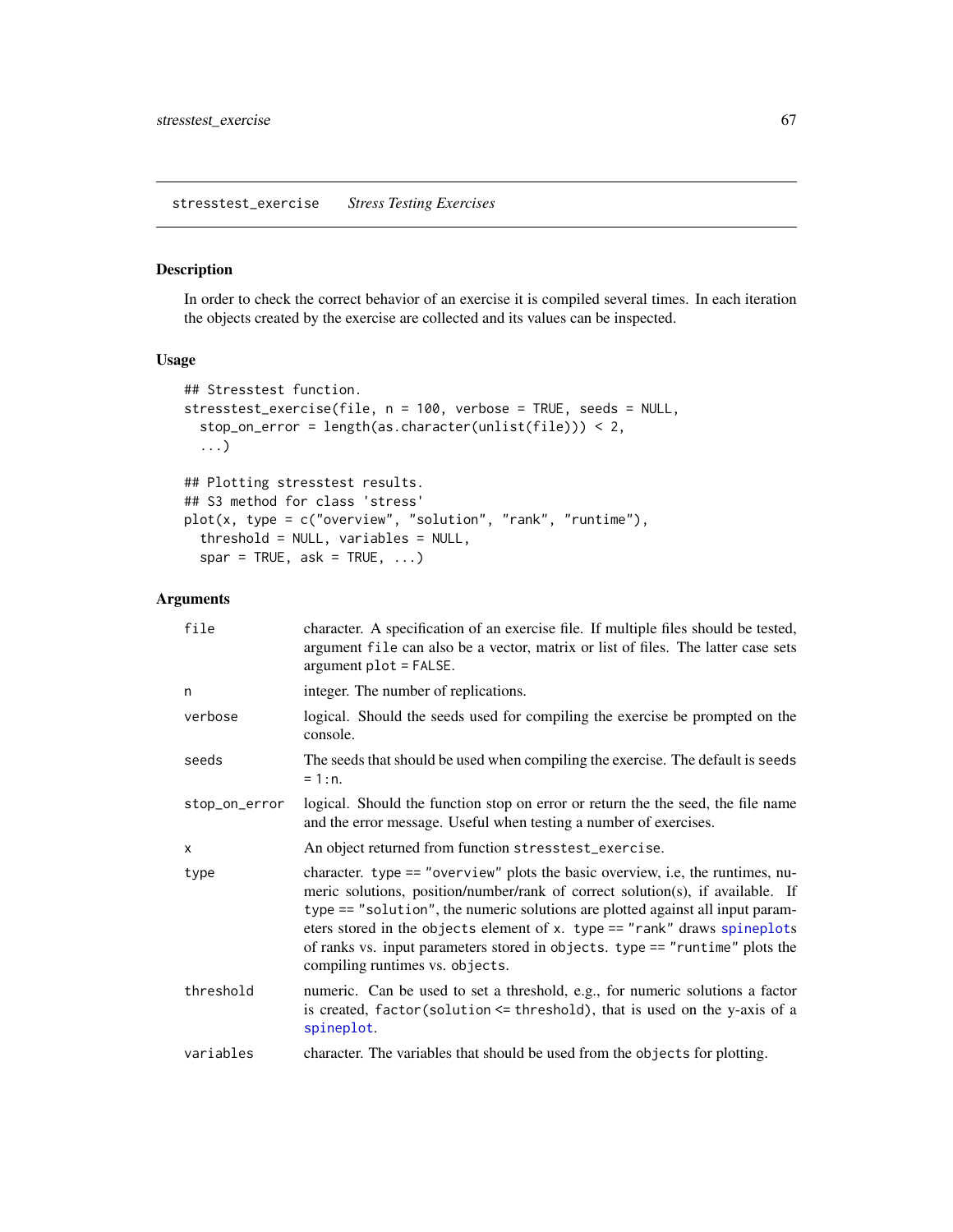# stresstest_exercise *Stress Testing Exercises*

## Description

In order to check the correct behavior of an exercise it is compiled several times. In each iteration the objects created by the exercise are collected and its values can be inspected.

## Usage

```
## Stresstest function.
stresstest_exercise(file, n = 100, verbose = TRUE, seeds = NULL,
  stop_on_error = length(as.character(unlist(file))) < 2,
  ...)

## Plotting stresstest results.
## S3 method for class 'stress'
plot(x, type = c("overview", "solution", "rank", "runtime"),
  threshold = NULL, variables = NULL,
  spar = TRUE, ask = TRUE, ...)
```

## Arguments

| | |
|---|---|
| `file` | character. A specification of an exercise file. If multiple files should be tested, argument `file` can also be a vector, matrix or list of files. The latter case sets argument `plot = FALSE`. |
| `n` | integer. The number of replications. |
| `verbose` | logical. Should the seeds used for compiling the exercise be prompted on the console. |
| `seeds` | The seeds that should be used when compiling the exercise. The default is `seeds = 1:n`. |
| `stop_on_error` | logical. Should the function stop on error or return the the seed, the file name and the error message. Useful when testing a number of exercises. |
| `x` | An object returned from function `stresstest_exercise`. |
| `type` | character. `type == "overview"` plots the basic overview, i.e, the runtimes, numeric solutions, position/number/rank of correct solution(s), if available. If `type == "solution"`, the numeric solutions are plotted against all input parameters stored in the `objects` element of `x`. `type == "rank"` draws spineplots of ranks vs. input parameters stored in `objects`. `type == "runtime"` plots the compiling runtimes vs. `objects`. |
| `threshold` | numeric. Can be used to set a threshold, e.g., for numeric solutions a factor is created, `factor(solution <= threshold)`, that is used on the y-axis of a spineplot. |
| `variables` | character. The variables that should be used from the `objects` for plotting. |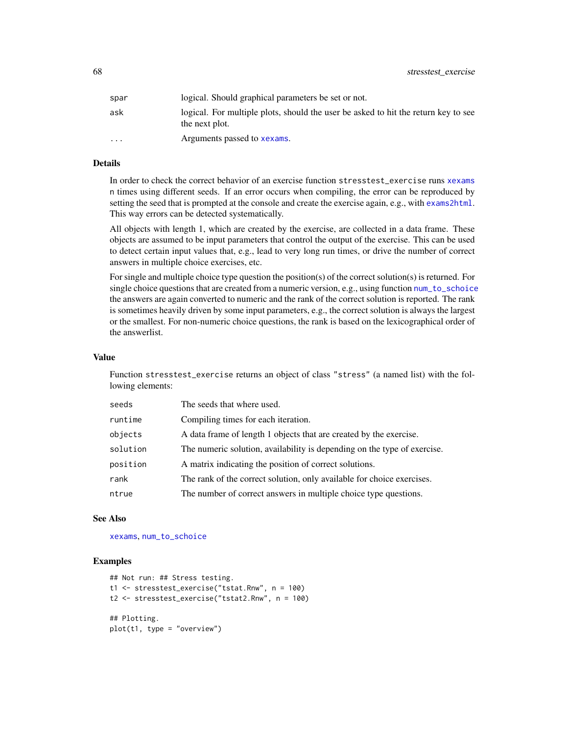| | |
|---|---|
| spar | logical. Should graphical parameters be set or not. |
| ask | logical. For multiple plots, should the user be asked to hit the return key to see the next plot. |
| ... | Arguments passed to xexams. |

## Details

In order to check the correct behavior of an exercise function stresstest_exercise runs xexams n times using different seeds. If an error occurs when compiling, the error can be reproduced by setting the seed that is prompted at the console and create the exercise again, e.g., with exams2html. This way errors can be detected systematically.

All objects with length 1, which are created by the exercise, are collected in a data frame. These objects are assumed to be input parameters that control the output of the exercise. This can be used to detect certain input values that, e.g., lead to very long run times, or drive the number of correct answers in multiple choice exercises, etc.

For single and multiple choice type question the position(s) of the correct solution(s) is returned. For single choice questions that are created from a numeric version, e.g., using function num_to_schoice the answers are again converted to numeric and the rank of the correct solution is reported. The rank is sometimes heavily driven by some input parameters, e.g., the correct solution is always the largest or the smallest. For non-numeric choice questions, the rank is based on the lexicographical order of the answerlist.

## Value

Function stresstest_exercise returns an object of class "stress" (a named list) with the following elements:

| | |
|---|---|
| seeds | The seeds that where used. |
| runtime | Compiling times for each iteration. |
| objects | A data frame of length 1 objects that are created by the exercise. |
| solution | The numeric solution, availability is depending on the type of exercise. |
| position | A matrix indicating the position of correct solutions. |
| rank | The rank of the correct solution, only available for choice exercises. |
| ntrue | The number of correct answers in multiple choice type questions. |

## See Also

xexams, num_to_schoice

## Examples

```
## Not run: ## Stress testing.
t1 <- stresstest_exercise("tstat.Rnw", n = 100)
t2 <- stresstest_exercise("tstat2.Rnw", n = 100)

## Plotting.
plot(t1, type = "overview")
```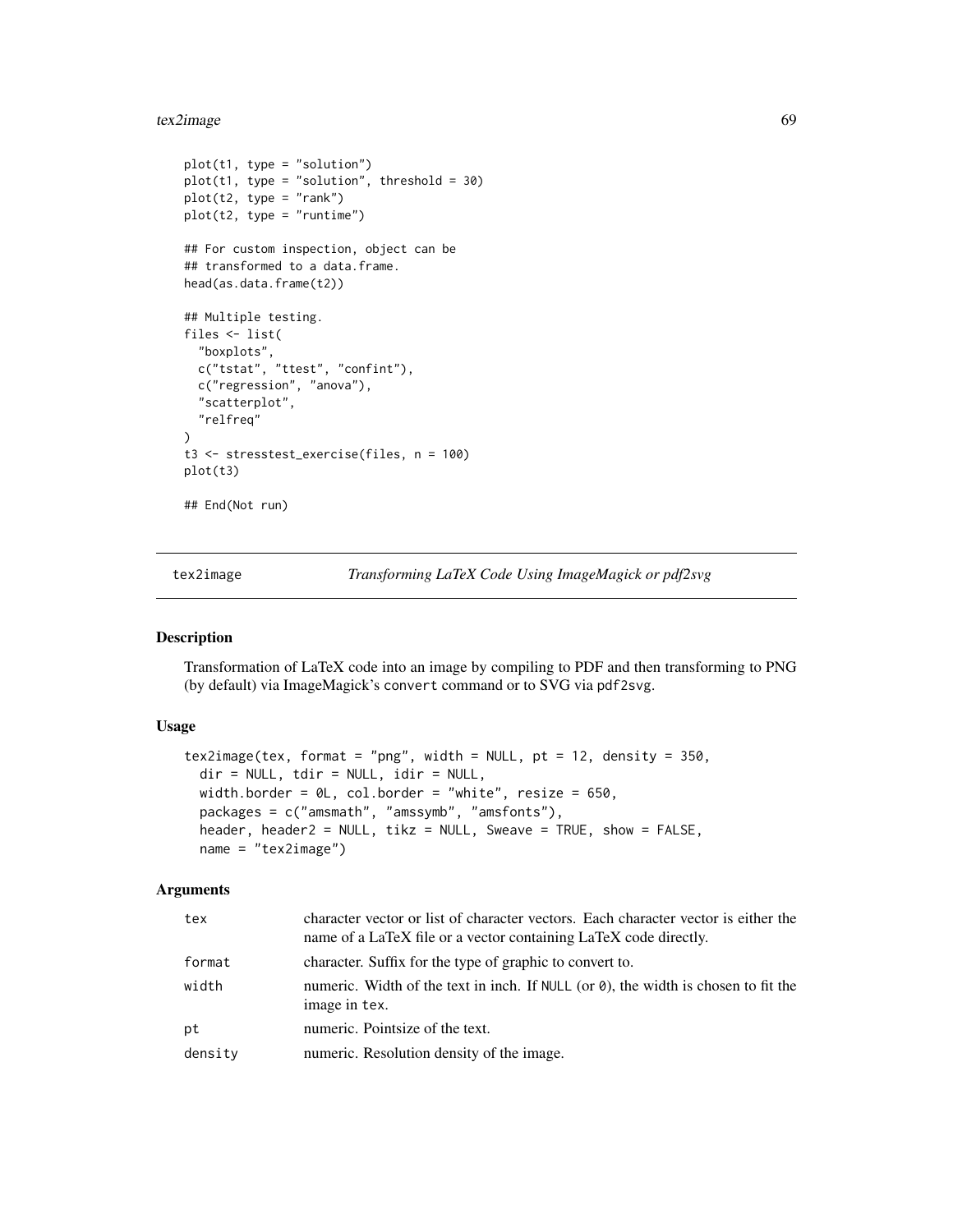```
plot(t1, type = "solution")
plot(t1, type = "solution", threshold = 30)
plot(t2, type = "rank")
plot(t2, type = "runtime")

## For custom inspection, object can be
## transformed to a data.frame.
head(as.data.frame(t2))

## Multiple testing.
files <- list(
  "boxplots",
  c("tstat", "ttest", "confint"),
  c("regression", "anova"),
  "scatterplot",
  "relfreq"
)
t3 <- stresstest_exercise(files, n = 100)
plot(t3)

## End(Not run)
```

---

## tex2image — *Transforming LaTeX Code Using ImageMagick or pdf2svg*

---

### Description

Transformation of LaTeX code into an image by compiling to PDF and then transforming to PNG (by default) via ImageMagick's `convert` command or to SVG via `pdf2svg`.

### Usage

```
tex2image(tex, format = "png", width = NULL, pt = 12, density = 350,
  dir = NULL, tdir = NULL, idir = NULL,
  width.border = 0L, col.border = "white", resize = 650,
  packages = c("amsmath", "amssymb", "amsfonts"),
  header, header2 = NULL, tikz = NULL, Sweave = TRUE, show = FALSE,
  name = "tex2image")
```

### Arguments

| | |
|---|---|
| `tex` | character vector or list of character vectors. Each character vector is either the name of a LaTeX file or a vector containing LaTeX code directly. |
| `format` | character. Suffix for the type of graphic to convert to. |
| `width` | numeric. Width of the text in inch. If `NULL` (or `0`), the width is chosen to fit the image in `tex`. |
| `pt` | numeric. Pointsize of the text. |
| `density` | numeric. Resolution density of the image. |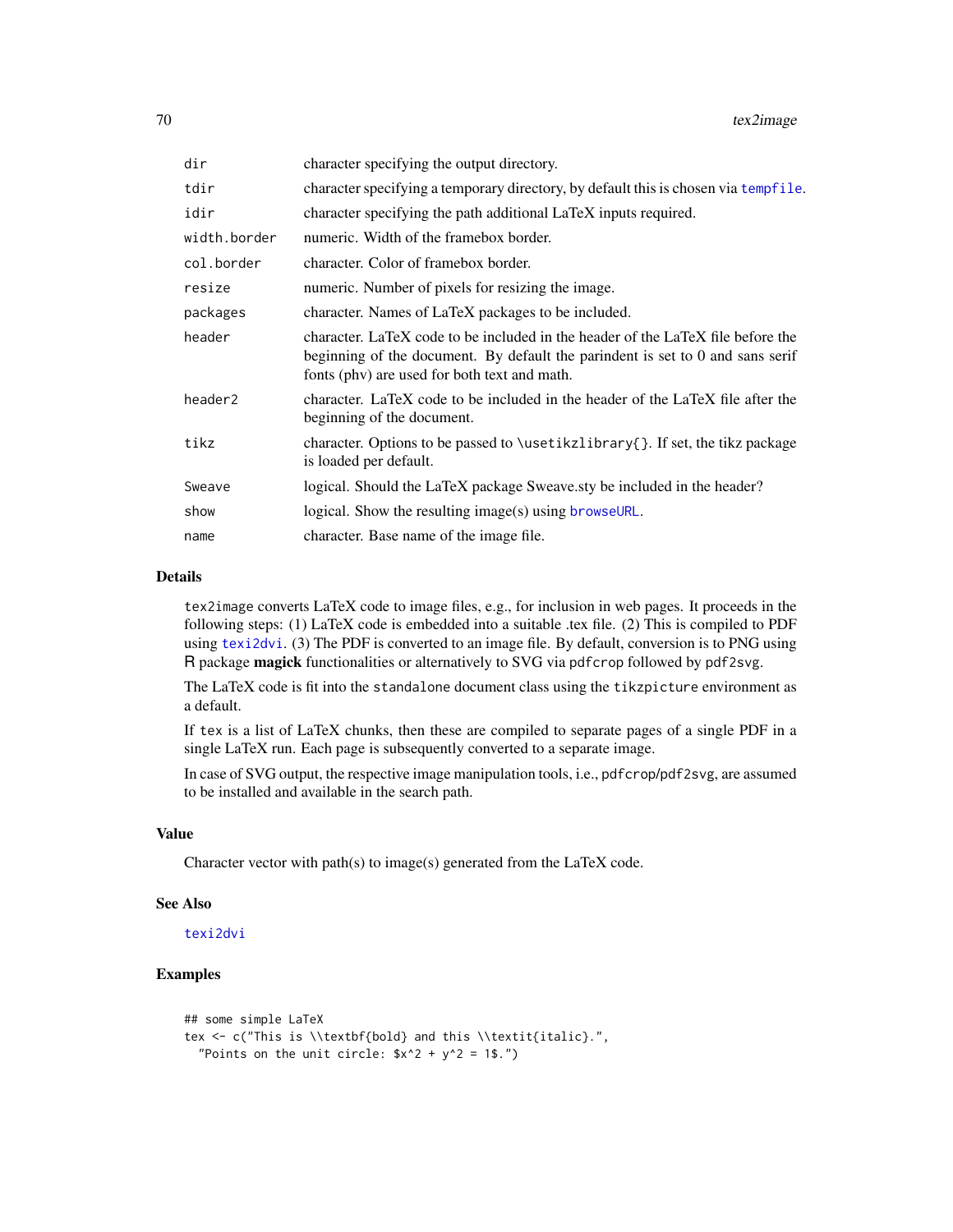| | |
|---|---|
| dir | character specifying the output directory. |
| tdir | character specifying a temporary directory, by default this is chosen via tempfile. |
| idir | character specifying the path additional LaTeX inputs required. |
| width.border | numeric. Width of the framebox border. |
| col.border | character. Color of framebox border. |
| resize | numeric. Number of pixels for resizing the image. |
| packages | character. Names of LaTeX packages to be included. |
| header | character. LaTeX code to be included in the header of the LaTeX file before the beginning of the document. By default the parindent is set to 0 and sans serif fonts (phv) are used for both text and math. |
| header2 | character. LaTeX code to be included in the header of the LaTeX file after the beginning of the document. |
| tikz | character. Options to be passed to `\usetikzlibrary{}`. If set, the tikz package is loaded per default. |
| Sweave | logical. Should the LaTeX package Sweave.sty be included in the header? |
| show | logical. Show the resulting image(s) using browseURL. |
| name | character. Base name of the image file. |

## Details

`tex2image` converts LaTeX code to image files, e.g., for inclusion in web pages. It proceeds in the following steps: (1) LaTeX code is embedded into a suitable .tex file. (2) This is compiled to PDF using `texi2dvi`. (3) The PDF is converted to an image file. By default, conversion is to PNG using R package **magick** functionalities or alternatively to SVG via `pdfcrop` followed by `pdf2svg`.

The LaTeX code is fit into the `standalone` document class using the `tikzpicture` environment as a default.

If `tex` is a list of LaTeX chunks, then these are compiled to separate pages of a single PDF in a single LaTeX run. Each page is subsequently converted to a separate image.

In case of SVG output, the respective image manipulation tools, i.e., `pdfcrop`/`pdf2svg`, are assumed to be installed and available in the search path.

## Value

Character vector with path(s) to image(s) generated from the LaTeX code.

## See Also

`texi2dvi`

## Examples

```
## some simple LaTeX
tex <- c("This is \\textbf{bold} and this \\textit{italic}.",
  "Points on the unit circle: $x^2 + y^2 = 1$.")
```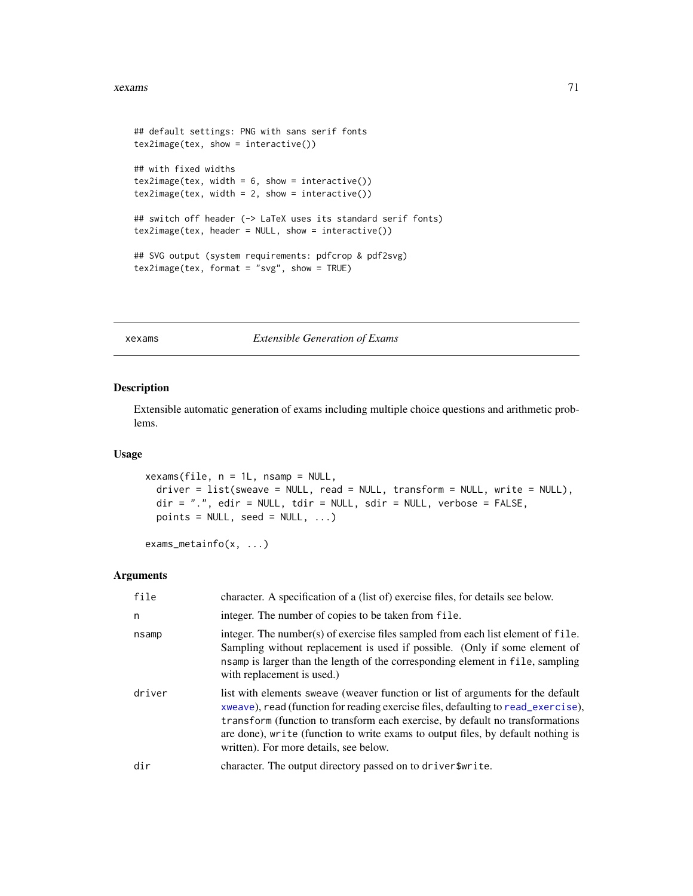```
## default settings: PNG with sans serif fonts
tex2image(tex, show = interactive())

## with fixed widths
tex2image(tex, width = 6, show = interactive())
tex2image(tex, width = 2, show = interactive())

## switch off header (-> LaTeX uses its standard serif fonts)
tex2image(tex, header = NULL, show = interactive())

## SVG output (system requirements: pdfcrop & pdf2svg)
tex2image(tex, format = "svg", show = TRUE)
```

---

# xexams — *Extensible Generation of Exams*

## Description

Extensible automatic generation of exams including multiple choice questions and arithmetic problems.

## Usage

```
xexams(file, n = 1L, nsamp = NULL,
  driver = list(sweave = NULL, read = NULL, transform = NULL, write = NULL),
  dir = ".", edir = NULL, tdir = NULL, sdir = NULL, verbose = FALSE,
  points = NULL, seed = NULL, ...)

exams_metainfo(x, ...)
```

## Arguments

| | |
|---|---|
| `file` | character. A specification of a (list of) exercise files, for details see below. |
| `n` | integer. The number of copies to be taken from `file`. |
| `nsamp` | integer. The number(s) of exercise files sampled from each list element of `file`. Sampling without replacement is used if possible. (Only if some element of `nsamp` is larger than the length of the corresponding element in `file`, sampling with replacement is used.) |
| `driver` | list with elements `sweave` (weaver function or list of arguments for the default `xweave`), `read` (function for reading exercise files, defaulting to `read_exercise`), `transform` (function to transform each exercise, by default no transformations are done), `write` (function to write exams to output files, by default nothing is written). For more details, see below. |
| `dir` | character. The output directory passed on to `driver$write`. |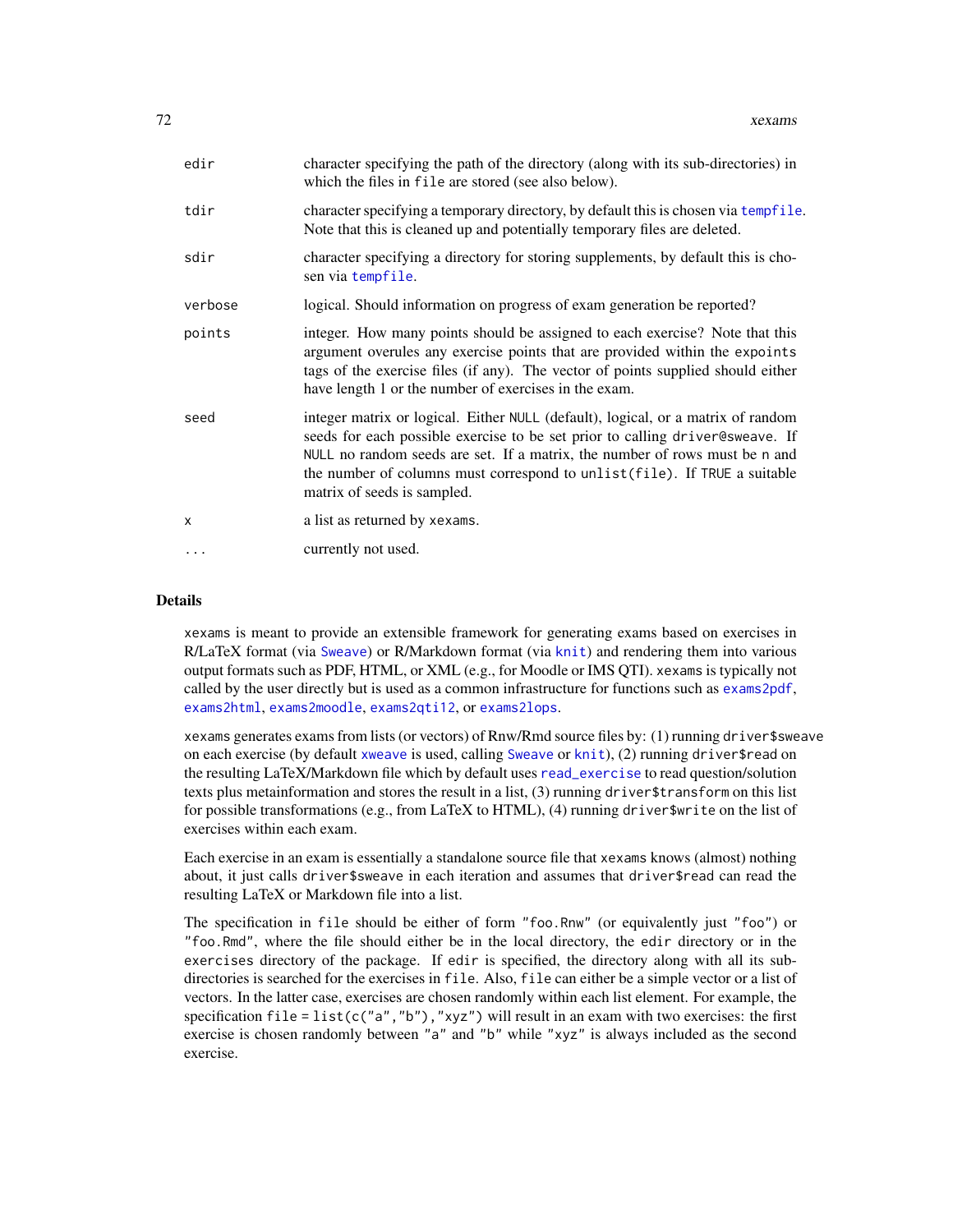| | |
|---|---|
| edir | character specifying the path of the directory (along with its sub-directories) in which the files in `file` are stored (see also below). |
| tdir | character specifying a temporary directory, by default this is chosen via `tempfile`. Note that this is cleaned up and potentially temporary files are deleted. |
| sdir | character specifying a directory for storing supplements, by default this is chosen via `tempfile`. |
| verbose | logical. Should information on progress of exam generation be reported? |
| points | integer. How many points should be assigned to each exercise? Note that this argument overules any exercise points that are provided within the `expoints` tags of the exercise files (if any). The vector of points supplied should either have length 1 or the number of exercises in the exam. |
| seed | integer matrix or logical. Either `NULL` (default), logical, or a matrix of random seeds for each possible exercise to be set prior to calling `driver@sweave`. If `NULL` no random seeds are set. If a matrix, the number of rows must be `n` and the number of columns must correspond to `unlist(file)`. If `TRUE` a suitable matrix of seeds is sampled. |
| x | a list as returned by `xexams`. |
| ... | currently not used. |

## Details

`xexams` is meant to provide an extensible framework for generating exams based on exercises in R/LaTeX format (via `Sweave`) or R/Markdown format (via `knit`) and rendering them into various output formats such as PDF, HTML, or XML (e.g., for Moodle or IMS QTI). `xexams` is typically not called by the user directly but is used as a common infrastructure for functions such as `exams2pdf`, `exams2html`, `exams2moodle`, `exams2qti12`, or `exams2lops`.

`xexams` generates exams from lists (or vectors) of Rnw/Rmd source files by: (1) running `driver$sweave` on each exercise (by default `xweave` is used, calling `Sweave` or `knit`), (2) running `driver$read` on the resulting LaTeX/Markdown file which by default uses `read_exercise` to read question/solution texts plus metainformation and stores the result in a list, (3) running `driver$transform` on this list for possible transformations (e.g., from LaTeX to HTML), (4) running `driver$write` on the list of exercises within each exam.

Each exercise in an exam is essentially a standalone source file that `xexams` knows (almost) nothing about, it just calls `driver$sweave` in each iteration and assumes that `driver$read` can read the resulting LaTeX or Markdown file into a list.

The specification in `file` should be either of form `"foo.Rnw"` (or equivalently just `"foo"`) or `"foo.Rmd"`, where the file should either be in the local directory, the `edir` directory or in the `exercises` directory of the package. If `edir` is specified, the directory along with all its sub-directories is searched for the exercises in `file`. Also, `file` can either be a simple vector or a list of vectors. In the latter case, exercises are chosen randomly within each list element. For example, the specification `file = list(c("a","b"),"xyz")` will result in an exam with two exercises: the first exercise is chosen randomly between `"a"` and `"b"` while `"xyz"` is always included as the second exercise.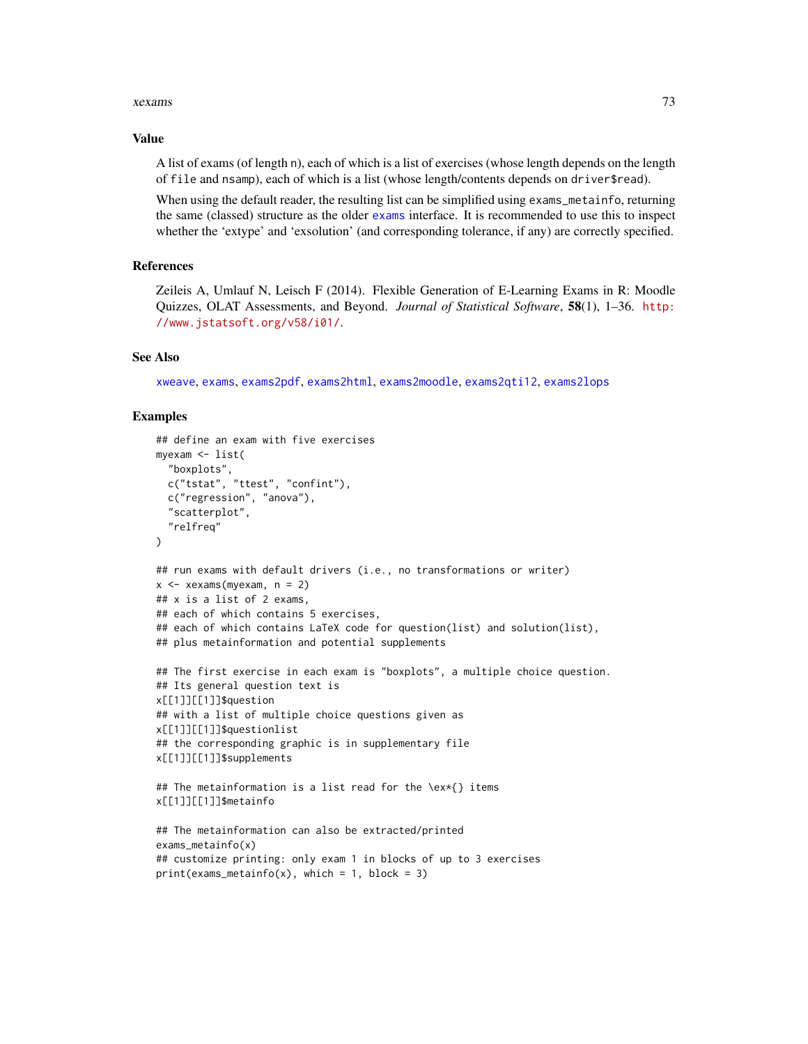### Value

A list of exams (of length n), each of which is a list of exercises (whose length depends on the length of file and nsamp), each of which is a list (whose length/contents depends on driver$read).

When using the default reader, the resulting list can be simplified using exams_metainfo, returning the same (classed) structure as the older exams interface. It is recommended to use this to inspect whether the 'extype' and 'exsolution' (and corresponding tolerance, if any) are correctly specified.

### References

Zeileis A, Umlauf N, Leisch F (2014). Flexible Generation of E-Learning Exams in R: Moodle Quizzes, OLAT Assessments, and Beyond. *Journal of Statistical Software*, **58**(1), 1–36. http://www.jstatsoft.org/v58/i01/.

### See Also

xweave, exams, exams2pdf, exams2html, exams2moodle, exams2qti12, exams2lops

### Examples

```
## define an exam with five exercises
myexam <- list(
  "boxplots",
  c("tstat", "ttest", "confint"),
  c("regression", "anova"),
  "scatterplot",
  "relfreq"
)

## run exams with default drivers (i.e., no transformations or writer)
x <- xexams(myexam, n = 2)
## x is a list of 2 exams,
## each of which contains 5 exercises,
## each of which contains LaTeX code for question(list) and solution(list),
## plus metainformation and potential supplements

## The first exercise in each exam is "boxplots", a multiple choice question.
## Its general question text is
x[[1]][[1]]$question
## with a list of multiple choice questions given as
x[[1]][[1]]$questionlist
## the corresponding graphic is in supplementary file
x[[1]][[1]]$supplements

## The metainformation is a list read for the \ex*{} items
x[[1]][[1]]$metainfo

## The metainformation can also be extracted/printed
exams_metainfo(x)
## customize printing: only exam 1 in blocks of up to 3 exercises
print(exams_metainfo(x), which = 1, block = 3)
```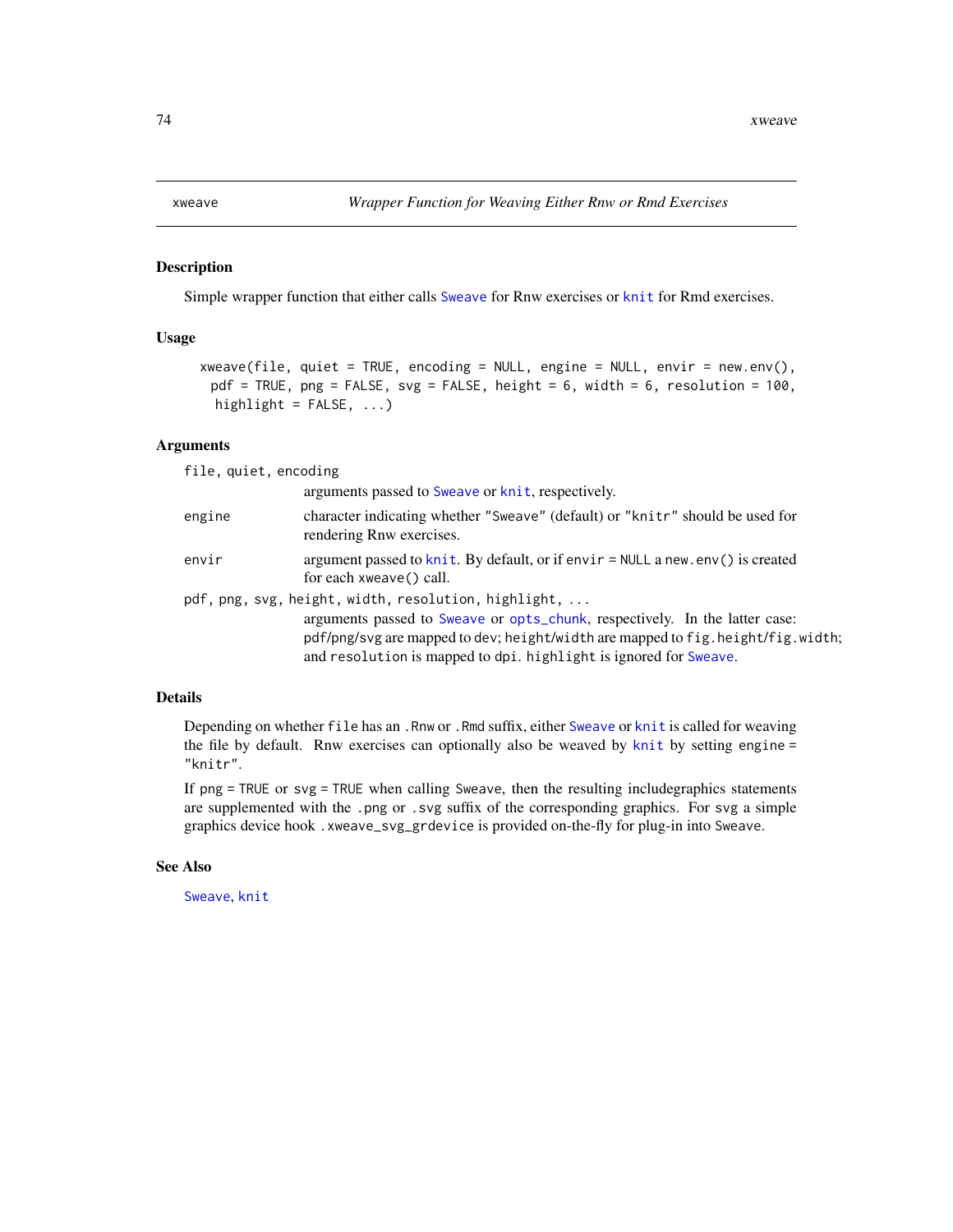## xweave — *Wrapper Function for Weaving Either Rnw or Rmd Exercises*

### Description

Simple wrapper function that either calls `Sweave` for Rnw exercises or `knit` for Rmd exercises.

### Usage

```
xweave(file, quiet = TRUE, encoding = NULL, engine = NULL, envir = new.env(),
  pdf = TRUE, png = FALSE, svg = FALSE, height = 6, width = 6, resolution = 100,
  highlight = FALSE, ...)
```

### Arguments

| | |
|---|---|
| `file, quiet, encoding` | arguments passed to `Sweave` or `knit`, respectively. |
| `engine` | character indicating whether `"Sweave"` (default) or `"knitr"` should be used for rendering Rnw exercises. |
| `envir` | argument passed to `knit`. By default, or if `envir = NULL` a `new.env()` is created for each `xweave()` call. |
| `pdf, png, svg, height, width, resolution, highlight, ...` | arguments passed to `Sweave` or `opts_chunk`, respectively. In the latter case: `pdf`/`png`/`svg` are mapped to `dev`; `height`/`width` are mapped to `fig.height`/`fig.width`; and `resolution` is mapped to `dpi`. `highlight` is ignored for `Sweave`. |

### Details

Depending on whether `file` has an `.Rnw` or `.Rmd` suffix, either `Sweave` or `knit` is called for weaving the file by default. Rnw exercises can optionally also be weaved by `knit` by setting `engine = "knitr"`.

If `png = TRUE` or `svg = TRUE` when calling Sweave, then the resulting includegraphics statements are supplemented with the `.png` or `.svg` suffix of the corresponding graphics. For svg a simple graphics device hook `.xweave_svg_grdevice` is provided on-the-fly for plug-in into `Sweave`.

### See Also

`Sweave`, `knit`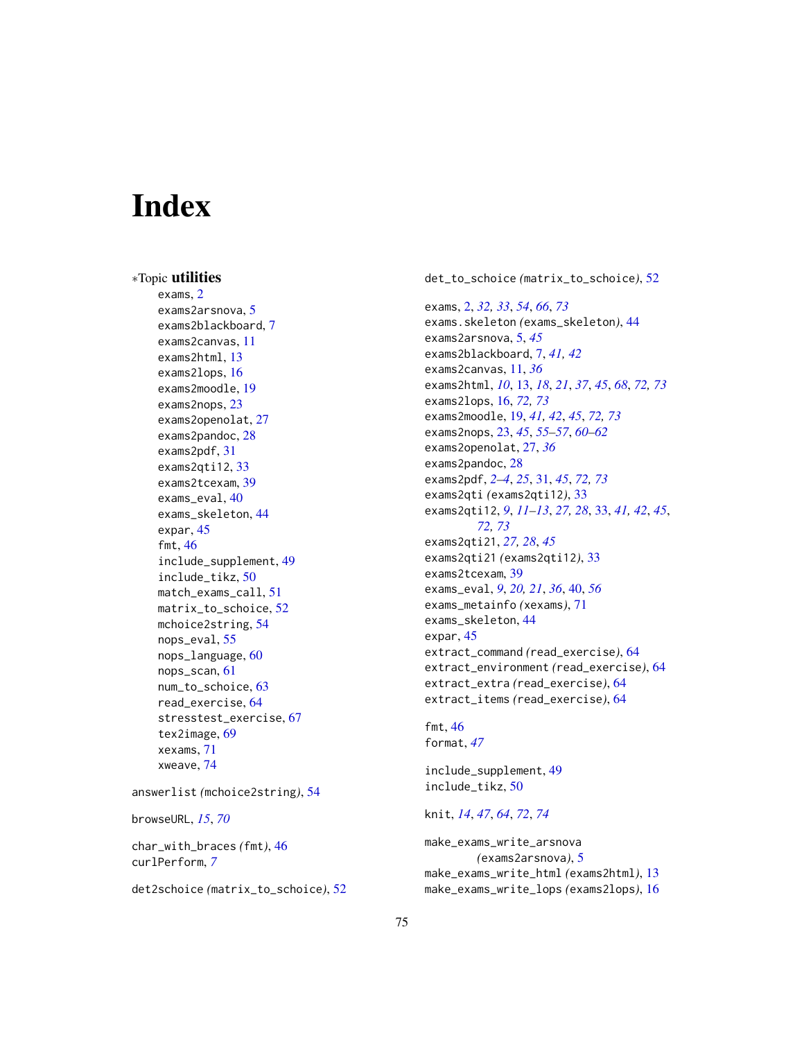# Index

*Topic **utilities**

exams, 2
exams2arsnova, 5
exams2blackboard, 7
exams2canvas, 11
exams2html, 13
exams2lops, 16
exams2moodle, 19
exams2nops, 23
exams2openolat, 27
exams2pandoc, 28
exams2pdf, 31
exams2qti12, 33
exams2tcexam, 39
exams_eval, 40
exams_skeleton, 44
expar, 45
fmt, 46
include_supplement, 49
include_tikz, 50
match_exams_call, 51
matrix_to_schoice, 52
mchoice2string, 54
nops_eval, 55
nops_language, 60
nops_scan, 61
num_to_schoice, 63
read_exercise, 64
stresstest_exercise, 67
tex2image, 69
xexams, 71
xweave, 74

answerlist *(*mchoice2string*)*, 54

browseURL, *15*, *70*

char_with_braces *(*fmt*)*, 46
curlPerform, *7*

det2schoice *(*matrix_to_schoice*)*, 52
det_to_schoice *(*matrix_to_schoice*)*, 52

exams, 2, *32*, *33*, *54*, *66*, *73*
exams.skeleton *(*exams_skeleton*)*, 44
exams2arsnova, 5, *45*
exams2blackboard, 7, *41*, *42*
exams2canvas, 11, *36*
exams2html, *10*, 13, *18*, *21*, *37*, *45*, *68*, *72*, *73*
exams2lops, 16, *72*, *73*
exams2moodle, 19, *41*, *42*, *45*, *72*, *73*
exams2nops, 23, *45*, *55–57*, *60–62*
exams2openolat, 27, *36*
exams2pandoc, 28
exams2pdf, *2–4*, *25*, 31, *45*, *72*, *73*
exams2qti *(*exams2qti12*)*, 33
exams2qti12, *9*, *11–13*, *27*, *28*, 33, *41*, *42*, *45*, *72*, *73*
exams2qti21, *27*, *28*, *45*
exams2qti21 *(*exams2qti12*)*, 33
exams2tcexam, 39
exams_eval, *9*, *20*, *21*, *36*, 40, *56*
exams_metainfo *(*xexams*)*, 71
exams_skeleton, 44
expar, 45
extract_command *(*read_exercise*)*, 64
extract_environment *(*read_exercise*)*, 64
extract_extra *(*read_exercise*)*, 64
extract_items *(*read_exercise*)*, 64

fmt, 46
format, *47*

include_supplement, 49
include_tikz, 50

knit, *14*, *47*, *64*, *72*, *74*

make_exams_write_arsnova *(*exams2arsnova*)*, 5
make_exams_write_html *(*exams2html*)*, 13
make_exams_write_lops *(*exams2lops*)*, 16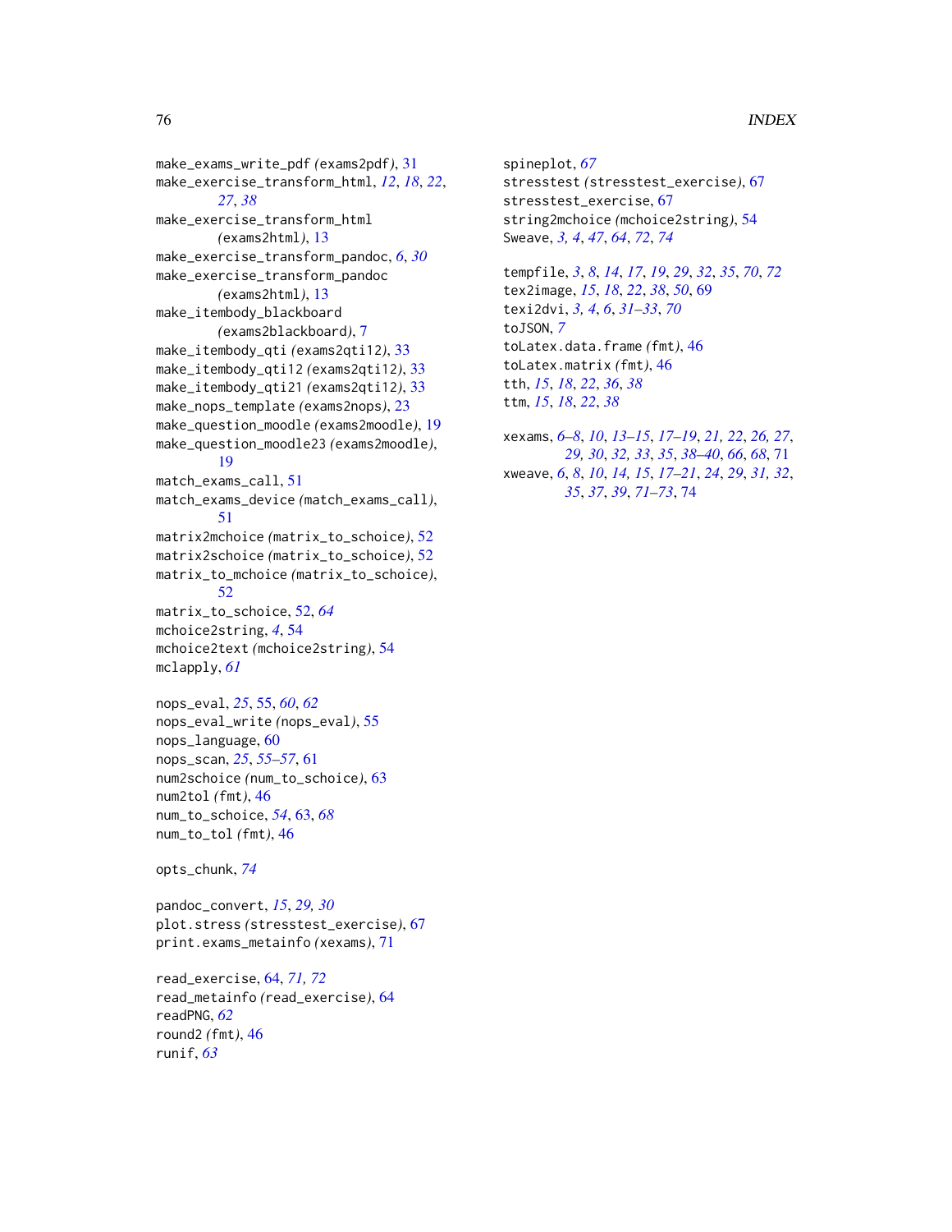make_exams_write_pdf *(exams2pdf)*, 31
make_exercise_transform_html, *12*, *18*, *22*, *27*, *38*
make_exercise_transform_html *(exams2html)*, 13
make_exercise_transform_pandoc, *6*, *30*
make_exercise_transform_pandoc *(exams2html)*, 13
make_itembody_blackboard *(exams2blackboard)*, 7
make_itembody_qti *(exams2qti12)*, 33
make_itembody_qti12 *(exams2qti12)*, 33
make_itembody_qti21 *(exams2qti12)*, 33
make_nops_template *(exams2nops)*, 23
make_question_moodle *(exams2moodle)*, 19
make_question_moodle23 *(exams2moodle)*, 19
match_exams_call, 51
match_exams_device *(match_exams_call)*, 51
matrix2mchoice *(matrix_to_schoice)*, 52
matrix2schoice *(matrix_to_schoice)*, 52
matrix_to_mchoice *(matrix_to_schoice)*, 52
matrix_to_schoice, 52, *64*
mchoice2string, *4*, 54
mchoice2text *(mchoice2string)*, 54
mclapply, *61*

nops_eval, *25*, 55, *60*, *62*
nops_eval_write *(nops_eval)*, 55
nops_language, 60
nops_scan, *25*, *55–57*, 61
num2schoice *(num_to_schoice)*, 63
num2tol *(fmt)*, 46
num_to_schoice, *54*, 63, *68*
num_to_tol *(fmt)*, 46

opts_chunk, *74*

pandoc_convert, *15*, *29, 30*
plot.stress *(stresstest_exercise)*, 67
print.exams_metainfo *(xexams)*, 71

read_exercise, 64, *71, 72*
read_metainfo *(read_exercise)*, 64
readPNG, *62*
round2 *(fmt)*, 46
runif, *63*

spineplot, *67*
stresstest *(stresstest_exercise)*, 67
stresstest_exercise, 67
string2mchoice *(mchoice2string)*, 54
Sweave, *3, 4*, *47*, *64*, *72*, *74*

tempfile, *3*, *8*, *14*, *17*, *19*, *29*, *32*, *35*, *70*, *72*
tex2image, *15*, *18*, *22*, *38*, *50*, 69
texi2dvi, *3, 4*, *6*, *31–33*, *70*
toJSON, *7*
toLatex.data.frame *(fmt)*, 46
toLatex.matrix *(fmt)*, 46
tth, *15*, *18*, *22*, *36*, *38*
ttm, *15*, *18*, *22*, *38*

xexams, *6–8*, *10*, *13–15*, *17–19*, *21, 22*, *26, 27*, *29, 30*, *32, 33*, *35*, *38–40*, *66*, *68*, 71
xweave, *6*, *8*, *10*, *14, 15*, *17–21*, *24*, *29*, *31, 32*, *35*, *37*, *39*, *71–73*, 74